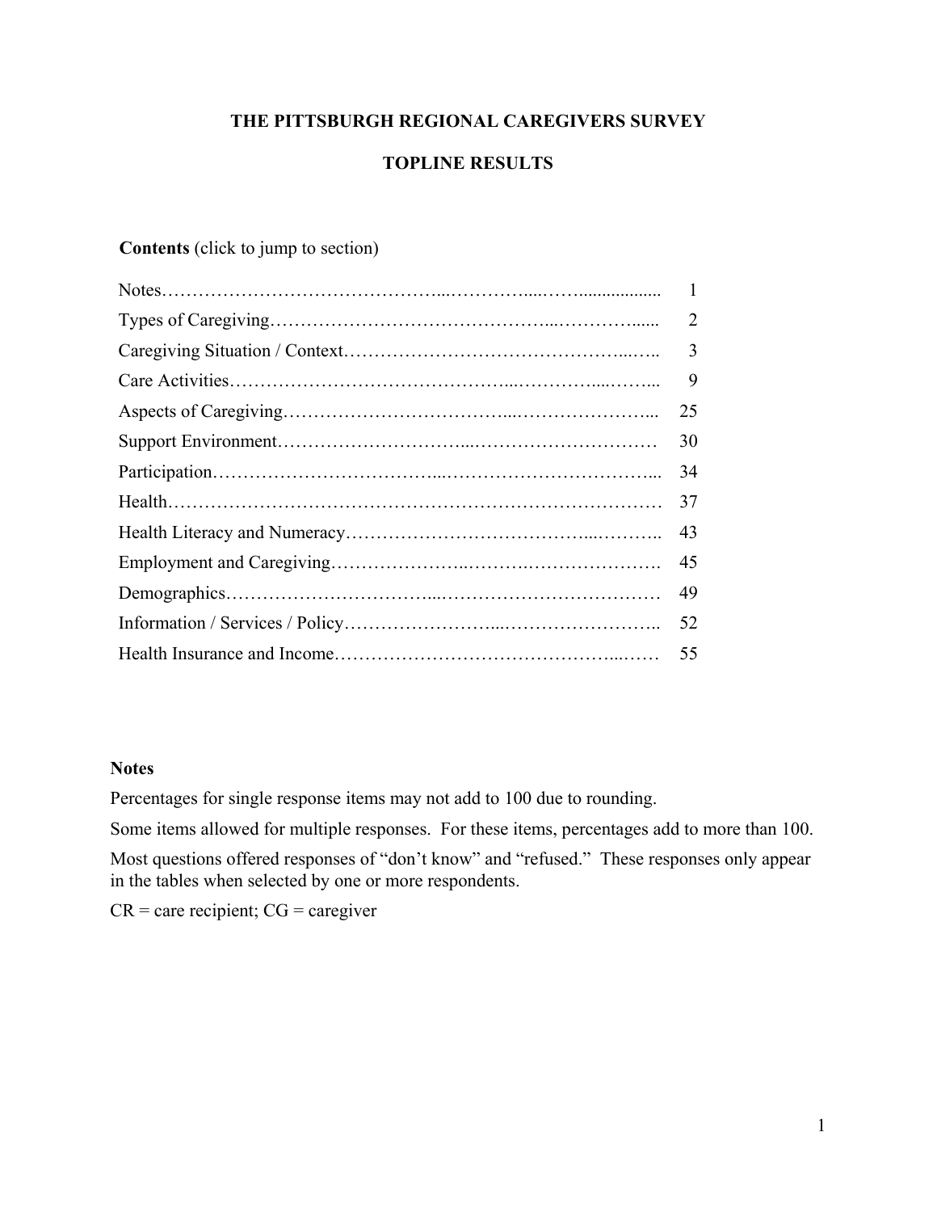# THE PITTSBURGH REGIONAL CAREGIVERS SURVEY

## TOPLINE RESULTS

**Contents** (click to jump to section)

| Section | Page |
|---|---|
| Notes | 1 |
| Types of Caregiving | 2 |
| Caregiving Situation / Context | 3 |
| Care Activities | 9 |
| Aspects of Caregiving | 25 |
| Support Environment | 30 |
| Participation | 34 |
| Health | 37 |
| Health Literacy and Numeracy | 43 |
| Employment and Caregiving | 45 |
| Demographics | 49 |
| Information / Services / Policy | 52 |
| Health Insurance and Income | 55 |

### Notes

Percentages for single response items may not add to 100 due to rounding.

Some items allowed for multiple responses. For these items, percentages add to more than 100.

Most questions offered responses of "don't know" and "refused." These responses only appear in the tables when selected by one or more respondents.

CR = care recipient; CG = caregiver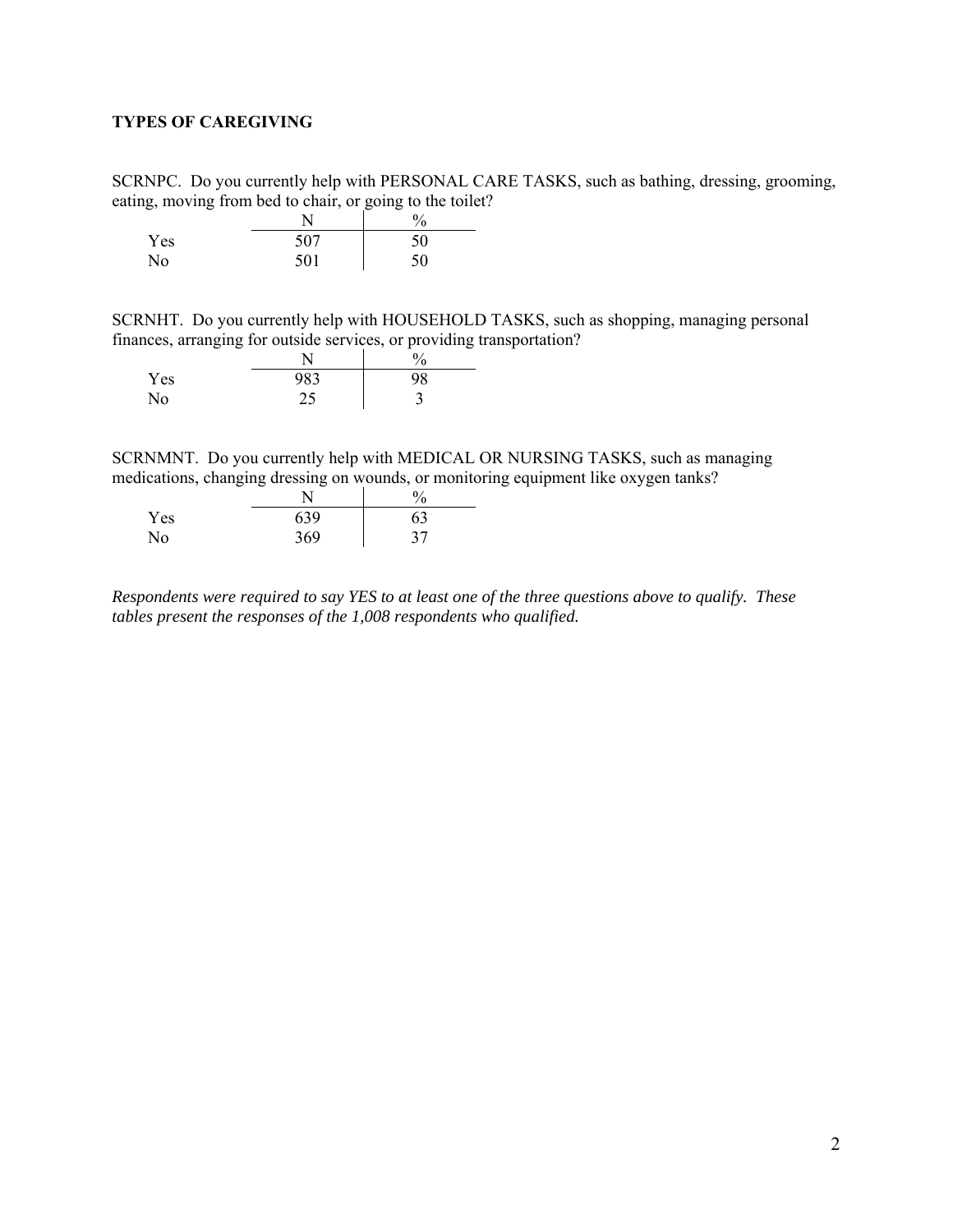**TYPES OF CAREGIVING**

SCRNPC. Do you currently help with PERSONAL CARE TASKS, such as bathing, dressing, grooming, eating, moving from bed to chair, or going to the toilet?

| | N | % |
|---|---|---|
| Yes | 507 | 50 |
| No | 501 | 50 |

SCRNHT. Do you currently help with HOUSEHOLD TASKS, such as shopping, managing personal finances, arranging for outside services, or providing transportation?

| | N | % |
|---|---|---|
| Yes | 983 | 98 |
| No | 25 | 3 |

SCRNMNT. Do you currently help with MEDICAL OR NURSING TASKS, such as managing medications, changing dressing on wounds, or monitoring equipment like oxygen tanks?

| | N | % |
|---|---|---|
| Yes | 639 | 63 |
| No | 369 | 37 |

*Respondents were required to say YES to at least one of the three questions above to qualify. These tables present the responses of the 1,008 respondents who qualified.*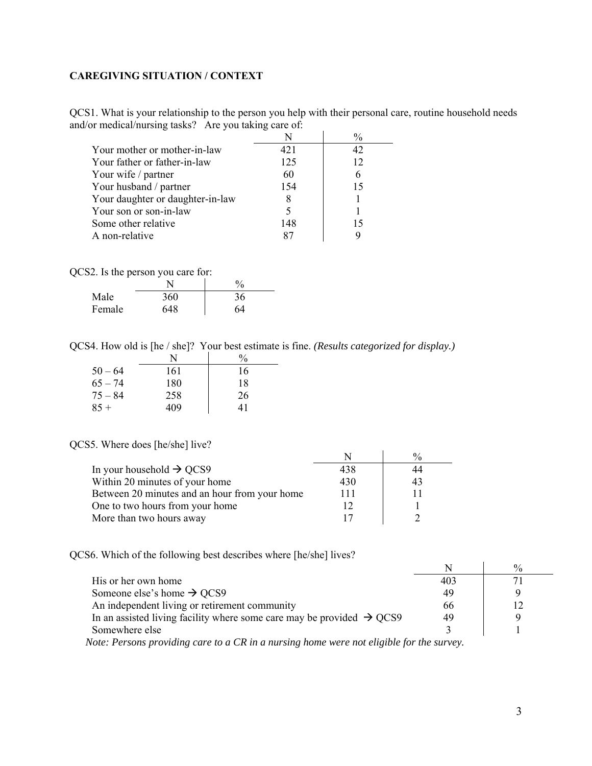**CAREGIVING SITUATION / CONTEXT**

QCS1. What is your relationship to the person you help with their personal care, routine household needs and/or medical/nursing tasks? Are you taking care of:

| | N | % |
|---|---|---|
| Your mother or mother-in-law | 421 | 42 |
| Your father or father-in-law | 125 | 12 |
| Your wife / partner | 60 | 6 |
| Your husband / partner | 154 | 15 |
| Your daughter or daughter-in-law | 8 | 1 |
| Your son or son-in-law | 5 | 1 |
| Some other relative | 148 | 15 |
| A non-relative | 87 | 9 |

QCS2. Is the person you care for:

| | N | % |
|---|---|---|
| Male | 360 | 36 |
| Female | 648 | 64 |

QCS4. How old is [he / she]? Your best estimate is fine. *(Results categorized for display.)*

| | N | % |
|---|---|---|
| 50 – 64 | 161 | 16 |
| 65 – 74 | 180 | 18 |
| 75 – 84 | 258 | 26 |
| 85 + | 409 | 41 |

QCS5. Where does [he/she] live?

| | N | % |
|---|---|---|
| In your household → QCS9 | 438 | 44 |
| Within 20 minutes of your home | 430 | 43 |
| Between 20 minutes and an hour from your home | 111 | 11 |
| One to two hours from your home | 12 | 1 |
| More than two hours away | 17 | 2 |

QCS6. Which of the following best describes where [he/she] lives?

| | N | % |
|---|---|---|
| His or her own home | 403 | 71 |
| Someone else's home → QCS9 | 49 | 9 |
| An independent living or retirement community | 66 | 12 |
| In an assisted living facility where some care may be provided → QCS9 | 49 | 9 |
| Somewhere else | 3 | 1 |

*Note: Persons providing care to a CR in a nursing home were not eligible for the survey.*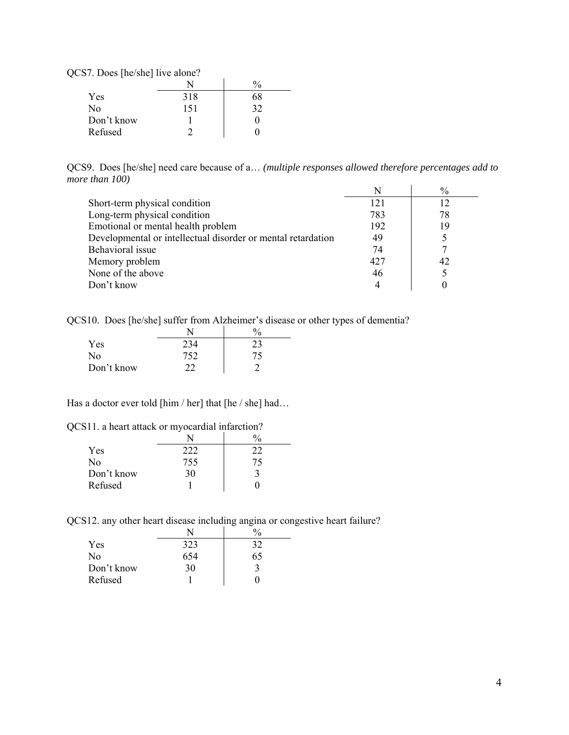QCS7. Does [he/she] live alone?

| | N | % |
|---|---|---|
| Yes | 318 | 68 |
| No | 151 | 32 |
| Don't know | 1 | 0 |
| Refused | 2 | 0 |

QCS9. Does [he/she] need care because of a… *(multiple responses allowed therefore percentages add to more than 100)*

| | N | % |
|---|---|---|
| Short-term physical condition | 121 | 12 |
| Long-term physical condition | 783 | 78 |
| Emotional or mental health problem | 192 | 19 |
| Developmental or intellectual disorder or mental retardation | 49 | 5 |
| Behavioral issue | 74 | 7 |
| Memory problem | 427 | 42 |
| None of the above | 46 | 5 |
| Don't know | 4 | 0 |

QCS10. Does [he/she] suffer from Alzheimer's disease or other types of dementia?

| | N | % |
|---|---|---|
| Yes | 234 | 23 |
| No | 752 | 75 |
| Don't know | 22 | 2 |

Has a doctor ever told [him / her] that [he / she] had…

QCS11. a heart attack or myocardial infarction?

| | N | % |
|---|---|---|
| Yes | 222 | 22 |
| No | 755 | 75 |
| Don't know | 30 | 3 |
| Refused | 1 | 0 |

QCS12. any other heart disease including angina or congestive heart failure?

| | N | % |
|---|---|---|
| Yes | 323 | 32 |
| No | 654 | 65 |
| Don't know | 30 | 3 |
| Refused | 1 | 0 |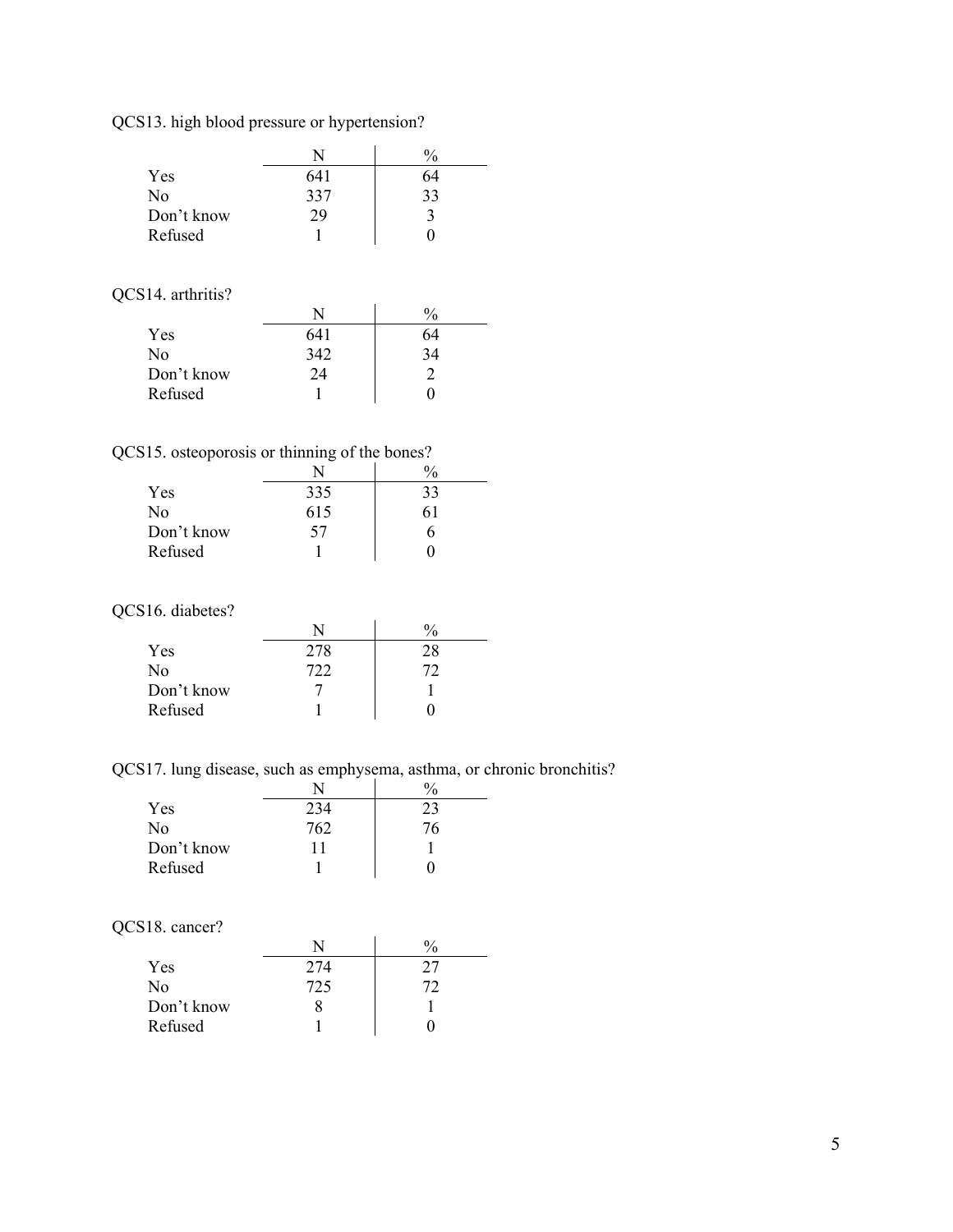QCS13. high blood pressure or hypertension?

| | N | % |
|---|---|---|
| Yes | 641 | 64 |
| No | 337 | 33 |
| Don't know | 29 | 3 |
| Refused | 1 | 0 |

QCS14. arthritis?

| | N | % |
|---|---|---|
| Yes | 641 | 64 |
| No | 342 | 34 |
| Don't know | 24 | 2 |
| Refused | 1 | 0 |

QCS15. osteoporosis or thinning of the bones?

| | N | % |
|---|---|---|
| Yes | 335 | 33 |
| No | 615 | 61 |
| Don't know | 57 | 6 |
| Refused | 1 | 0 |

QCS16. diabetes?

| | N | % |
|---|---|---|
| Yes | 278 | 28 |
| No | 722 | 72 |
| Don't know | 7 | 1 |
| Refused | 1 | 0 |

QCS17. lung disease, such as emphysema, asthma, or chronic bronchitis?

| | N | % |
|---|---|---|
| Yes | 234 | 23 |
| No | 762 | 76 |
| Don't know | 11 | 1 |
| Refused | 1 | 0 |

QCS18. cancer?

| | N | % |
|---|---|---|
| Yes | 274 | 27 |
| No | 725 | 72 |
| Don't know | 8 | 1 |
| Refused | 1 | 0 |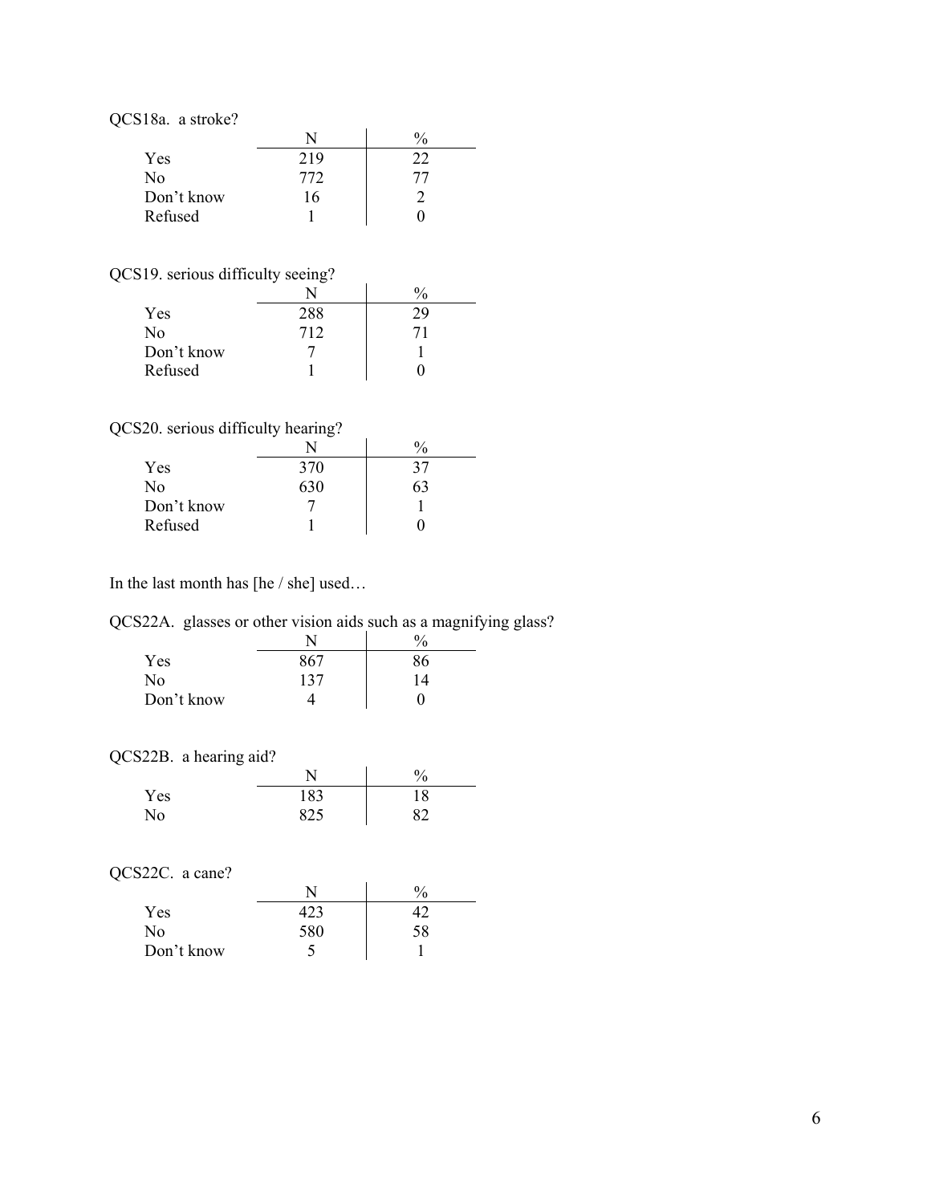QCS18a. a stroke?

| | N | % |
|---|---|---|
| Yes | 219 | 22 |
| No | 772 | 77 |
| Don't know | 16 | 2 |
| Refused | 1 | 0 |

QCS19. serious difficulty seeing?

| | N | % |
|---|---|---|
| Yes | 288 | 29 |
| No | 712 | 71 |
| Don't know | 7 | 1 |
| Refused | 1 | 0 |

QCS20. serious difficulty hearing?

| | N | % |
|---|---|---|
| Yes | 370 | 37 |
| No | 630 | 63 |
| Don't know | 7 | 1 |
| Refused | 1 | 0 |

In the last month has [he / she] used…

QCS22A. glasses or other vision aids such as a magnifying glass?

| | N | % |
|---|---|---|
| Yes | 867 | 86 |
| No | 137 | 14 |
| Don't know | 4 | 0 |

QCS22B. a hearing aid?

| | N | % |
|---|---|---|
| Yes | 183 | 18 |
| No | 825 | 82 |

QCS22C. a cane?

| | N | % |
|---|---|---|
| Yes | 423 | 42 |
| No | 580 | 58 |
| Don't know | 5 | 1 |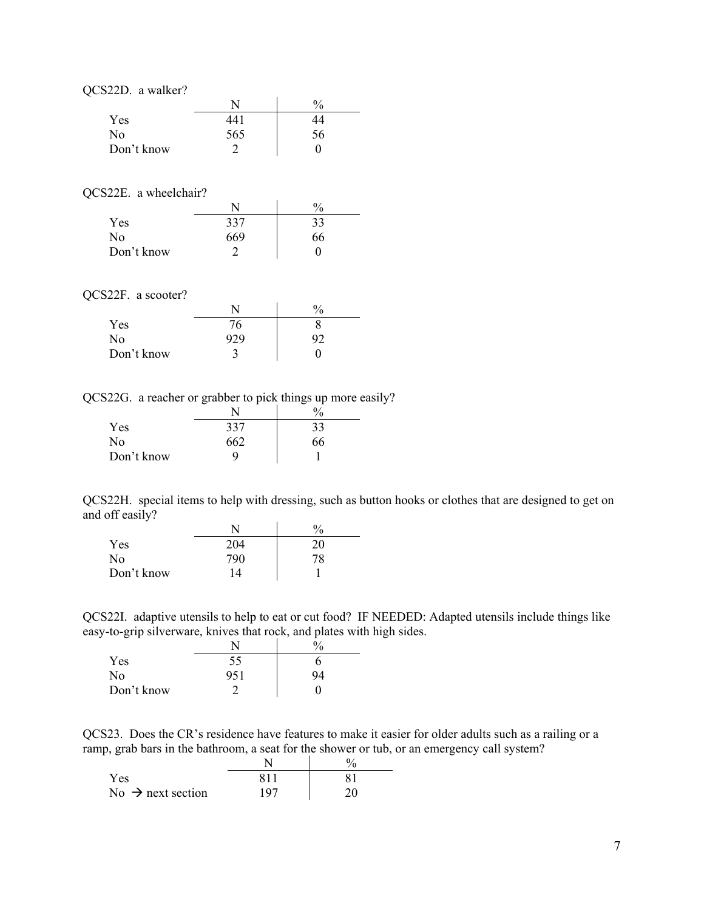QCS22D. a walker?

| | N | % |
|---|---|---|
| Yes | 441 | 44 |
| No | 565 | 56 |
| Don't know | 2 | 0 |

QCS22E. a wheelchair?

| | N | % |
|---|---|---|
| Yes | 337 | 33 |
| No | 669 | 66 |
| Don't know | 2 | 0 |

QCS22F. a scooter?

| | N | % |
|---|---|---|
| Yes | 76 | 8 |
| No | 929 | 92 |
| Don't know | 3 | 0 |

QCS22G. a reacher or grabber to pick things up more easily?

| | N | % |
|---|---|---|
| Yes | 337 | 33 |
| No | 662 | 66 |
| Don't know | 9 | 1 |

QCS22H. special items to help with dressing, such as button hooks or clothes that are designed to get on and off easily?

| | N | % |
|---|---|---|
| Yes | 204 | 20 |
| No | 790 | 78 |
| Don't know | 14 | 1 |

QCS22I. adaptive utensils to help to eat or cut food? IF NEEDED: Adapted utensils include things like easy-to-grip silverware, knives that rock, and plates with high sides.

| | N | % |
|---|---|---|
| Yes | 55 | 6 |
| No | 951 | 94 |
| Don't know | 2 | 0 |

QCS23. Does the CR's residence have features to make it easier for older adults such as a railing or a ramp, grab bars in the bathroom, a seat for the shower or tub, or an emergency call system?

| | N | % |
|---|---|---|
| Yes | 811 | 81 |
| No → next section | 197 | 20 |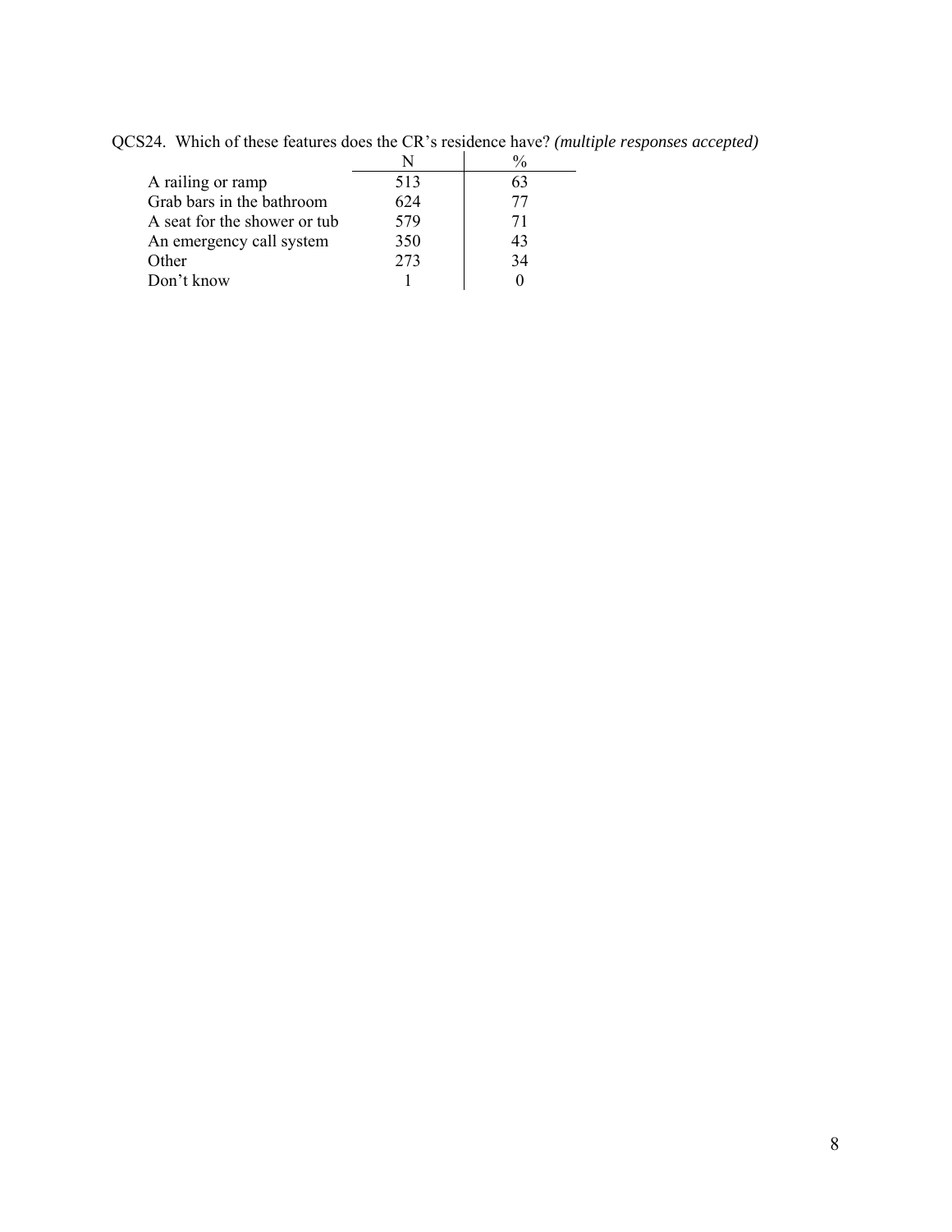QCS24. Which of these features does the CR's residence have? *(multiple responses accepted)*

| | N | % |
|---|---|---|
| A railing or ramp | 513 | 63 |
| Grab bars in the bathroom | 624 | 77 |
| A seat for the shower or tub | 579 | 71 |
| An emergency call system | 350 | 43 |
| Other | 273 | 34 |
| Don't know | 1 | 0 |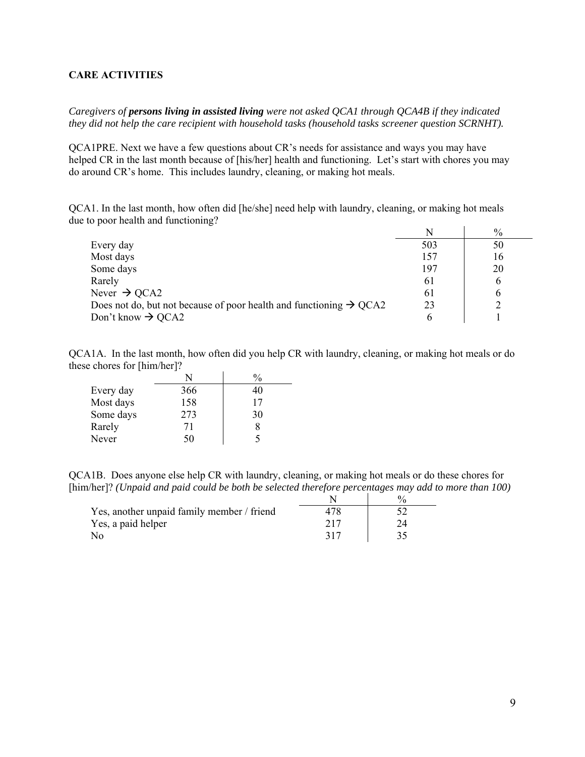**CARE ACTIVITIES**

*Caregivers of **persons living in assisted living** were not asked QCA1 through QCA4B if they indicated they did not help the care recipient with household tasks (household tasks screener question SCRNHT).*

QCA1PRE. Next we have a few questions about CR's needs for assistance and ways you may have helped CR in the last month because of [his/her] health and functioning. Let's start with chores you may do around CR's home. This includes laundry, cleaning, or making hot meals.

QCA1. In the last month, how often did [he/she] need help with laundry, cleaning, or making hot meals due to poor health and functioning?

| | N | % |
|---|---|---|
| Every day | 503 | 50 |
| Most days | 157 | 16 |
| Some days | 197 | 20 |
| Rarely | 61 | 6 |
| Never → QCA2 | 61 | 6 |
| Does not do, but not because of poor health and functioning → QCA2 | 23 | 2 |
| Don't know → QCA2 | 6 | 1 |

QCA1A. In the last month, how often did you help CR with laundry, cleaning, or making hot meals or do these chores for [him/her]?

| | N | % |
|---|---|---|
| Every day | 366 | 40 |
| Most days | 158 | 17 |
| Some days | 273 | 30 |
| Rarely | 71 | 8 |
| Never | 50 | 5 |

QCA1B. Does anyone else help CR with laundry, cleaning, or making hot meals or do these chores for [him/her]? *(Unpaid and paid could be both be selected therefore percentages may add to more than 100)*

| | N | % |
|---|---|---|
| Yes, another unpaid family member / friend | 478 | 52 |
| Yes, a paid helper | 217 | 24 |
| No | 317 | 35 |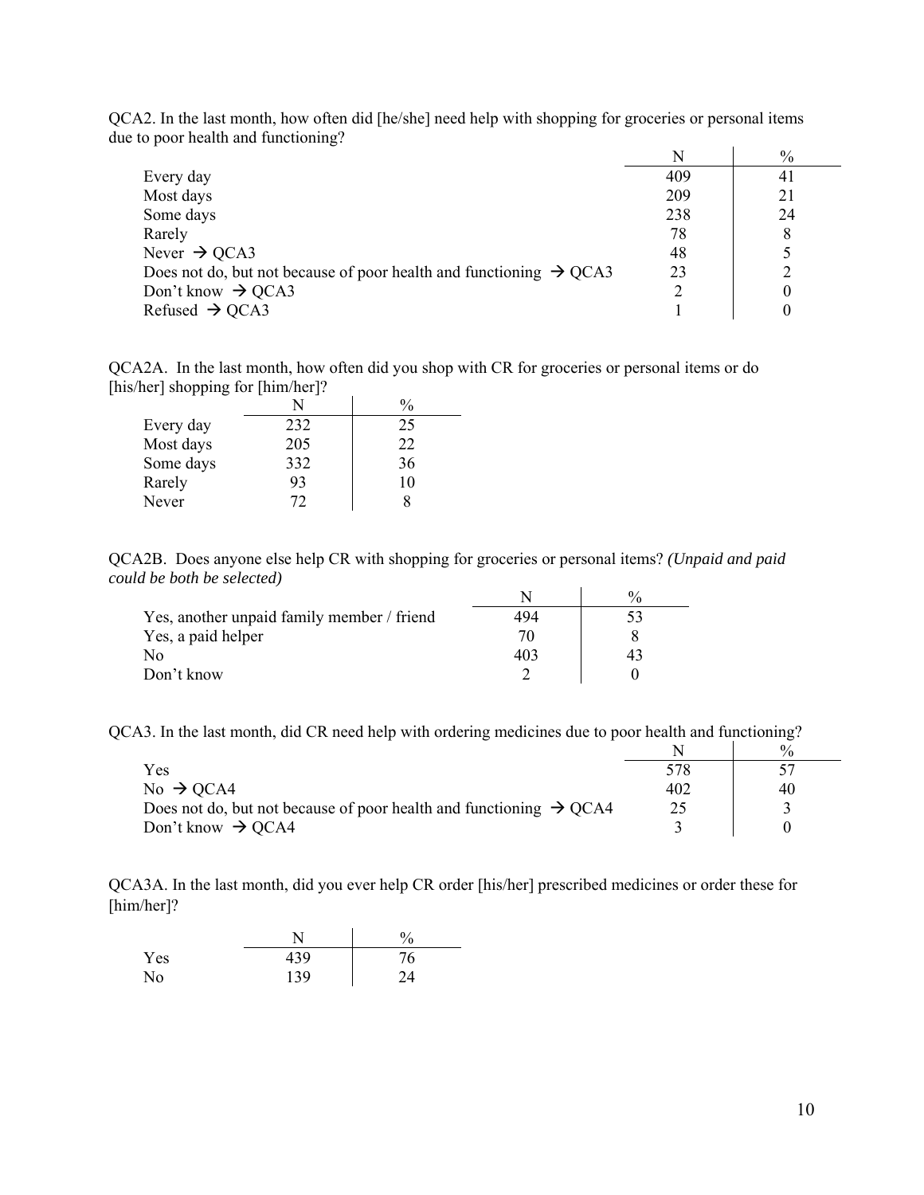QCA2. In the last month, how often did [he/she] need help with shopping for groceries or personal items due to poor health and functioning?

| | N | % |
|---|---|---|
| Every day | 409 | 41 |
| Most days | 209 | 21 |
| Some days | 238 | 24 |
| Rarely | 78 | 8 |
| Never → QCA3 | 48 | 5 |
| Does not do, but not because of poor health and functioning → QCA3 | 23 | 2 |
| Don't know → QCA3 | 2 | 0 |
| Refused → QCA3 | 1 | 0 |

QCA2A. In the last month, how often did you shop with CR for groceries or personal items or do [his/her] shopping for [him/her]?

| | N | % |
|---|---|---|
| Every day | 232 | 25 |
| Most days | 205 | 22 |
| Some days | 332 | 36 |
| Rarely | 93 | 10 |
| Never | 72 | 8 |

QCA2B. Does anyone else help CR with shopping for groceries or personal items? *(Unpaid and paid could be both be selected)*

| | N | % |
|---|---|---|
| Yes, another unpaid family member / friend | 494 | 53 |
| Yes, a paid helper | 70 | 8 |
| No | 403 | 43 |
| Don't know | 2 | 0 |

QCA3. In the last month, did CR need help with ordering medicines due to poor health and functioning?

| | N | % |
|---|---|---|
| Yes | 578 | 57 |
| No → QCA4 | 402 | 40 |
| Does not do, but not because of poor health and functioning → QCA4 | 25 | 3 |
| Don't know → QCA4 | 3 | 0 |

QCA3A. In the last month, did you ever help CR order [his/her] prescribed medicines or order these for [him/her]?

| | N | % |
|---|---|---|
| Yes | 439 | 76 |
| No | 139 | 24 |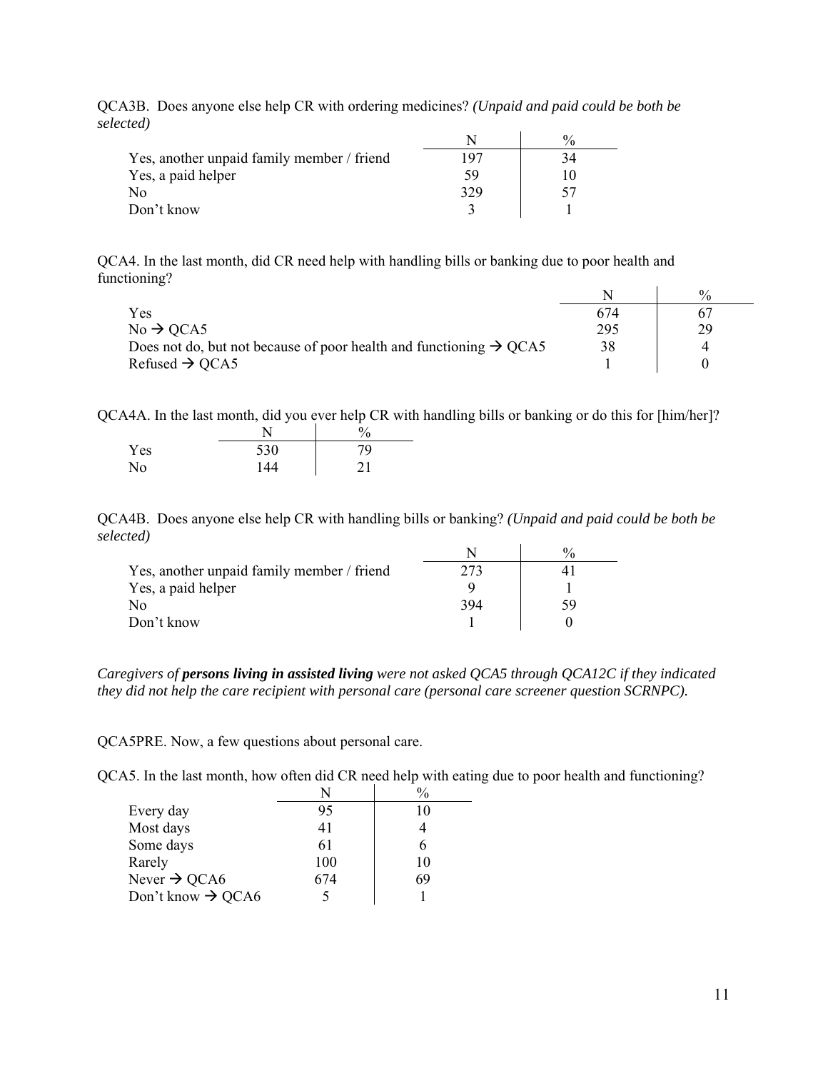QCA3B. Does anyone else help CR with ordering medicines? *(Unpaid and paid could be both be selected)*

| | N | % |
|---|---|---|
| Yes, another unpaid family member / friend | 197 | 34 |
| Yes, a paid helper | 59 | 10 |
| No | 329 | 57 |
| Don't know | 3 | 1 |

QCA4. In the last month, did CR need help with handling bills or banking due to poor health and functioning?

| | N | % |
|---|---|---|
| Yes | 674 | 67 |
| No → QCA5 | 295 | 29 |
| Does not do, but not because of poor health and functioning → QCA5 | 38 | 4 |
| Refused → QCA5 | 1 | 0 |

QCA4A. In the last month, did you ever help CR with handling bills or banking or do this for [him/her]?

| | N | % |
|---|---|---|
| Yes | 530 | 79 |
| No | 144 | 21 |

QCA4B. Does anyone else help CR with handling bills or banking? *(Unpaid and paid could be both be selected)*

| | N | % |
|---|---|---|
| Yes, another unpaid family member / friend | 273 | 41 |
| Yes, a paid helper | 9 | 1 |
| No | 394 | 59 |
| Don't know | 1 | 0 |

*Caregivers of **persons living in assisted living** were not asked QCA5 through QCA12C if they indicated they did not help the care recipient with personal care (personal care screener question SCRNPC).*

QCA5PRE. Now, a few questions about personal care.

QCA5. In the last month, how often did CR need help with eating due to poor health and functioning?

| | N | % |
|---|---|---|
| Every day | 95 | 10 |
| Most days | 41 | 4 |
| Some days | 61 | 6 |
| Rarely | 100 | 10 |
| Never → QCA6 | 674 | 69 |
| Don't know → QCA6 | 5 | 1 |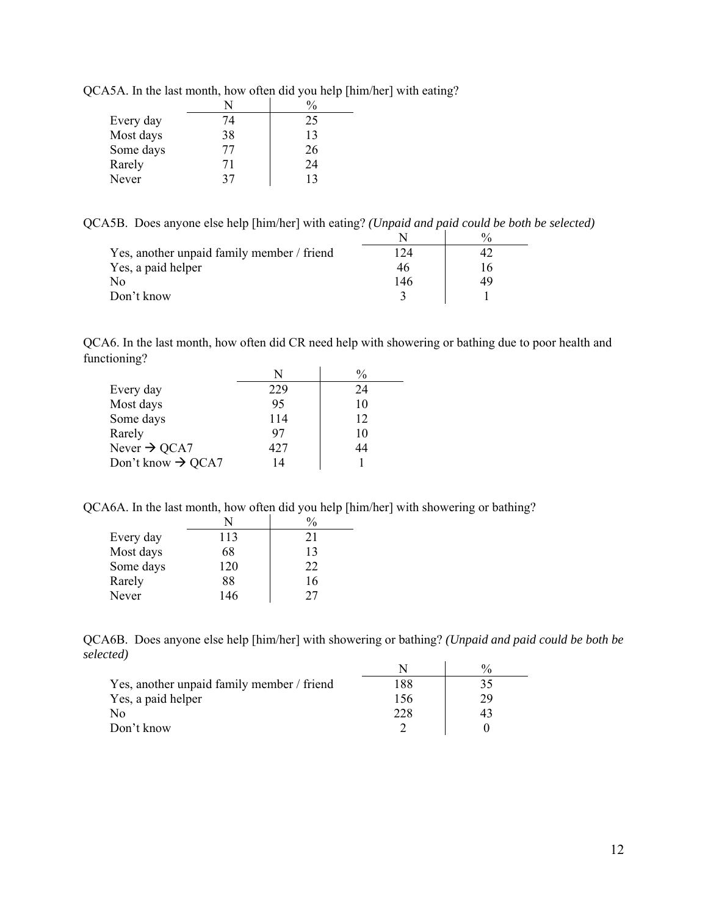QCA5A. In the last month, how often did you help [him/her] with eating?

| | N | % |
|---|---|---|
| Every day | 74 | 25 |
| Most days | 38 | 13 |
| Some days | 77 | 26 |
| Rarely | 71 | 24 |
| Never | 37 | 13 |

QCA5B. Does anyone else help [him/her] with eating? *(Unpaid and paid could be both be selected)*

| | N | % |
|---|---|---|
| Yes, another unpaid family member / friend | 124 | 42 |
| Yes, a paid helper | 46 | 16 |
| No | 146 | 49 |
| Don't know | 3 | 1 |

QCA6. In the last month, how often did CR need help with showering or bathing due to poor health and functioning?

| | N | % |
|---|---|---|
| Every day | 229 | 24 |
| Most days | 95 | 10 |
| Some days | 114 | 12 |
| Rarely | 97 | 10 |
| Never → QCA7 | 427 | 44 |
| Don't know → QCA7 | 14 | 1 |

QCA6A. In the last month, how often did you help [him/her] with showering or bathing?

| | N | % |
|---|---|---|
| Every day | 113 | 21 |
| Most days | 68 | 13 |
| Some days | 120 | 22 |
| Rarely | 88 | 16 |
| Never | 146 | 27 |

QCA6B. Does anyone else help [him/her] with showering or bathing? *(Unpaid and paid could be both be selected)*

| | N | % |
|---|---|---|
| Yes, another unpaid family member / friend | 188 | 35 |
| Yes, a paid helper | 156 | 29 |
| No | 228 | 43 |
| Don't know | 2 | 0 |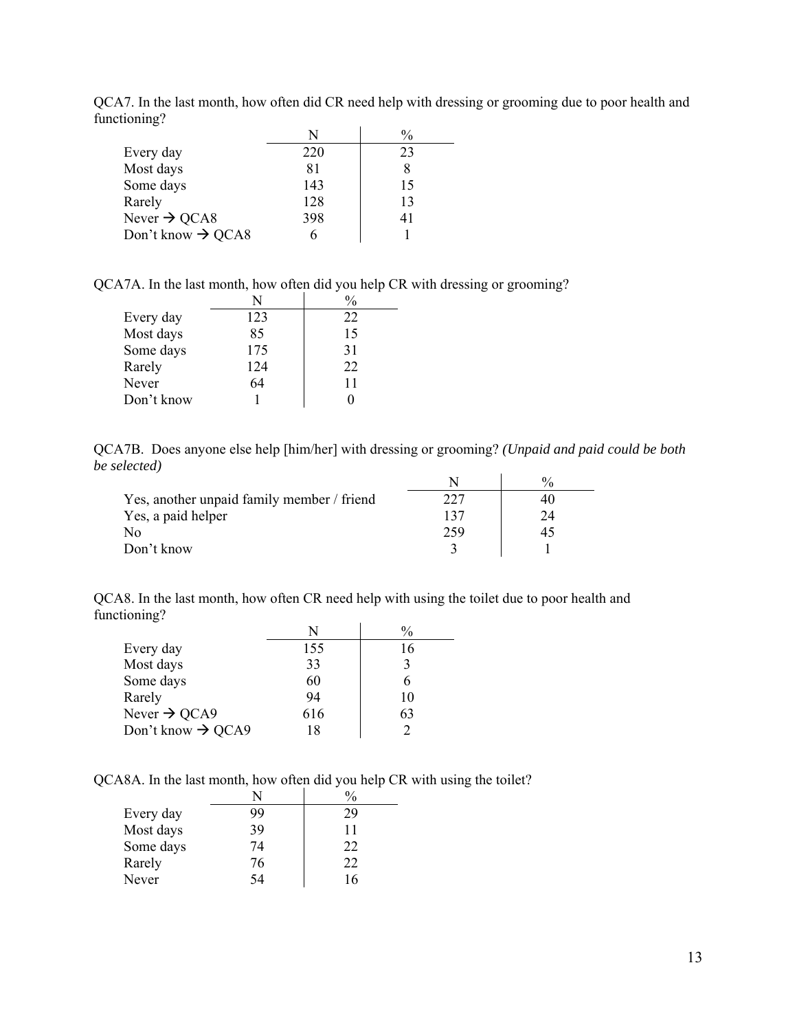QCA7. In the last month, how often did CR need help with dressing or grooming due to poor health and functioning?

| | N | % |
|---|---|---|
| Every day | 220 | 23 |
| Most days | 81 | 8 |
| Some days | 143 | 15 |
| Rarely | 128 | 13 |
| Never → QCA8 | 398 | 41 |
| Don't know → QCA8 | 6 | 1 |

QCA7A. In the last month, how often did you help CR with dressing or grooming?

| | N | % |
|---|---|---|
| Every day | 123 | 22 |
| Most days | 85 | 15 |
| Some days | 175 | 31 |
| Rarely | 124 | 22 |
| Never | 64 | 11 |
| Don't know | 1 | 0 |

QCA7B. Does anyone else help [him/her] with dressing or grooming? *(Unpaid and paid could be both be selected)*

| | N | % |
|---|---|---|
| Yes, another unpaid family member / friend | 227 | 40 |
| Yes, a paid helper | 137 | 24 |
| No | 259 | 45 |
| Don't know | 3 | 1 |

QCA8. In the last month, how often CR need help with using the toilet due to poor health and functioning?

| | N | % |
|---|---|---|
| Every day | 155 | 16 |
| Most days | 33 | 3 |
| Some days | 60 | 6 |
| Rarely | 94 | 10 |
| Never → QCA9 | 616 | 63 |
| Don't know → QCA9 | 18 | 2 |

QCA8A. In the last month, how often did you help CR with using the toilet?

| | N | % |
|---|---|---|
| Every day | 99 | 29 |
| Most days | 39 | 11 |
| Some days | 74 | 22 |
| Rarely | 76 | 22 |
| Never | 54 | 16 |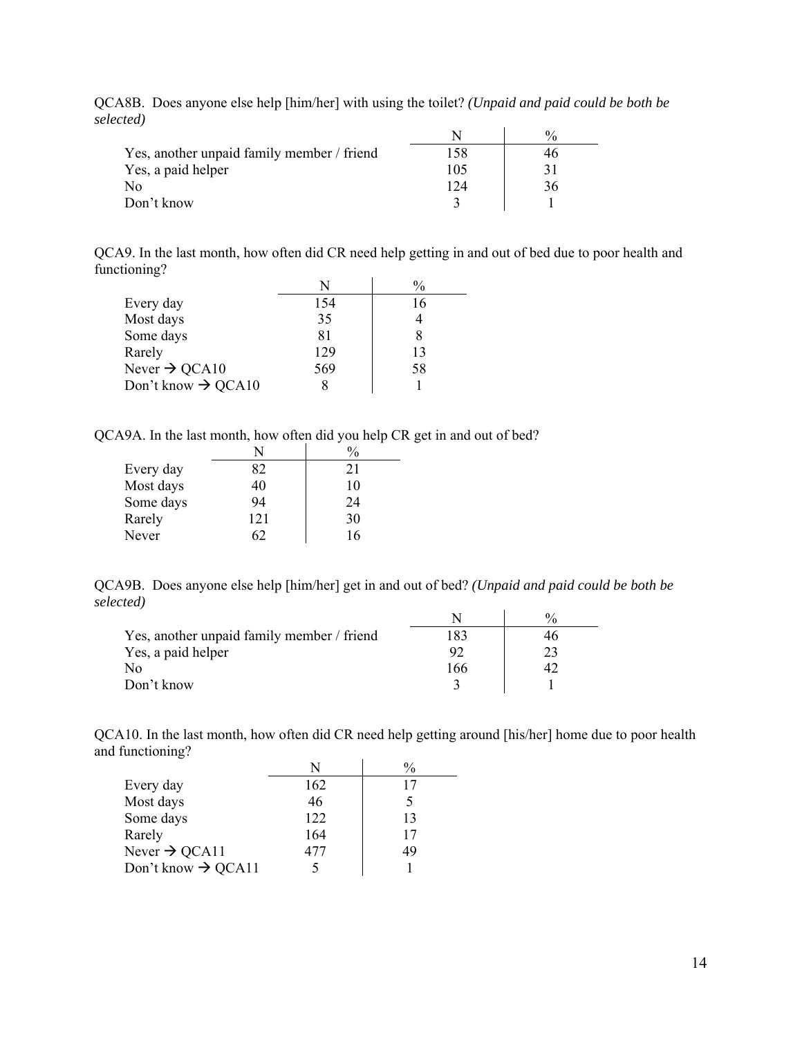QCA8B. Does anyone else help [him/her] with using the toilet? *(Unpaid and paid could be both be selected)*

| | N | % |
|---|---|---|
| Yes, another unpaid family member / friend | 158 | 46 |
| Yes, a paid helper | 105 | 31 |
| No | 124 | 36 |
| Don't know | 3 | 1 |

QCA9. In the last month, how often did CR need help getting in and out of bed due to poor health and functioning?

| | N | % |
|---|---|---|
| Every day | 154 | 16 |
| Most days | 35 | 4 |
| Some days | 81 | 8 |
| Rarely | 129 | 13 |
| Never → QCA10 | 569 | 58 |
| Don't know → QCA10 | 8 | 1 |

QCA9A. In the last month, how often did you help CR get in and out of bed?

| | N | % |
|---|---|---|
| Every day | 82 | 21 |
| Most days | 40 | 10 |
| Some days | 94 | 24 |
| Rarely | 121 | 30 |
| Never | 62 | 16 |

QCA9B. Does anyone else help [him/her] get in and out of bed? *(Unpaid and paid could be both be selected)*

| | N | % |
|---|---|---|
| Yes, another unpaid family member / friend | 183 | 46 |
| Yes, a paid helper | 92 | 23 |
| No | 166 | 42 |
| Don't know | 3 | 1 |

QCA10. In the last month, how often did CR need help getting around [his/her] home due to poor health and functioning?

| | N | % |
|---|---|---|
| Every day | 162 | 17 |
| Most days | 46 | 5 |
| Some days | 122 | 13 |
| Rarely | 164 | 17 |
| Never → QCA11 | 477 | 49 |
| Don't know → QCA11 | 5 | 1 |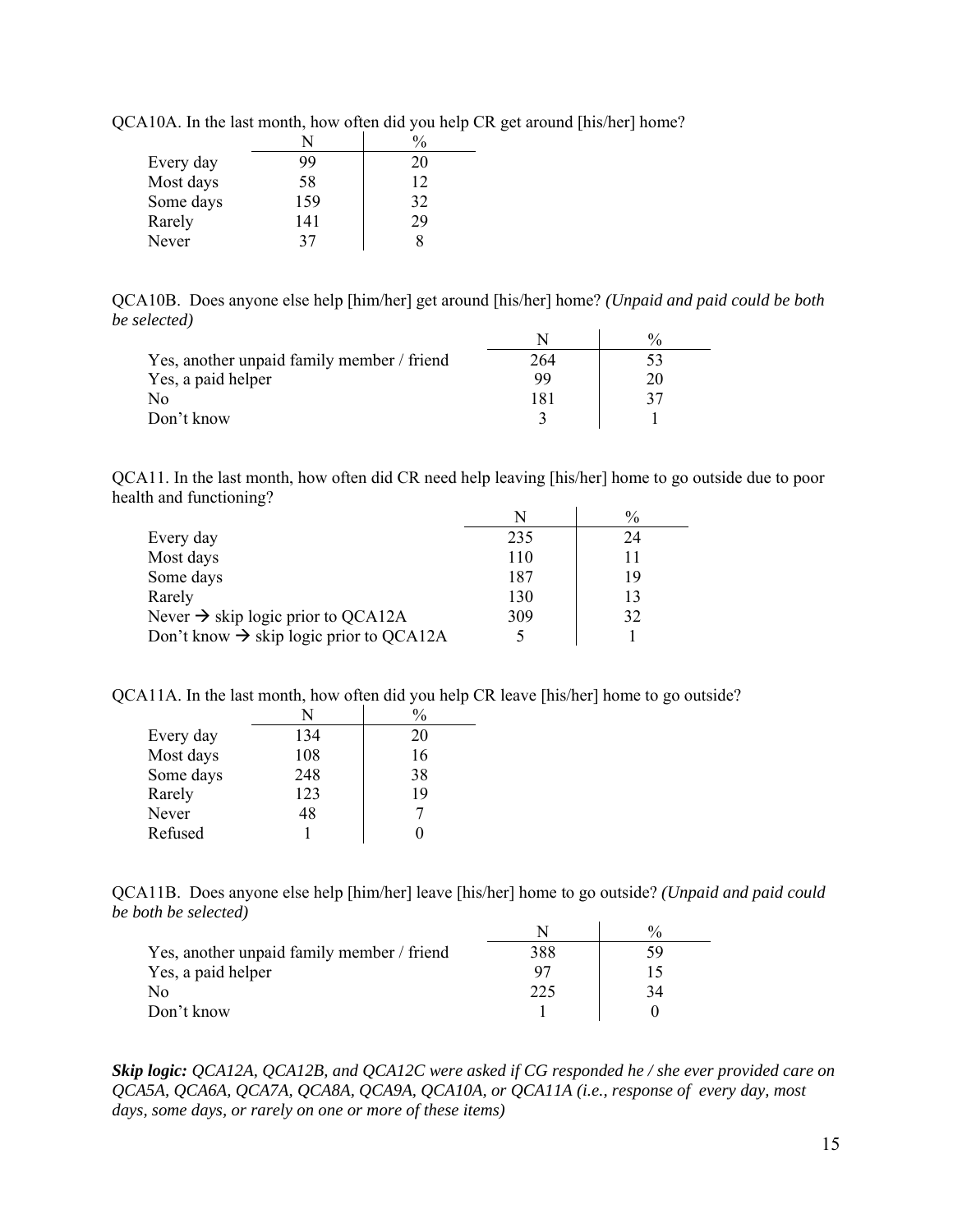QCA10A. In the last month, how often did you help CR get around [his/her] home?

| | N | % |
|---|---|---|
| Every day | 99 | 20 |
| Most days | 58 | 12 |
| Some days | 159 | 32 |
| Rarely | 141 | 29 |
| Never | 37 | 8 |

QCA10B. Does anyone else help [him/her] get around [his/her] home? *(Unpaid and paid could be both be selected)*

| | N | % |
|---|---|---|
| Yes, another unpaid family member / friend | 264 | 53 |
| Yes, a paid helper | 99 | 20 |
| No | 181 | 37 |
| Don't know | 3 | 1 |

QCA11. In the last month, how often did CR need help leaving [his/her] home to go outside due to poor health and functioning?

| | N | % |
|---|---|---|
| Every day | 235 | 24 |
| Most days | 110 | 11 |
| Some days | 187 | 19 |
| Rarely | 130 | 13 |
| Never → skip logic prior to QCA12A | 309 | 32 |
| Don't know → skip logic prior to QCA12A | 5 | 1 |

QCA11A. In the last month, how often did you help CR leave [his/her] home to go outside?

| | N | % |
|---|---|---|
| Every day | 134 | 20 |
| Most days | 108 | 16 |
| Some days | 248 | 38 |
| Rarely | 123 | 19 |
| Never | 48 | 7 |
| Refused | 1 | 0 |

QCA11B. Does anyone else help [him/her] leave [his/her] home to go outside? *(Unpaid and paid could be both be selected)*

| | N | % |
|---|---|---|
| Yes, another unpaid family member / friend | 388 | 59 |
| Yes, a paid helper | 97 | 15 |
| No | 225 | 34 |
| Don't know | 1 | 0 |

***Skip logic:*** *QCA12A, QCA12B, and QCA12C were asked if CG responded he / she ever provided care on QCA5A, QCA6A, QCA7A, QCA8A, QCA9A, QCA10A, or QCA11A (i.e., response of every day, most days, some days, or rarely on one or more of these items)*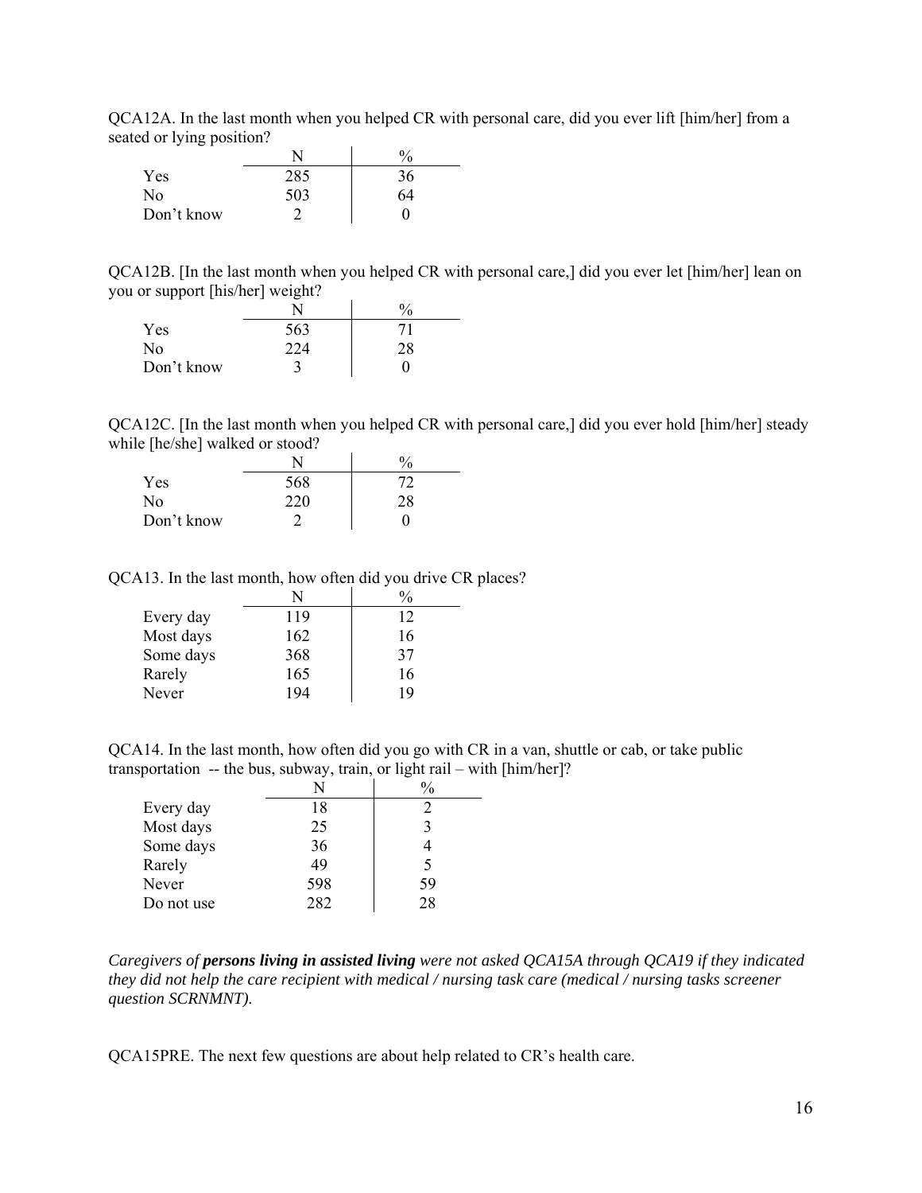QCA12A. In the last month when you helped CR with personal care, did you ever lift [him/her] from a seated or lying position?

| | N | % |
|---|---|---|
| Yes | 285 | 36 |
| No | 503 | 64 |
| Don't know | 2 | 0 |

QCA12B. [In the last month when you helped CR with personal care,] did you ever let [him/her] lean on you or support [his/her] weight?

| | N | % |
|---|---|---|
| Yes | 563 | 71 |
| No | 224 | 28 |
| Don't know | 3 | 0 |

QCA12C. [In the last month when you helped CR with personal care,] did you ever hold [him/her] steady while [he/she] walked or stood?

| | N | % |
|---|---|---|
| Yes | 568 | 72 |
| No | 220 | 28 |
| Don't know | 2 | 0 |

QCA13. In the last month, how often did you drive CR places?

| | N | % |
|---|---|---|
| Every day | 119 | 12 |
| Most days | 162 | 16 |
| Some days | 368 | 37 |
| Rarely | 165 | 16 |
| Never | 194 | 19 |

QCA14. In the last month, how often did you go with CR in a van, shuttle or cab, or take public transportation -- the bus, subway, train, or light rail – with [him/her]?

| | N | % |
|---|---|---|
| Every day | 18 | 2 |
| Most days | 25 | 3 |
| Some days | 36 | 4 |
| Rarely | 49 | 5 |
| Never | 598 | 59 |
| Do not use | 282 | 28 |

*Caregivers of* ***persons living in assisted living*** *were not asked QCA15A through QCA19 if they indicated they did not help the care recipient with medical / nursing task care (medical / nursing tasks screener question SCRNMNT).*

QCA15PRE. The next few questions are about help related to CR's health care.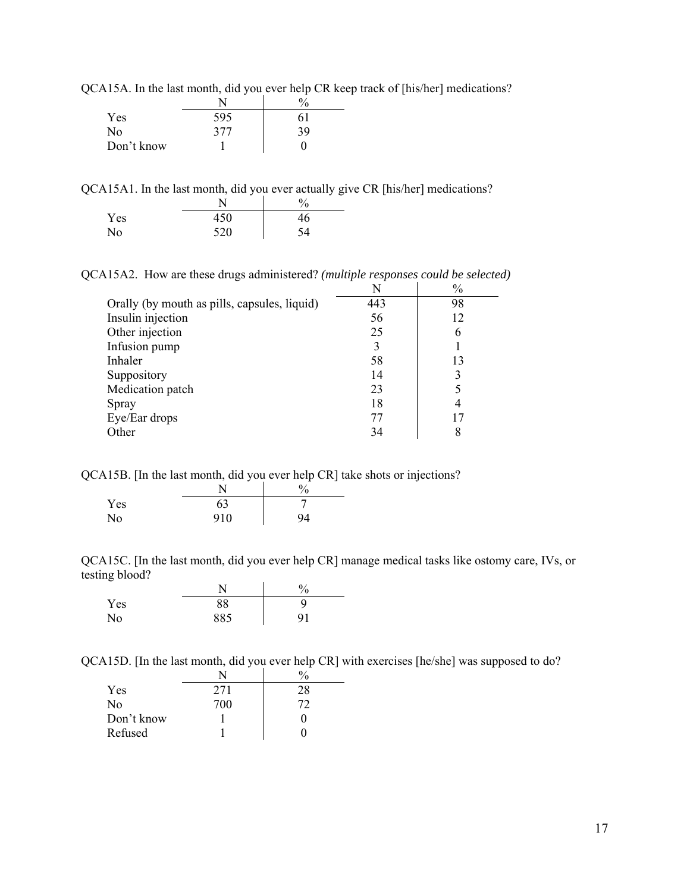QCA15A. In the last month, did you ever help CR keep track of [his/her] medications?

| | N | % |
|---|---|---|
| Yes | 595 | 61 |
| No | 377 | 39 |
| Don't know | 1 | 0 |

QCA15A1. In the last month, did you ever actually give CR [his/her] medications?

| | N | % |
|---|---|---|
| Yes | 450 | 46 |
| No | 520 | 54 |

QCA15A2. How are these drugs administered? *(multiple responses could be selected)*

| | N | % |
|---|---|---|
| Orally (by mouth as pills, capsules, liquid) | 443 | 98 |
| Insulin injection | 56 | 12 |
| Other injection | 25 | 6 |
| Infusion pump | 3 | 1 |
| Inhaler | 58 | 13 |
| Suppository | 14 | 3 |
| Medication patch | 23 | 5 |
| Spray | 18 | 4 |
| Eye/Ear drops | 77 | 17 |
| Other | 34 | 8 |

QCA15B. [In the last month, did you ever help CR] take shots or injections?

| | N | % |
|---|---|---|
| Yes | 63 | 7 |
| No | 910 | 94 |

QCA15C. [In the last month, did you ever help CR] manage medical tasks like ostomy care, IVs, or testing blood?

| | N | % |
|---|---|---|
| Yes | 88 | 9 |
| No | 885 | 91 |

QCA15D. [In the last month, did you ever help CR] with exercises [he/she] was supposed to do?

| | N | % |
|---|---|---|
| Yes | 271 | 28 |
| No | 700 | 72 |
| Don't know | 1 | 0 |
| Refused | 1 | 0 |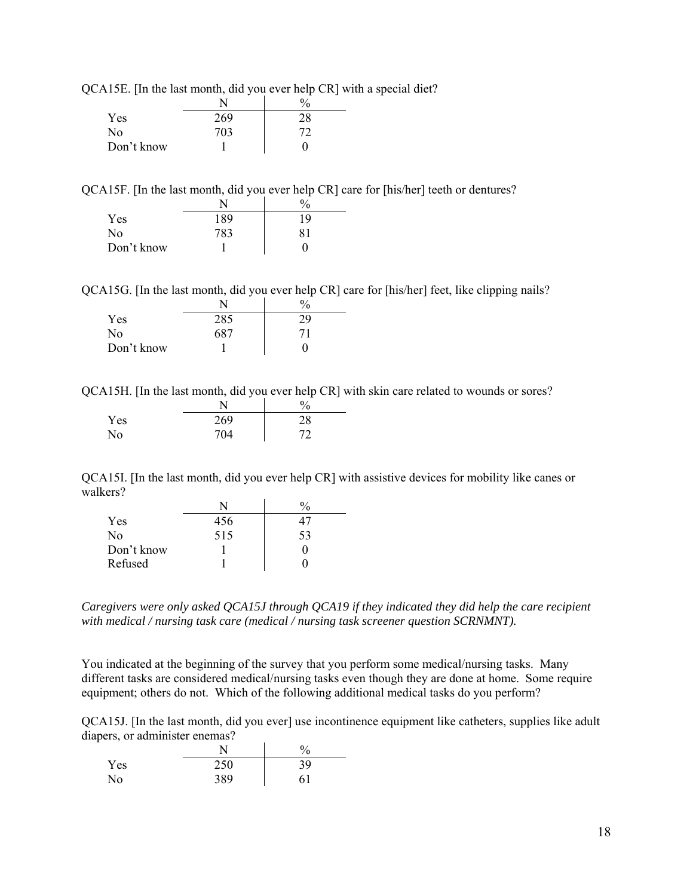QCA15E. [In the last month, did you ever help CR] with a special diet?

| | N | % |
|---|---|---|
| Yes | 269 | 28 |
| No | 703 | 72 |
| Don't know | 1 | 0 |

QCA15F. [In the last month, did you ever help CR] care for [his/her] teeth or dentures?

| | N | % |
|---|---|---|
| Yes | 189 | 19 |
| No | 783 | 81 |
| Don't know | 1 | 0 |

QCA15G. [In the last month, did you ever help CR] care for [his/her] feet, like clipping nails?

| | N | % |
|---|---|---|
| Yes | 285 | 29 |
| No | 687 | 71 |
| Don't know | 1 | 0 |

QCA15H. [In the last month, did you ever help CR] with skin care related to wounds or sores?

| | N | % |
|---|---|---|
| Yes | 269 | 28 |
| No | 704 | 72 |

QCA15I. [In the last month, did you ever help CR] with assistive devices for mobility like canes or walkers?

| | N | % |
|---|---|---|
| Yes | 456 | 47 |
| No | 515 | 53 |
| Don't know | 1 | 0 |
| Refused | 1 | 0 |

*Caregivers were only asked QCA15J through QCA19 if they indicated they did help the care recipient with medical / nursing task care (medical / nursing task screener question SCRNMNT).*

You indicated at the beginning of the survey that you perform some medical/nursing tasks. Many different tasks are considered medical/nursing tasks even though they are done at home. Some require equipment; others do not. Which of the following additional medical tasks do you perform?

QCA15J. [In the last month, did you ever] use incontinence equipment like catheters, supplies like adult diapers, or administer enemas?

| | N | % |
|---|---|---|
| Yes | 250 | 39 |
| No | 389 | 61 |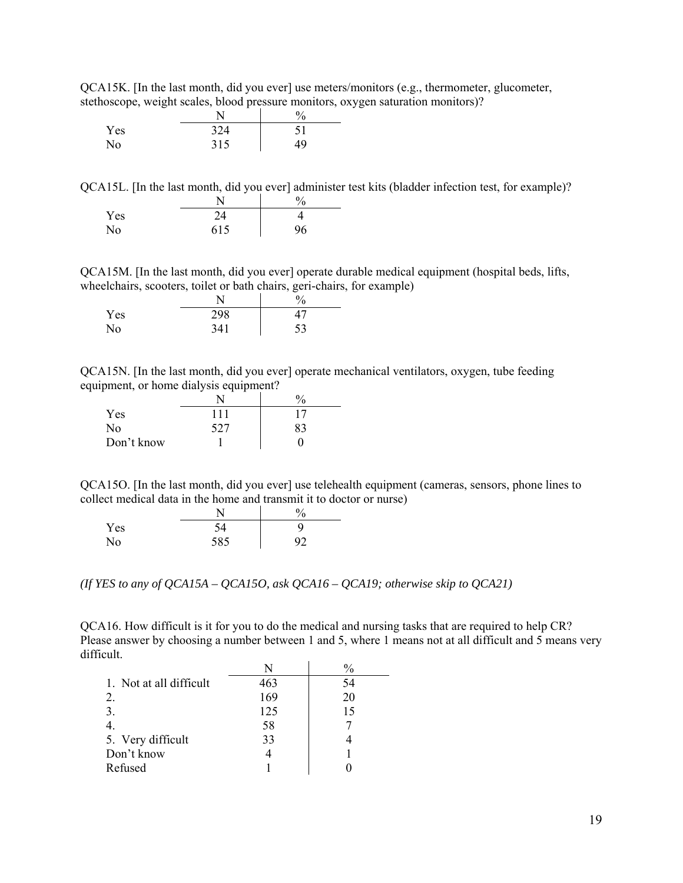QCA15K. [In the last month, did you ever] use meters/monitors (e.g., thermometer, glucometer, stethoscope, weight scales, blood pressure monitors, oxygen saturation monitors)?

| | N | % |
|---|---|---|
| Yes | 324 | 51 |
| No | 315 | 49 |

QCA15L. [In the last month, did you ever] administer test kits (bladder infection test, for example)?

| | N | % |
|---|---|---|
| Yes | 24 | 4 |
| No | 615 | 96 |

QCA15M. [In the last month, did you ever] operate durable medical equipment (hospital beds, lifts, wheelchairs, scooters, toilet or bath chairs, geri-chairs, for example)

| | N | % |
|---|---|---|
| Yes | 298 | 47 |
| No | 341 | 53 |

QCA15N. [In the last month, did you ever] operate mechanical ventilators, oxygen, tube feeding equipment, or home dialysis equipment?

| | N | % |
|---|---|---|
| Yes | 111 | 17 |
| No | 527 | 83 |
| Don't know | 1 | 0 |

QCA15O. [In the last month, did you ever] use telehealth equipment (cameras, sensors, phone lines to collect medical data in the home and transmit it to doctor or nurse)

| | N | % |
|---|---|---|
| Yes | 54 | 9 |
| No | 585 | 92 |

*(If YES to any of QCA15A – QCA15O, ask QCA16 – QCA19; otherwise skip to QCA21)*

QCA16. How difficult is it for you to do the medical and nursing tasks that are required to help CR? Please answer by choosing a number between 1 and 5, where 1 means not at all difficult and 5 means very difficult.

| | N | % |
|---|---|---|
| 1. Not at all difficult | 463 | 54 |
| 2. | 169 | 20 |
| 3. | 125 | 15 |
| 4. | 58 | 7 |
| 5. Very difficult | 33 | 4 |
| Don't know | 4 | 1 |
| Refused | 1 | 0 |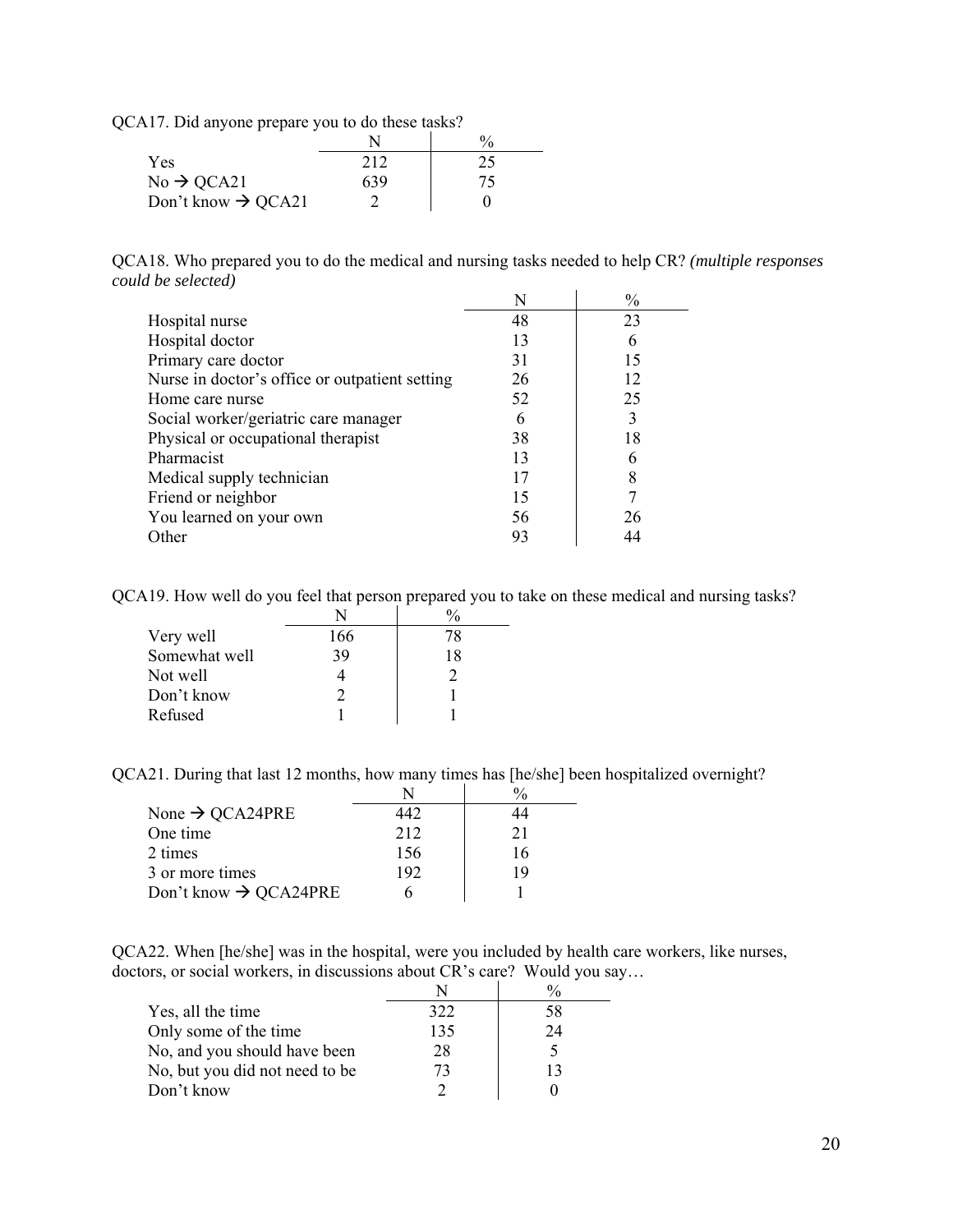QCA17. Did anyone prepare you to do these tasks?

| | N | % |
|---|---|---|
| Yes | 212 | 25 |
| No → QCA21 | 639 | 75 |
| Don't know → QCA21 | 2 | 0 |

QCA18. Who prepared you to do the medical and nursing tasks needed to help CR? *(multiple responses could be selected)*

| | N | % |
|---|---|---|
| Hospital nurse | 48 | 23 |
| Hospital doctor | 13 | 6 |
| Primary care doctor | 31 | 15 |
| Nurse in doctor's office or outpatient setting | 26 | 12 |
| Home care nurse | 52 | 25 |
| Social worker/geriatric care manager | 6 | 3 |
| Physical or occupational therapist | 38 | 18 |
| Pharmacist | 13 | 6 |
| Medical supply technician | 17 | 8 |
| Friend or neighbor | 15 | 7 |
| You learned on your own | 56 | 26 |
| Other | 93 | 44 |

QCA19. How well do you feel that person prepared you to take on these medical and nursing tasks?

| | N | % |
|---|---|---|
| Very well | 166 | 78 |
| Somewhat well | 39 | 18 |
| Not well | 4 | 2 |
| Don't know | 2 | 1 |
| Refused | 1 | 1 |

QCA21. During that last 12 months, how many times has [he/she] been hospitalized overnight?

| | N | % |
|---|---|---|
| None → QCA24PRE | 442 | 44 |
| One time | 212 | 21 |
| 2 times | 156 | 16 |
| 3 or more times | 192 | 19 |
| Don't know → QCA24PRE | 6 | 1 |

QCA22. When [he/she] was in the hospital, were you included by health care workers, like nurses, doctors, or social workers, in discussions about CR's care? Would you say…

| | N | % |
|---|---|---|
| Yes, all the time | 322 | 58 |
| Only some of the time | 135 | 24 |
| No, and you should have been | 28 | 5 |
| No, but you did not need to be | 73 | 13 |
| Don't know | 2 | 0 |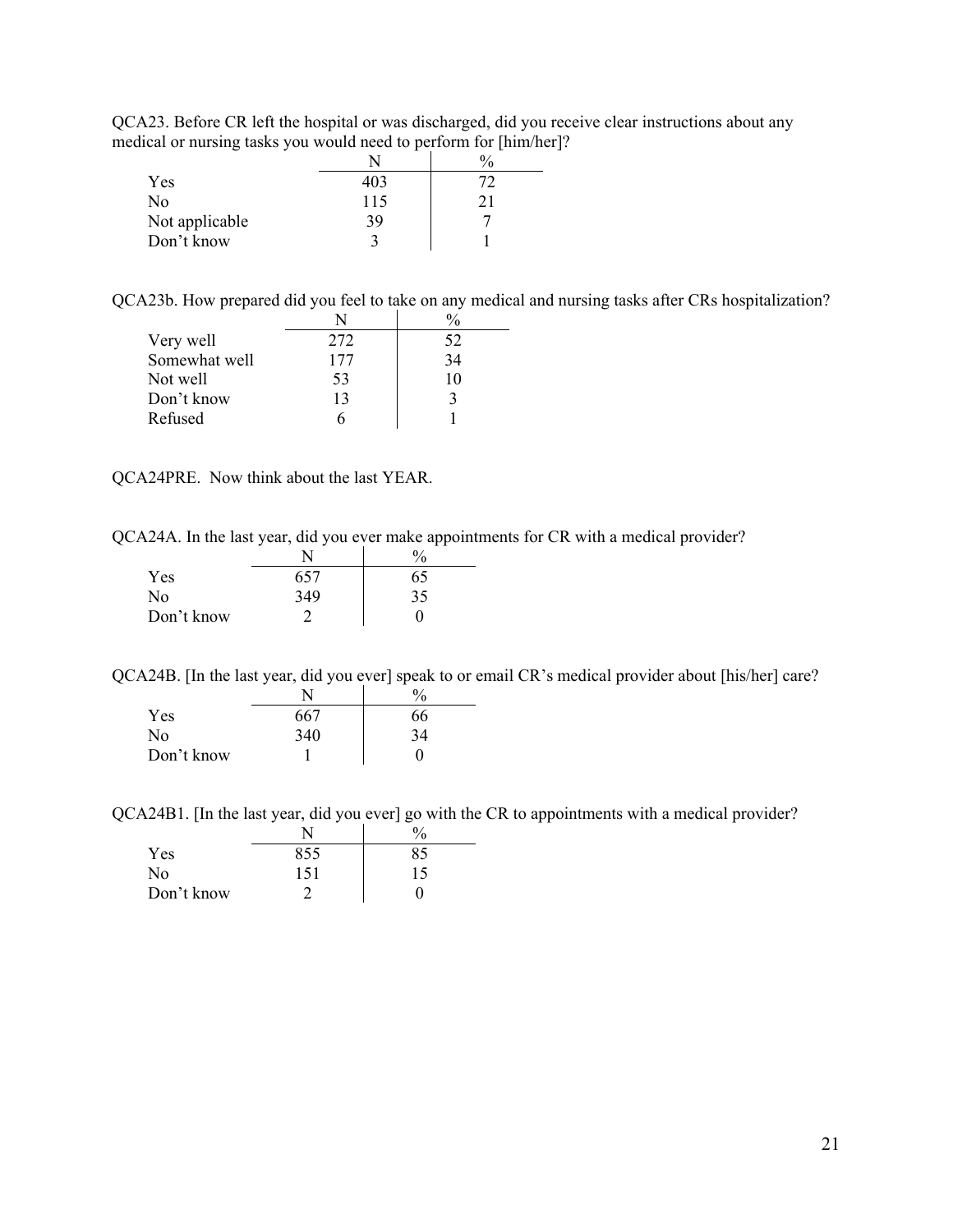QCA23. Before CR left the hospital or was discharged, did you receive clear instructions about any medical or nursing tasks you would need to perform for [him/her]?

| | N | % |
|---|---|---|
| Yes | 403 | 72 |
| No | 115 | 21 |
| Not applicable | 39 | 7 |
| Don't know | 3 | 1 |

QCA23b. How prepared did you feel to take on any medical and nursing tasks after CRs hospitalization?

| | N | % |
|---|---|---|
| Very well | 272 | 52 |
| Somewhat well | 177 | 34 |
| Not well | 53 | 10 |
| Don't know | 13 | 3 |
| Refused | 6 | 1 |

QCA24PRE. Now think about the last YEAR.

QCA24A. In the last year, did you ever make appointments for CR with a medical provider?

| | N | % |
|---|---|---|
| Yes | 657 | 65 |
| No | 349 | 35 |
| Don't know | 2 | 0 |

QCA24B. [In the last year, did you ever] speak to or email CR's medical provider about [his/her] care?

| | N | % |
|---|---|---|
| Yes | 667 | 66 |
| No | 340 | 34 |
| Don't know | 1 | 0 |

QCA24B1. [In the last year, did you ever] go with the CR to appointments with a medical provider?

| | N | % |
|---|---|---|
| Yes | 855 | 85 |
| No | 151 | 15 |
| Don't know | 2 | 0 |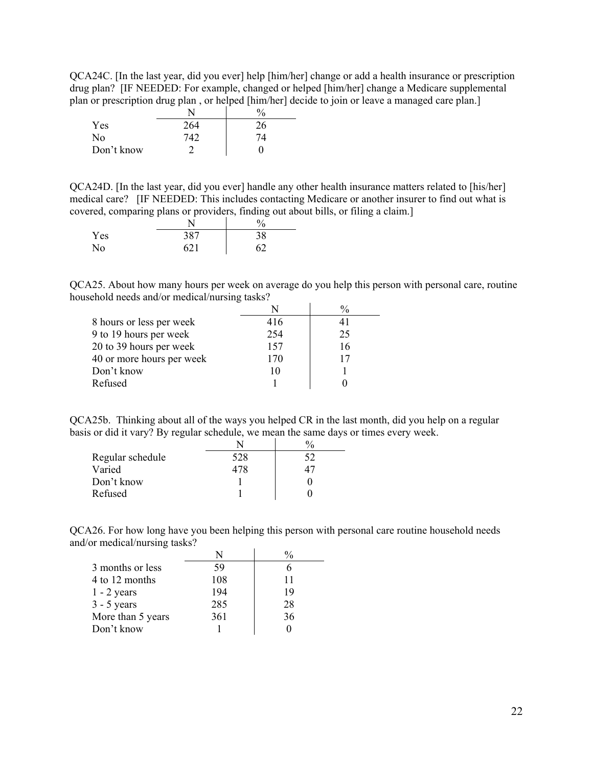QCA24C. [In the last year, did you ever] help [him/her] change or add a health insurance or prescription drug plan? [IF NEEDED: For example, changed or helped [him/her] change a Medicare supplemental plan or prescription drug plan , or helped [him/her] decide to join or leave a managed care plan.]

| | N | % |
|---|---|---|
| Yes | 264 | 26 |
| No | 742 | 74 |
| Don't know | 2 | 0 |

QCA24D. [In the last year, did you ever] handle any other health insurance matters related to [his/her] medical care? [IF NEEDED: This includes contacting Medicare or another insurer to find out what is covered, comparing plans or providers, finding out about bills, or filing a claim.]

| | N | % |
|---|---|---|
| Yes | 387 | 38 |
| No | 621 | 62 |

QCA25. About how many hours per week on average do you help this person with personal care, routine household needs and/or medical/nursing tasks?

| | N | % |
|---|---|---|
| 8 hours or less per week | 416 | 41 |
| 9 to 19 hours per week | 254 | 25 |
| 20 to 39 hours per week | 157 | 16 |
| 40 or more hours per week | 170 | 17 |
| Don't know | 10 | 1 |
| Refused | 1 | 0 |

QCA25b. Thinking about all of the ways you helped CR in the last month, did you help on a regular basis or did it vary? By regular schedule, we mean the same days or times every week.

| | N | % |
|---|---|---|
| Regular schedule | 528 | 52 |
| Varied | 478 | 47 |
| Don't know | 1 | 0 |
| Refused | 1 | 0 |

QCA26. For how long have you been helping this person with personal care routine household needs and/or medical/nursing tasks?

| | N | % |
|---|---|---|
| 3 months or less | 59 | 6 |
| 4 to 12 months | 108 | 11 |
| 1 - 2 years | 194 | 19 |
| 3 - 5 years | 285 | 28 |
| More than 5 years | 361 | 36 |
| Don't know | 1 | 0 |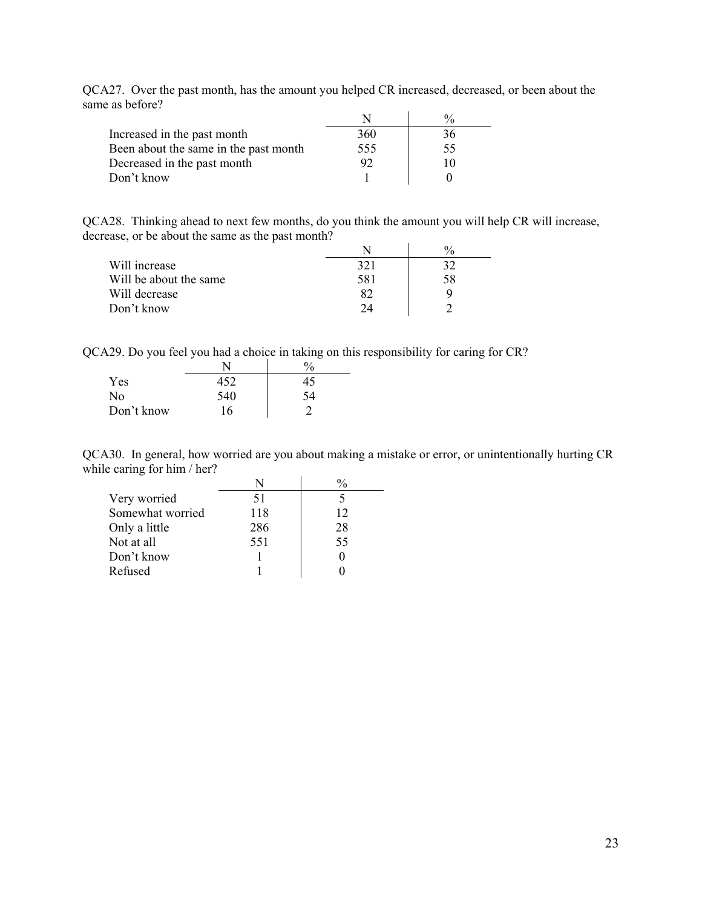QCA27. Over the past month, has the amount you helped CR increased, decreased, or been about the same as before?

| | N | % |
|---|---|---|
| Increased in the past month | 360 | 36 |
| Been about the same in the past month | 555 | 55 |
| Decreased in the past month | 92 | 10 |
| Don't know | 1 | 0 |

QCA28. Thinking ahead to next few months, do you think the amount you will help CR will increase, decrease, or be about the same as the past month?

| | N | % |
|---|---|---|
| Will increase | 321 | 32 |
| Will be about the same | 581 | 58 |
| Will decrease | 82 | 9 |
| Don't know | 24 | 2 |

QCA29. Do you feel you had a choice in taking on this responsibility for caring for CR?

| | N | % |
|---|---|---|
| Yes | 452 | 45 |
| No | 540 | 54 |
| Don't know | 16 | 2 |

QCA30. In general, how worried are you about making a mistake or error, or unintentionally hurting CR while caring for him / her?

| | N | % |
|---|---|---|
| Very worried | 51 | 5 |
| Somewhat worried | 118 | 12 |
| Only a little | 286 | 28 |
| Not at all | 551 | 55 |
| Don't know | 1 | 0 |
| Refused | 1 | 0 |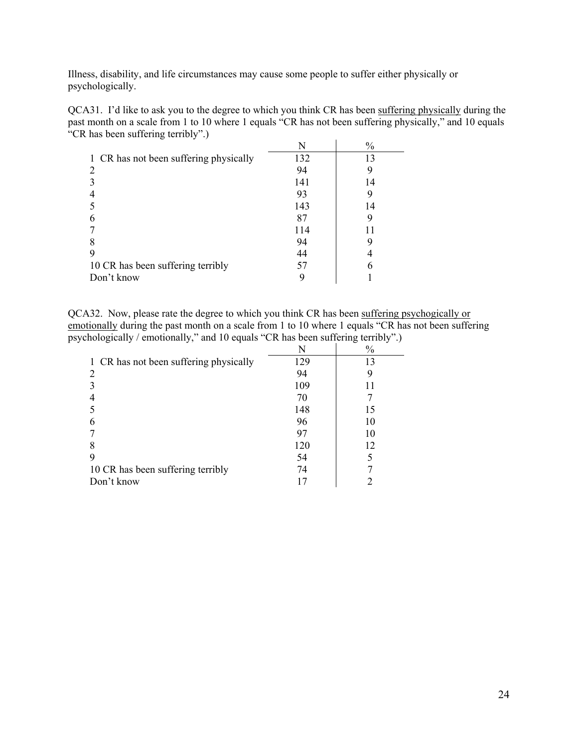Illness, disability, and life circumstances may cause some people to suffer either physically or psychologically.

QCA31. I'd like to ask you to the degree to which you think CR has been <u>suffering physically</u> during the past month on a scale from 1 to 10 where 1 equals "CR has not been suffering physically," and 10 equals "CR has been suffering terribly".)

| | N | % |
|---|---|---|
| 1 CR has not been suffering physically | 132 | 13 |
| 2 | 94 | 9 |
| 3 | 141 | 14 |
| 4 | 93 | 9 |
| 5 | 143 | 14 |
| 6 | 87 | 9 |
| 7 | 114 | 11 |
| 8 | 94 | 9 |
| 9 | 44 | 4 |
| 10 CR has been suffering terribly | 57 | 6 |
| Don't know | 9 | 1 |

QCA32. Now, please rate the degree to which you think CR has been <u>suffering psychogically or emotionally</u> during the past month on a scale from 1 to 10 where 1 equals "CR has not been suffering psychologically / emotionally," and 10 equals "CR has been suffering terribly".)

| | N | % |
|---|---|---|
| 1 CR has not been suffering physically | 129 | 13 |
| 2 | 94 | 9 |
| 3 | 109 | 11 |
| 4 | 70 | 7 |
| 5 | 148 | 15 |
| 6 | 96 | 10 |
| 7 | 97 | 10 |
| 8 | 120 | 12 |
| 9 | 54 | 5 |
| 10 CR has been suffering terribly | 74 | 7 |
| Don't know | 17 | 2 |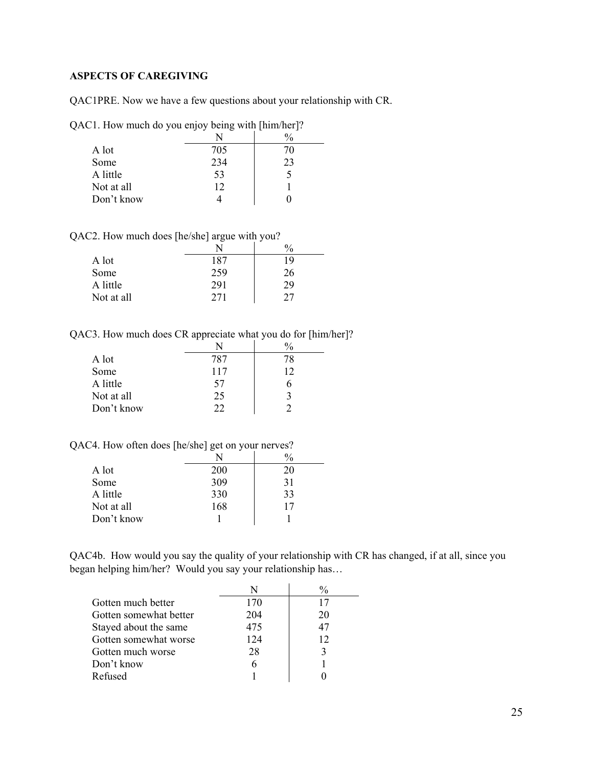**ASPECTS OF CAREGIVING**

QAC1PRE. Now we have a few questions about your relationship with CR.

QAC1. How much do you enjoy being with [him/her]?

| | N | % |
|---|---|---|
| A lot | 705 | 70 |
| Some | 234 | 23 |
| A little | 53 | 5 |
| Not at all | 12 | 1 |
| Don't know | 4 | 0 |

QAC2. How much does [he/she] argue with you?

| | N | % |
|---|---|---|
| A lot | 187 | 19 |
| Some | 259 | 26 |
| A little | 291 | 29 |
| Not at all | 271 | 27 |

QAC3. How much does CR appreciate what you do for [him/her]?

| | N | % |
|---|---|---|
| A lot | 787 | 78 |
| Some | 117 | 12 |
| A little | 57 | 6 |
| Not at all | 25 | 3 |
| Don't know | 22 | 2 |

QAC4. How often does [he/she] get on your nerves?

| | N | % |
|---|---|---|
| A lot | 200 | 20 |
| Some | 309 | 31 |
| A little | 330 | 33 |
| Not at all | 168 | 17 |
| Don't know | 1 | 1 |

QAC4b. How would you say the quality of your relationship with CR has changed, if at all, since you began helping him/her? Would you say your relationship has…

| | N | % |
|---|---|---|
| Gotten much better | 170 | 17 |
| Gotten somewhat better | 204 | 20 |
| Stayed about the same | 475 | 47 |
| Gotten somewhat worse | 124 | 12 |
| Gotten much worse | 28 | 3 |
| Don't know | 6 | 1 |
| Refused | 1 | 0 |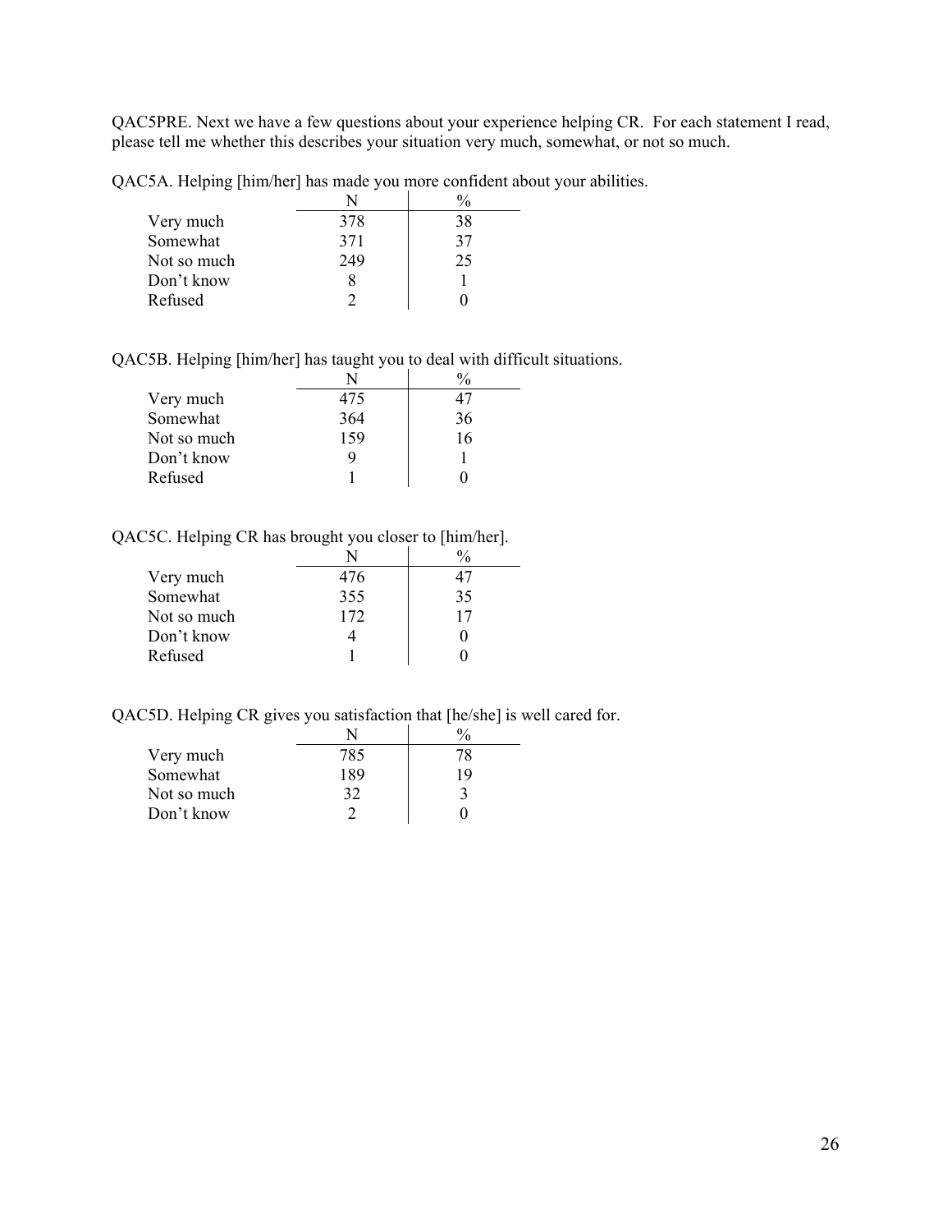QAC5PRE. Next we have a few questions about your experience helping CR. For each statement I read, please tell me whether this describes your situation very much, somewhat, or not so much.

QAC5A. Helping [him/her] has made you more confident about your abilities.

| | N | % |
|---|---|---|
| Very much | 378 | 38 |
| Somewhat | 371 | 37 |
| Not so much | 249 | 25 |
| Don't know | 8 | 1 |
| Refused | 2 | 0 |

QAC5B. Helping [him/her] has taught you to deal with difficult situations.

| | N | % |
|---|---|---|
| Very much | 475 | 47 |
| Somewhat | 364 | 36 |
| Not so much | 159 | 16 |
| Don't know | 9 | 1 |
| Refused | 1 | 0 |

QAC5C. Helping CR has brought you closer to [him/her].

| | N | % |
|---|---|---|
| Very much | 476 | 47 |
| Somewhat | 355 | 35 |
| Not so much | 172 | 17 |
| Don't know | 4 | 0 |
| Refused | 1 | 0 |

QAC5D. Helping CR gives you satisfaction that [he/she] is well cared for.

| | N | % |
|---|---|---|
| Very much | 785 | 78 |
| Somewhat | 189 | 19 |
| Not so much | 32 | 3 |
| Don't know | 2 | 0 |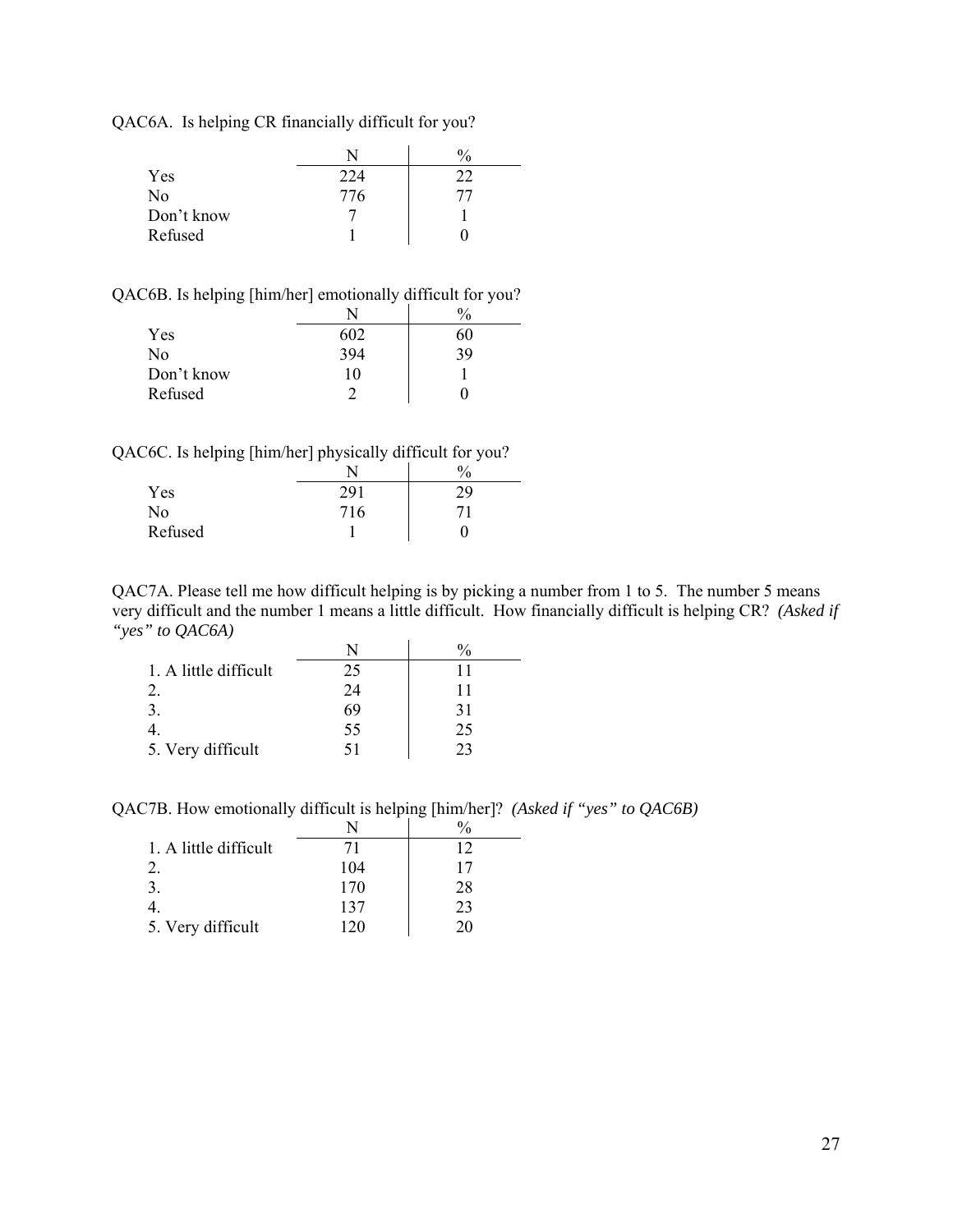QAC6A. Is helping CR financially difficult for you?

| | N | % |
|---|---|---|
| Yes | 224 | 22 |
| No | 776 | 77 |
| Don't know | 7 | 1 |
| Refused | 1 | 0 |

QAC6B. Is helping [him/her] emotionally difficult for you?

| | N | % |
|---|---|---|
| Yes | 602 | 60 |
| No | 394 | 39 |
| Don't know | 10 | 1 |
| Refused | 2 | 0 |

QAC6C. Is helping [him/her] physically difficult for you?

| | N | % |
|---|---|---|
| Yes | 291 | 29 |
| No | 716 | 71 |
| Refused | 1 | 0 |

QAC7A. Please tell me how difficult helping is by picking a number from 1 to 5. The number 5 means very difficult and the number 1 means a little difficult. How financially difficult is helping CR? *(Asked if "yes" to QAC6A)*

| | N | % |
|---|---|---|
| 1. A little difficult | 25 | 11 |
| 2. | 24 | 11 |
| 3. | 69 | 31 |
| 4. | 55 | 25 |
| 5. Very difficult | 51 | 23 |

QAC7B. How emotionally difficult is helping [him/her]? *(Asked if "yes" to QAC6B)*

| | N | % |
|---|---|---|
| 1. A little difficult | 71 | 12 |
| 2. | 104 | 17 |
| 3. | 170 | 28 |
| 4. | 137 | 23 |
| 5. Very difficult | 120 | 20 |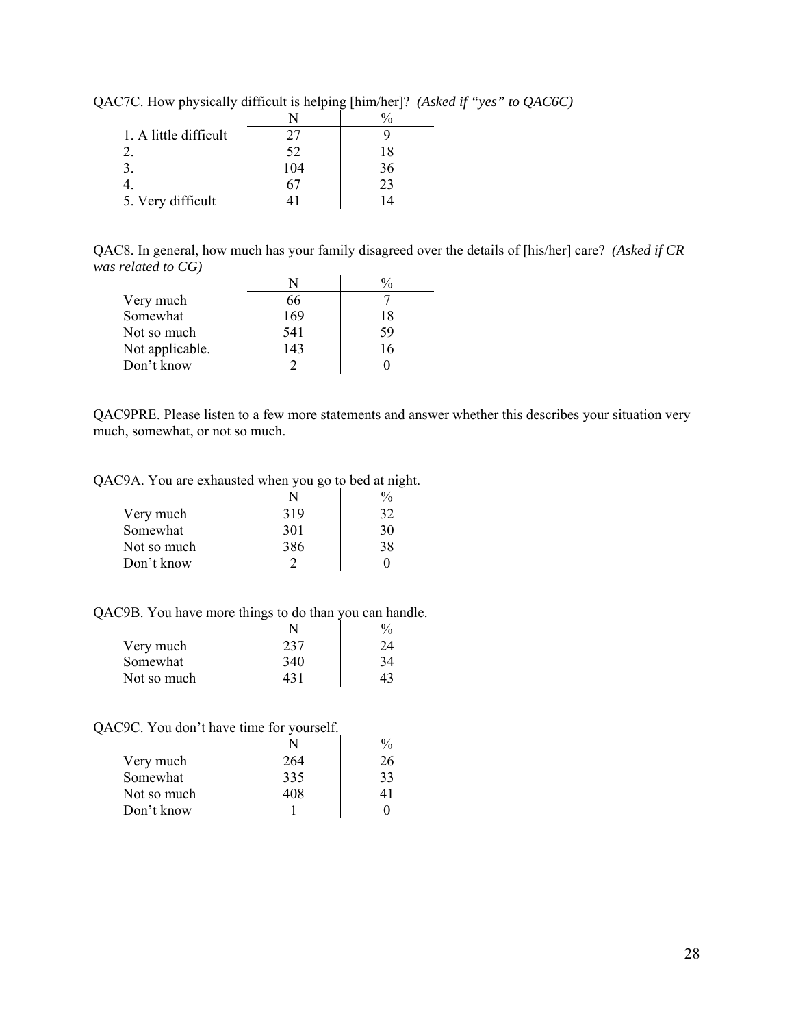QAC7C. How physically difficult is helping [him/her]? *(Asked if "yes" to QAC6C)*

| | N | % |
|---|---|---|
| 1. A little difficult | 27 | 9 |
| 2. | 52 | 18 |
| 3. | 104 | 36 |
| 4. | 67 | 23 |
| 5. Very difficult | 41 | 14 |

QAC8. In general, how much has your family disagreed over the details of [his/her] care? *(Asked if CR was related to CG)*

| | N | % |
|---|---|---|
| Very much | 66 | 7 |
| Somewhat | 169 | 18 |
| Not so much | 541 | 59 |
| Not applicable. | 143 | 16 |
| Don't know | 2 | 0 |

QAC9PRE. Please listen to a few more statements and answer whether this describes your situation very much, somewhat, or not so much.

QAC9A. You are exhausted when you go to bed at night.

| | N | % |
|---|---|---|
| Very much | 319 | 32 |
| Somewhat | 301 | 30 |
| Not so much | 386 | 38 |
| Don't know | 2 | 0 |

QAC9B. You have more things to do than you can handle.

| | N | % |
|---|---|---|
| Very much | 237 | 24 |
| Somewhat | 340 | 34 |
| Not so much | 431 | 43 |

QAC9C. You don't have time for yourself.

| | N | % |
|---|---|---|
| Very much | 264 | 26 |
| Somewhat | 335 | 33 |
| Not so much | 408 | 41 |
| Don't know | 1 | 0 |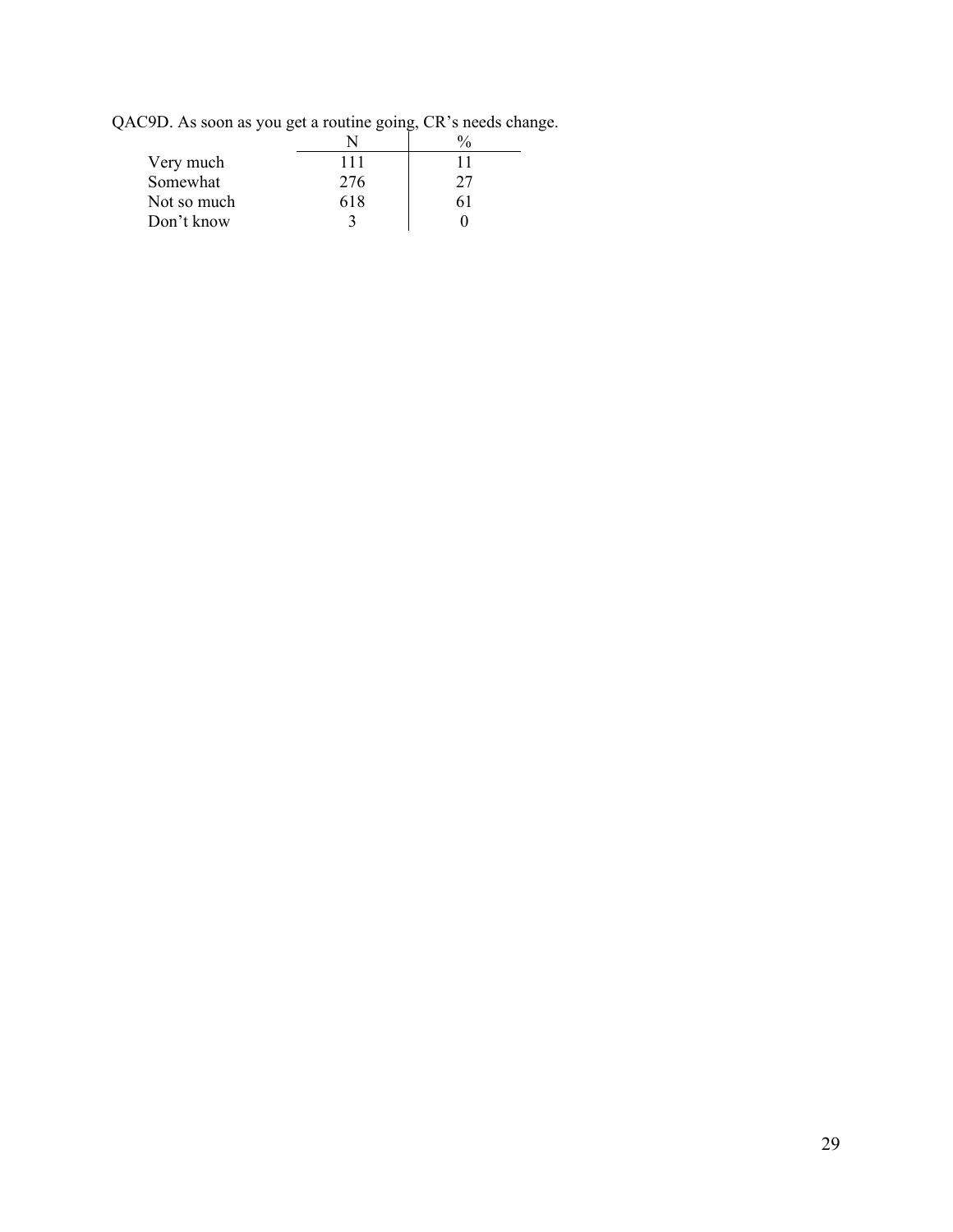QAC9D. As soon as you get a routine going, CR's needs change.

| | N | % |
|---|---|---|
| Very much | 111 | 11 |
| Somewhat | 276 | 27 |
| Not so much | 618 | 61 |
| Don't know | 3 | 0 |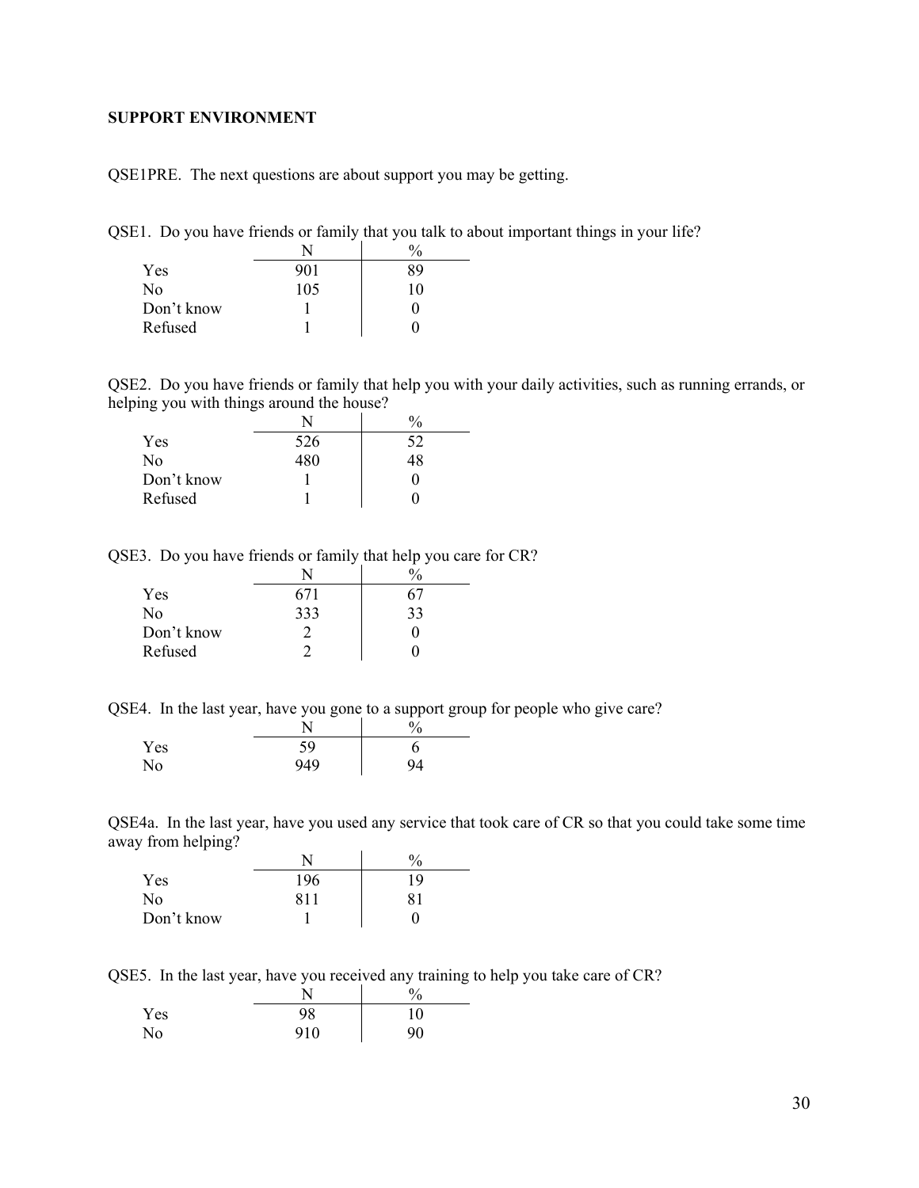## SUPPORT ENVIRONMENT

QSE1PRE. The next questions are about support you may be getting.

QSE1. Do you have friends or family that you talk to about important things in your life?

| | N | % |
|---|---|---|
| Yes | 901 | 89 |
| No | 105 | 10 |
| Don't know | 1 | 0 |
| Refused | 1 | 0 |

QSE2. Do you have friends or family that help you with your daily activities, such as running errands, or helping you with things around the house?

| | N | % |
|---|---|---|
| Yes | 526 | 52 |
| No | 480 | 48 |
| Don't know | 1 | 0 |
| Refused | 1 | 0 |

QSE3. Do you have friends or family that help you care for CR?

| | N | % |
|---|---|---|
| Yes | 671 | 67 |
| No | 333 | 33 |
| Don't know | 2 | 0 |
| Refused | 2 | 0 |

QSE4. In the last year, have you gone to a support group for people who give care?

| | N | % |
|---|---|---|
| Yes | 59 | 6 |
| No | 949 | 94 |

QSE4a. In the last year, have you used any service that took care of CR so that you could take some time away from helping?

| | N | % |
|---|---|---|
| Yes | 196 | 19 |
| No | 811 | 81 |
| Don't know | 1 | 0 |

QSE5. In the last year, have you received any training to help you take care of CR?

| | N | % |
|---|---|---|
| Yes | 98 | 10 |
| No | 910 | 90 |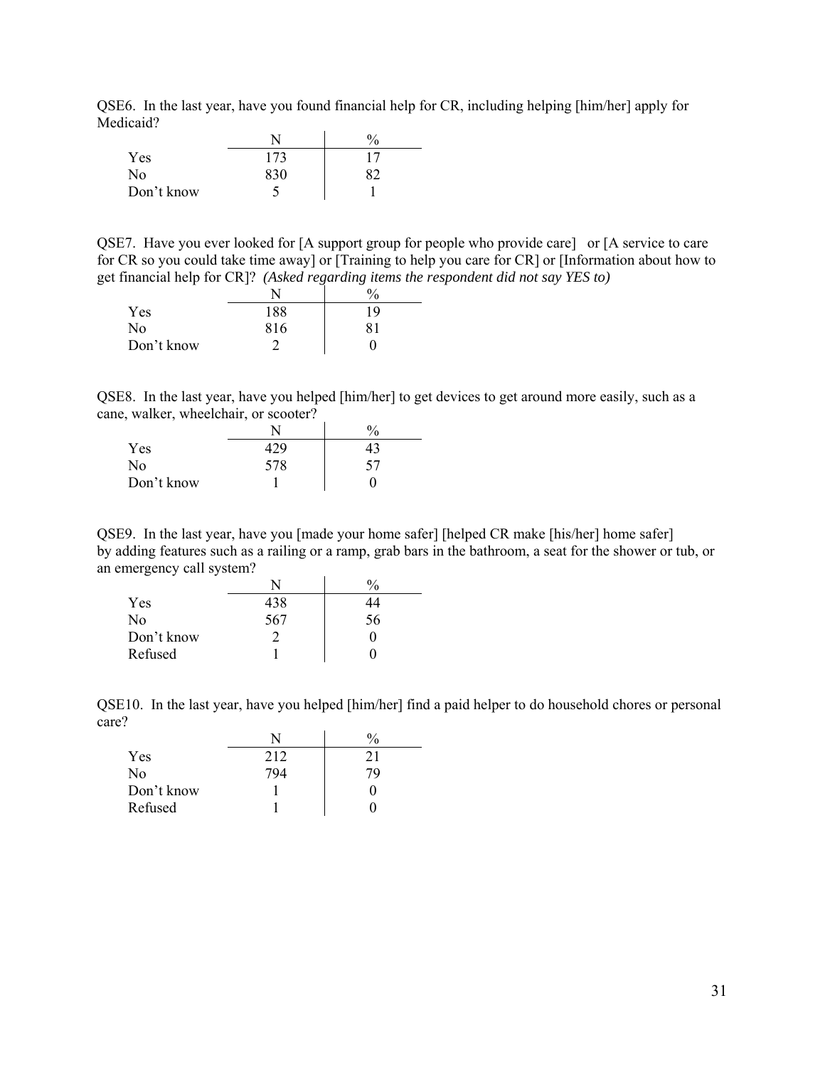QSE6. In the last year, have you found financial help for CR, including helping [him/her] apply for Medicaid?

| | N | % |
|---|---|---|
| Yes | 173 | 17 |
| No | 830 | 82 |
| Don't know | 5 | 1 |

QSE7. Have you ever looked for [A support group for people who provide care] or [A service to care for CR so you could take time away] or [Training to help you care for CR] or [Information about how to get financial help for CR]? *(Asked regarding items the respondent did not say YES to)*

| | N | % |
|---|---|---|
| Yes | 188 | 19 |
| No | 816 | 81 |
| Don't know | 2 | 0 |

QSE8. In the last year, have you helped [him/her] to get devices to get around more easily, such as a cane, walker, wheelchair, or scooter?

| | N | % |
|---|---|---|
| Yes | 429 | 43 |
| No | 578 | 57 |
| Don't know | 1 | 0 |

QSE9. In the last year, have you [made your home safer] [helped CR make [his/her] home safer] by adding features such as a railing or a ramp, grab bars in the bathroom, a seat for the shower or tub, or an emergency call system?

| | N | % |
|---|---|---|
| Yes | 438 | 44 |
| No | 567 | 56 |
| Don't know | 2 | 0 |
| Refused | 1 | 0 |

QSE10. In the last year, have you helped [him/her] find a paid helper to do household chores or personal care?

| | N | % |
|---|---|---|
| Yes | 212 | 21 |
| No | 794 | 79 |
| Don't know | 1 | 0 |
| Refused | 1 | 0 |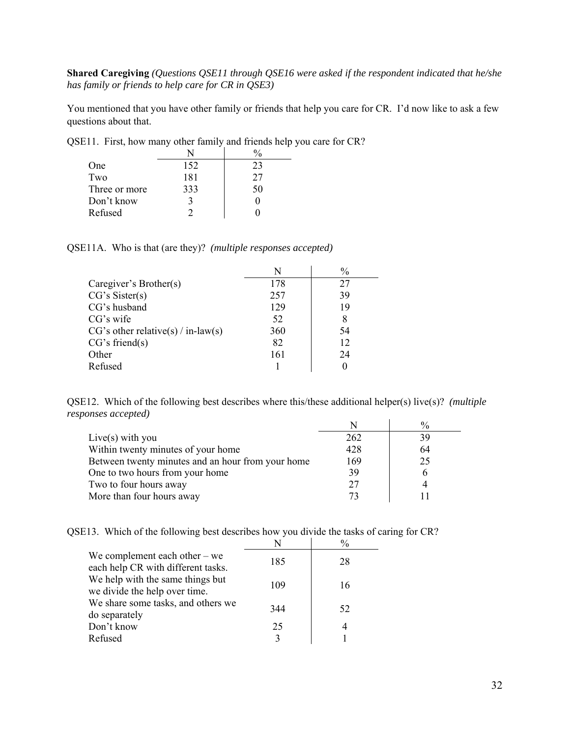**Shared Caregiving** *(Questions QSE11 through QSE16 were asked if the respondent indicated that he/she has family or friends to help care for CR in QSE3)*

You mentioned that you have other family or friends that help you care for CR. I'd now like to ask a few questions about that.

QSE11. First, how many other family and friends help you care for CR?

| | N | % |
|---|---|---|
| One | 152 | 23 |
| Two | 181 | 27 |
| Three or more | 333 | 50 |
| Don't know | 3 | 0 |
| Refused | 2 | 0 |

QSE11A. Who is that (are they)? *(multiple responses accepted)*

| | N | % |
|---|---|---|
| Caregiver's Brother(s) | 178 | 27 |
| CG's Sister(s) | 257 | 39 |
| CG's husband | 129 | 19 |
| CG's wife | 52 | 8 |
| CG's other relative(s) / in-law(s) | 360 | 54 |
| CG's friend(s) | 82 | 12 |
| Other | 161 | 24 |
| Refused | 1 | 0 |

QSE12. Which of the following best describes where this/these additional helper(s) live(s)? *(multiple responses accepted)*

| | N | % |
|---|---|---|
| Live(s) with you | 262 | 39 |
| Within twenty minutes of your home | 428 | 64 |
| Between twenty minutes and an hour from your home | 169 | 25 |
| One to two hours from your home | 39 | 6 |
| Two to four hours away | 27 | 4 |
| More than four hours away | 73 | 11 |

QSE13. Which of the following best describes how you divide the tasks of caring for CR?

| | N | % |
|---|---|---|
| We complement each other – we each help CR with different tasks. | 185 | 28 |
| We help with the same things but we divide the help over time. | 109 | 16 |
| We share some tasks, and others we do separately | 344 | 52 |
| Don't know | 25 | 4 |
| Refused | 3 | 1 |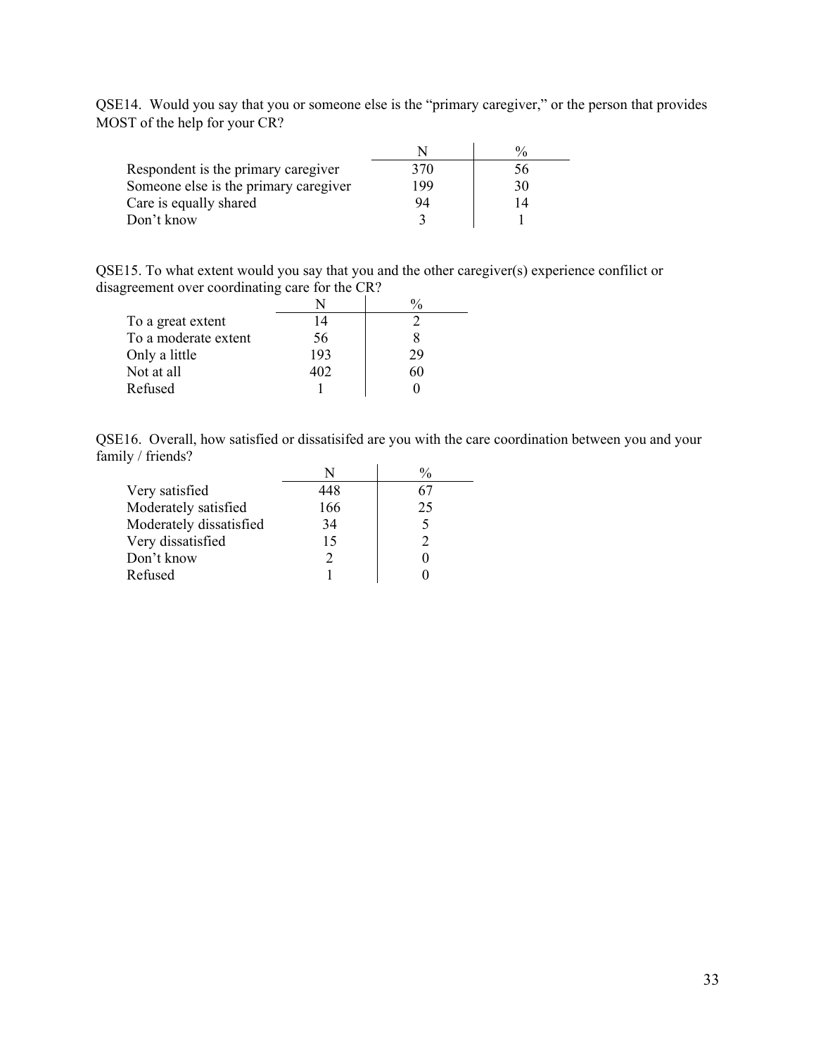QSE14. Would you say that you or someone else is the "primary caregiver," or the person that provides MOST of the help for your CR?

| | N | % |
|---|---|---|
| Respondent is the primary caregiver | 370 | 56 |
| Someone else is the primary caregiver | 199 | 30 |
| Care is equally shared | 94 | 14 |
| Don't know | 3 | 1 |

QSE15. To what extent would you say that you and the other caregiver(s) experience confilict or disagreement over coordinating care for the CR?

| | N | % |
|---|---|---|
| To a great extent | 14 | 2 |
| To a moderate extent | 56 | 8 |
| Only a little | 193 | 29 |
| Not at all | 402 | 60 |
| Refused | 1 | 0 |

QSE16. Overall, how satisfied or dissatisifed are you with the care coordination between you and your family / friends?

| | N | % |
|---|---|---|
| Very satisfied | 448 | 67 |
| Moderately satisfied | 166 | 25 |
| Moderately dissatisfied | 34 | 5 |
| Very dissatisfied | 15 | 2 |
| Don't know | 2 | 0 |
| Refused | 1 | 0 |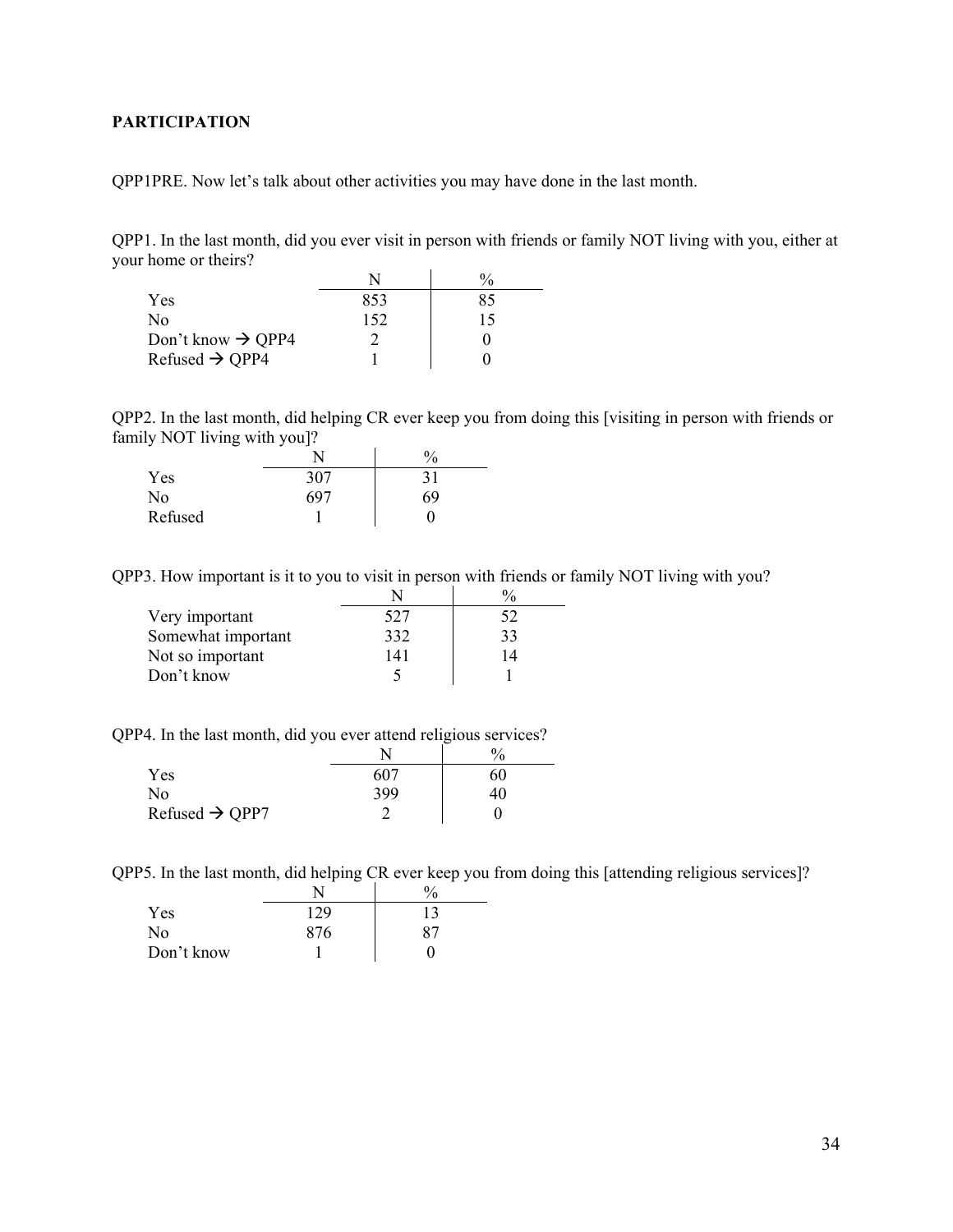**PARTICIPATION**

QPP1PRE. Now let's talk about other activities you may have done in the last month.

QPP1. In the last month, did you ever visit in person with friends or family NOT living with you, either at your home or theirs?

| | N | % |
|---|---|---|
| Yes | 853 | 85 |
| No | 152 | 15 |
| Don't know → QPP4 | 2 | 0 |
| Refused → QPP4 | 1 | 0 |

QPP2. In the last month, did helping CR ever keep you from doing this [visiting in person with friends or family NOT living with you]?

| | N | % |
|---|---|---|
| Yes | 307 | 31 |
| No | 697 | 69 |
| Refused | 1 | 0 |

QPP3. How important is it to you to visit in person with friends or family NOT living with you?

| | N | % |
|---|---|---|
| Very important | 527 | 52 |
| Somewhat important | 332 | 33 |
| Not so important | 141 | 14 |
| Don't know | 5 | 1 |

QPP4. In the last month, did you ever attend religious services?

| | N | % |
|---|---|---|
| Yes | 607 | 60 |
| No | 399 | 40 |
| Refused → QPP7 | 2 | 0 |

QPP5. In the last month, did helping CR ever keep you from doing this [attending religious services]?

| | N | % |
|---|---|---|
| Yes | 129 | 13 |
| No | 876 | 87 |
| Don't know | 1 | 0 |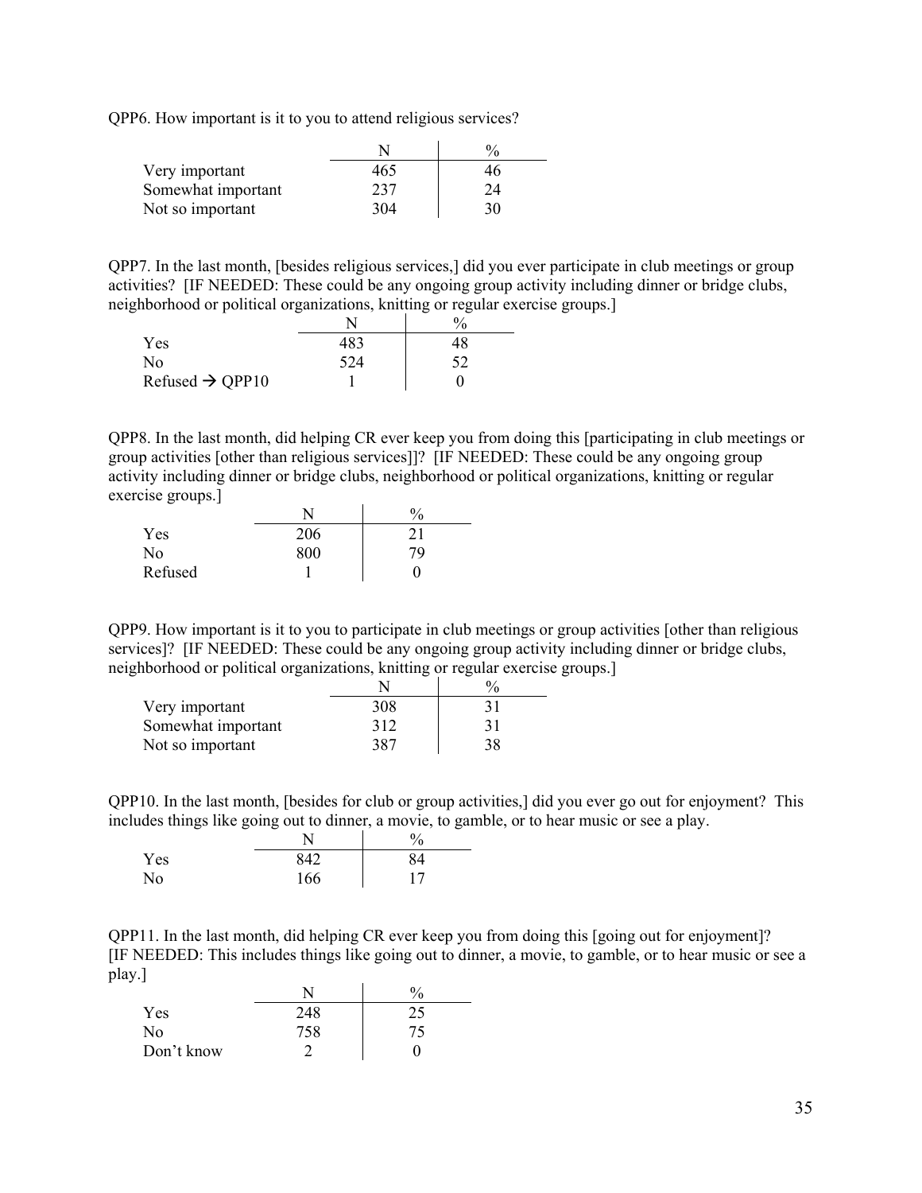QPP6. How important is it to you to attend religious services?

| | N | % |
|---|---|---|
| Very important | 465 | 46 |
| Somewhat important | 237 | 24 |
| Not so important | 304 | 30 |

QPP7. In the last month, [besides religious services,] did you ever participate in club meetings or group activities? [IF NEEDED: These could be any ongoing group activity including dinner or bridge clubs, neighborhood or political organizations, knitting or regular exercise groups.]

| | N | % |
|---|---|---|
| Yes | 483 | 48 |
| No | 524 | 52 |
| Refused → QPP10 | 1 | 0 |

QPP8. In the last month, did helping CR ever keep you from doing this [participating in club meetings or group activities [other than religious services]]? [IF NEEDED: These could be any ongoing group activity including dinner or bridge clubs, neighborhood or political organizations, knitting or regular exercise groups.]

| | N | % |
|---|---|---|
| Yes | 206 | 21 |
| No | 800 | 79 |
| Refused | 1 | 0 |

QPP9. How important is it to you to participate in club meetings or group activities [other than religious services]? [IF NEEDED: These could be any ongoing group activity including dinner or bridge clubs, neighborhood or political organizations, knitting or regular exercise groups.]

| | N | % |
|---|---|---|
| Very important | 308 | 31 |
| Somewhat important | 312 | 31 |
| Not so important | 387 | 38 |

QPP10. In the last month, [besides for club or group activities,] did you ever go out for enjoyment? This includes things like going out to dinner, a movie, to gamble, or to hear music or see a play.

| | N | % |
|---|---|---|
| Yes | 842 | 84 |
| No | 166 | 17 |

QPP11. In the last month, did helping CR ever keep you from doing this [going out for enjoyment]? [IF NEEDED: This includes things like going out to dinner, a movie, to gamble, or to hear music or see a play.]

| | N | % |
|---|---|---|
| Yes | 248 | 25 |
| No | 758 | 75 |
| Don't know | 2 | 0 |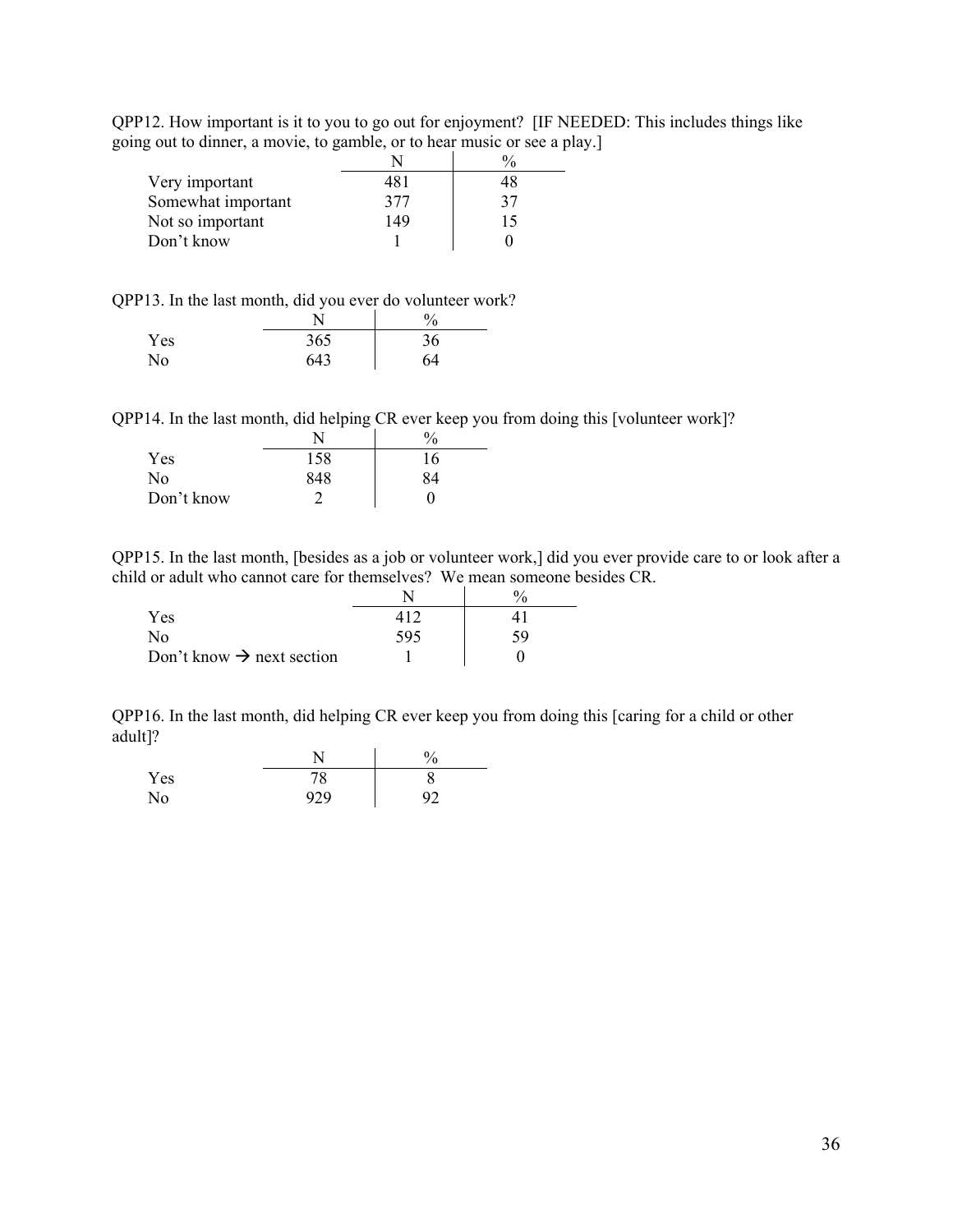QPP12. How important is it to you to go out for enjoyment? [IF NEEDED: This includes things like going out to dinner, a movie, to gamble, or to hear music or see a play.]

| | N | % |
|---|---|---|
| Very important | 481 | 48 |
| Somewhat important | 377 | 37 |
| Not so important | 149 | 15 |
| Don't know | 1 | 0 |

QPP13. In the last month, did you ever do volunteer work?

| | N | % |
|---|---|---|
| Yes | 365 | 36 |
| No | 643 | 64 |

QPP14. In the last month, did helping CR ever keep you from doing this [volunteer work]?

| | N | % |
|---|---|---|
| Yes | 158 | 16 |
| No | 848 | 84 |
| Don't know | 2 | 0 |

QPP15. In the last month, [besides as a job or volunteer work,] did you ever provide care to or look after a child or adult who cannot care for themselves? We mean someone besides CR.

| | N | % |
|---|---|---|
| Yes | 412 | 41 |
| No | 595 | 59 |
| Don't know → next section | 1 | 0 |

QPP16. In the last month, did helping CR ever keep you from doing this [caring for a child or other adult]?

| | N | % |
|---|---|---|
| Yes | 78 | 8 |
| No | 929 | 92 |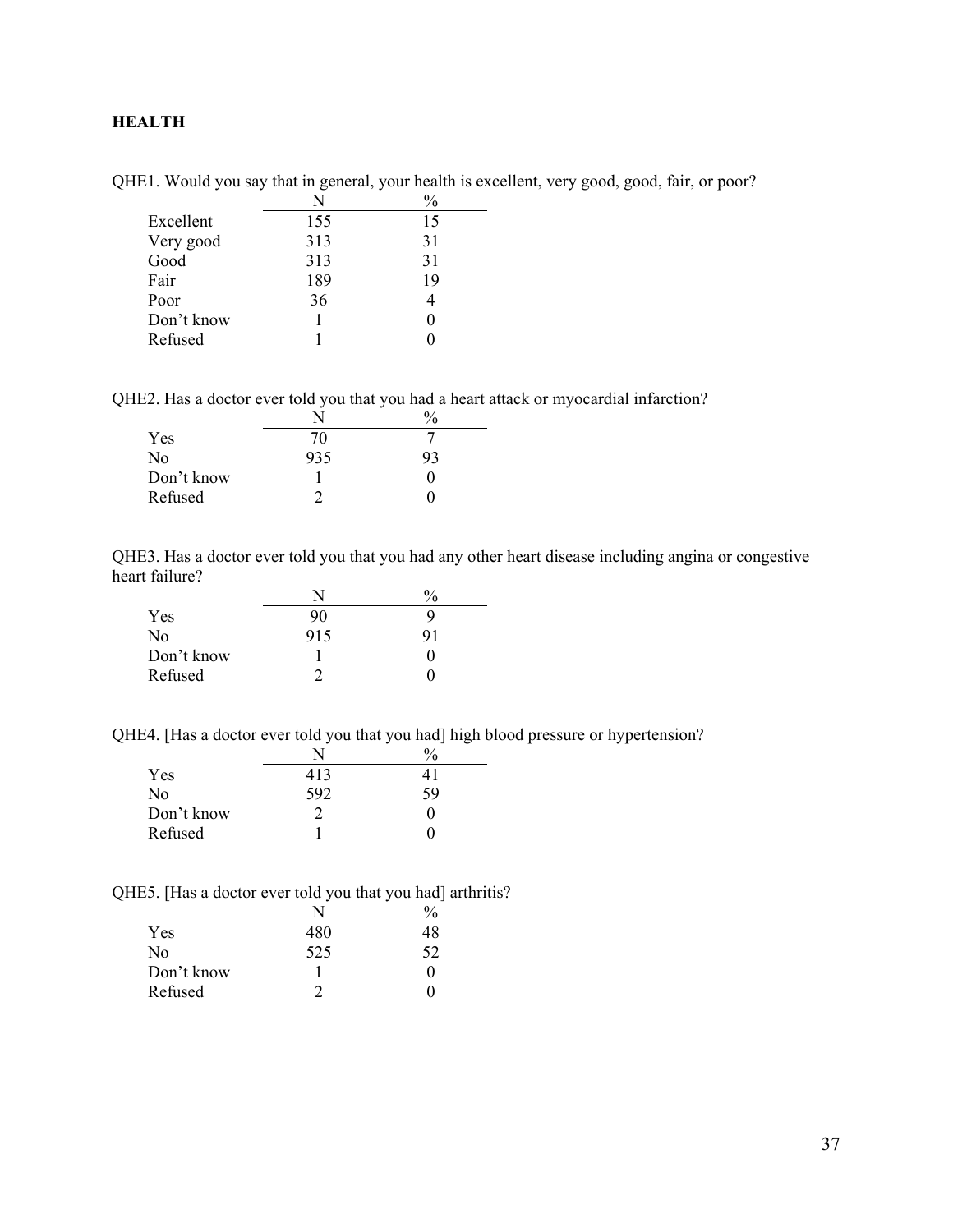## HEALTH

QHE1. Would you say that in general, your health is excellent, very good, good, fair, or poor?

| | N | % |
|---|---|---|
| Excellent | 155 | 15 |
| Very good | 313 | 31 |
| Good | 313 | 31 |
| Fair | 189 | 19 |
| Poor | 36 | 4 |
| Don't know | 1 | 0 |
| Refused | 1 | 0 |

QHE2. Has a doctor ever told you that you had a heart attack or myocardial infarction?

| | N | % |
|---|---|---|
| Yes | 70 | 7 |
| No | 935 | 93 |
| Don't know | 1 | 0 |
| Refused | 2 | 0 |

QHE3. Has a doctor ever told you that you had any other heart disease including angina or congestive heart failure?

| | N | % |
|---|---|---|
| Yes | 90 | 9 |
| No | 915 | 91 |
| Don't know | 1 | 0 |
| Refused | 2 | 0 |

QHE4. [Has a doctor ever told you that you had] high blood pressure or hypertension?

| | N | % |
|---|---|---|
| Yes | 413 | 41 |
| No | 592 | 59 |
| Don't know | 2 | 0 |
| Refused | 1 | 0 |

QHE5. [Has a doctor ever told you that you had] arthritis?

| | N | % |
|---|---|---|
| Yes | 480 | 48 |
| No | 525 | 52 |
| Don't know | 1 | 0 |
| Refused | 2 | 0 |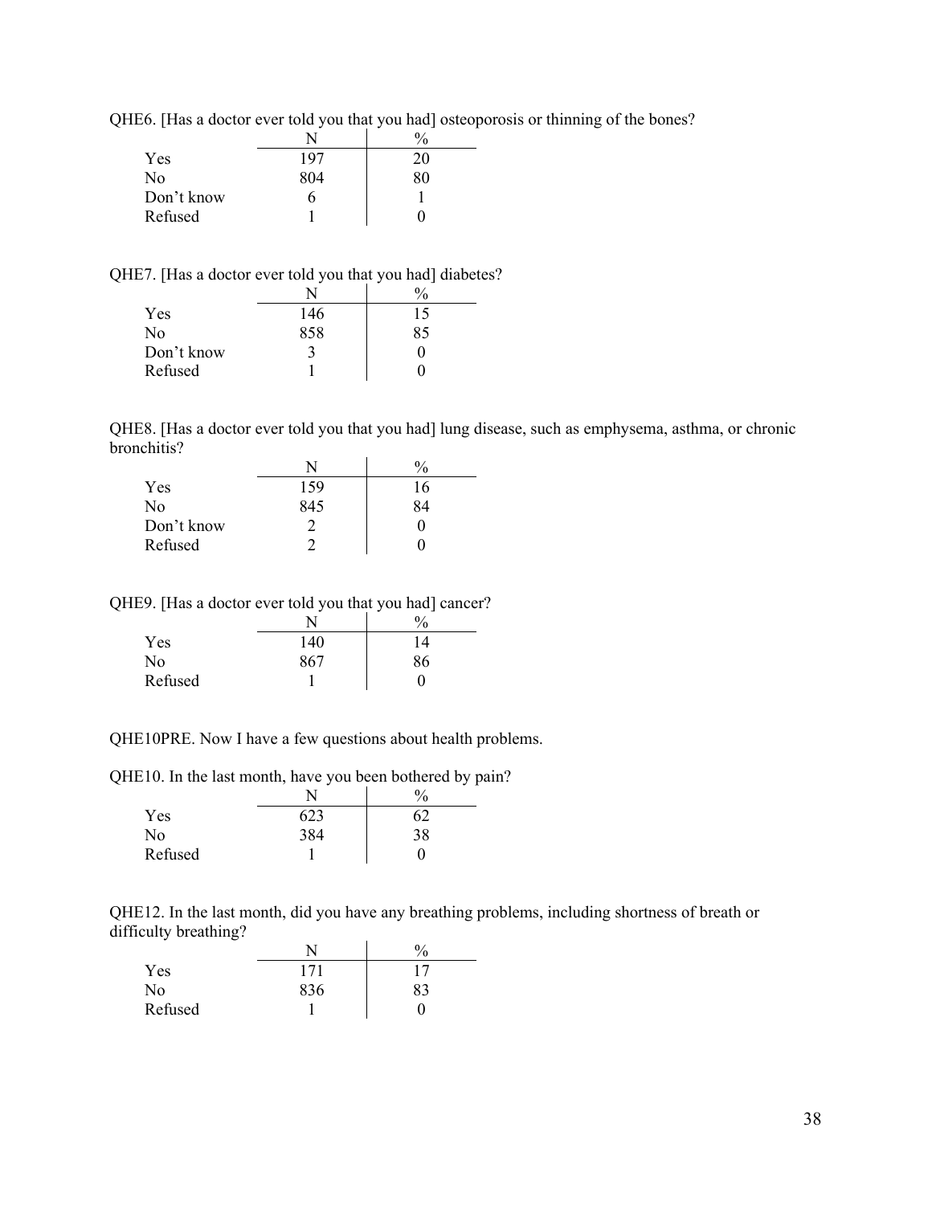QHE6. [Has a doctor ever told you that you had] osteoporosis or thinning of the bones?

| | N | % |
|---|---|---|
| Yes | 197 | 20 |
| No | 804 | 80 |
| Don't know | 6 | 1 |
| Refused | 1 | 0 |

QHE7. [Has a doctor ever told you that you had] diabetes?

| | N | % |
|---|---|---|
| Yes | 146 | 15 |
| No | 858 | 85 |
| Don't know | 3 | 0 |
| Refused | 1 | 0 |

QHE8. [Has a doctor ever told you that you had] lung disease, such as emphysema, asthma, or chronic bronchitis?

| | N | % |
|---|---|---|
| Yes | 159 | 16 |
| No | 845 | 84 |
| Don't know | 2 | 0 |
| Refused | 2 | 0 |

QHE9. [Has a doctor ever told you that you had] cancer?

| | N | % |
|---|---|---|
| Yes | 140 | 14 |
| No | 867 | 86 |
| Refused | 1 | 0 |

QHE10PRE. Now I have a few questions about health problems.

QHE10. In the last month, have you been bothered by pain?

| | N | % |
|---|---|---|
| Yes | 623 | 62 |
| No | 384 | 38 |
| Refused | 1 | 0 |

QHE12. In the last month, did you have any breathing problems, including shortness of breath or difficulty breathing?

| | N | % |
|---|---|---|
| Yes | 171 | 17 |
| No | 836 | 83 |
| Refused | 1 | 0 |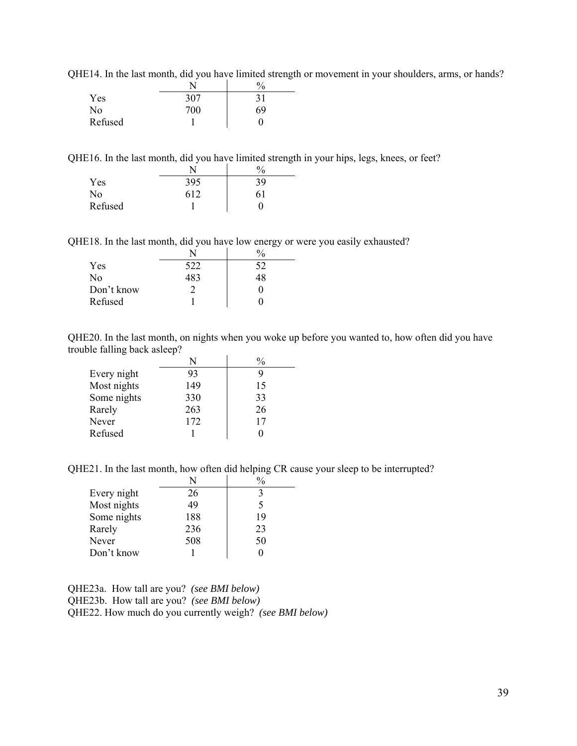QHE14. In the last month, did you have limited strength or movement in your shoulders, arms, or hands?

| | N | % |
|---|---|---|
| Yes | 307 | 31 |
| No | 700 | 69 |
| Refused | 1 | 0 |

QHE16. In the last month, did you have limited strength in your hips, legs, knees, or feet?

| | N | % |
|---|---|---|
| Yes | 395 | 39 |
| No | 612 | 61 |
| Refused | 1 | 0 |

QHE18. In the last month, did you have low energy or were you easily exhausted?

| | N | % |
|---|---|---|
| Yes | 522 | 52 |
| No | 483 | 48 |
| Don't know | 2 | 0 |
| Refused | 1 | 0 |

QHE20. In the last month, on nights when you woke up before you wanted to, how often did you have trouble falling back asleep?

| | N | % |
|---|---|---|
| Every night | 93 | 9 |
| Most nights | 149 | 15 |
| Some nights | 330 | 33 |
| Rarely | 263 | 26 |
| Never | 172 | 17 |
| Refused | 1 | 0 |

QHE21. In the last month, how often did helping CR cause your sleep to be interrupted?

| | N | % |
|---|---|---|
| Every night | 26 | 3 |
| Most nights | 49 | 5 |
| Some nights | 188 | 19 |
| Rarely | 236 | 23 |
| Never | 508 | 50 |
| Don't know | 1 | 0 |

QHE23a. How tall are you? *(see BMI below)*
QHE23b. How tall are you? *(see BMI below)*
QHE22. How much do you currently weigh? *(see BMI below)*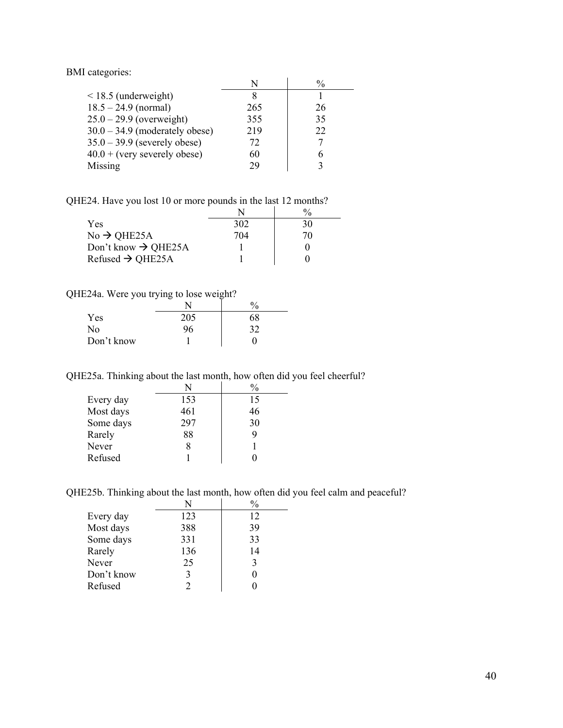BMI categories:

| | N | % |
|---|---|---|
| < 18.5 (underweight) | 8 | 1 |
| 18.5 – 24.9 (normal) | 265 | 26 |
| 25.0 – 29.9 (overweight) | 355 | 35 |
| 30.0 – 34.9 (moderately obese) | 219 | 22 |
| 35.0 – 39.9 (severely obese) | 72 | 7 |
| 40.0 + (very severely obese) | 60 | 6 |
| Missing | 29 | 3 |

QHE24. Have you lost 10 or more pounds in the last 12 months?

| | N | % |
|---|---|---|
| Yes | 302 | 30 |
| No → QHE25A | 704 | 70 |
| Don't know → QHE25A | 1 | 0 |
| Refused → QHE25A | 1 | 0 |

QHE24a. Were you trying to lose weight?

| | N | % |
|---|---|---|
| Yes | 205 | 68 |
| No | 96 | 32 |
| Don't know | 1 | 0 |

QHE25a. Thinking about the last month, how often did you feel cheerful?

| | N | % |
|---|---|---|
| Every day | 153 | 15 |
| Most days | 461 | 46 |
| Some days | 297 | 30 |
| Rarely | 88 | 9 |
| Never | 8 | 1 |
| Refused | 1 | 0 |

QHE25b. Thinking about the last month, how often did you feel calm and peaceful?

| | N | % |
|---|---|---|
| Every day | 123 | 12 |
| Most days | 388 | 39 |
| Some days | 331 | 33 |
| Rarely | 136 | 14 |
| Never | 25 | 3 |
| Don't know | 3 | 0 |
| Refused | 2 | 0 |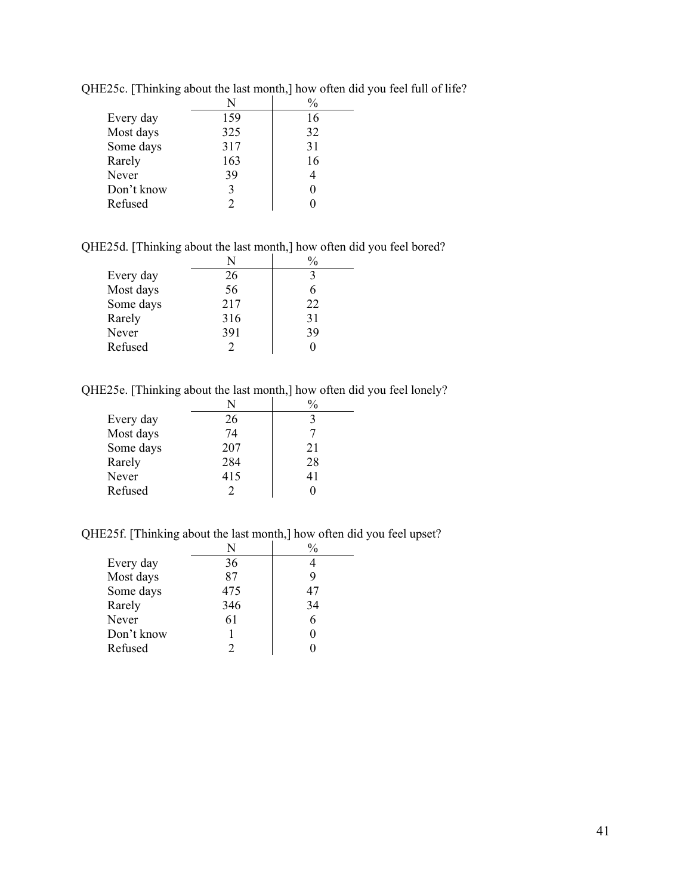QHE25c. [Thinking about the last month,] how often did you feel full of life?

| | N | % |
|---|---|---|
| Every day | 159 | 16 |
| Most days | 325 | 32 |
| Some days | 317 | 31 |
| Rarely | 163 | 16 |
| Never | 39 | 4 |
| Don't know | 3 | 0 |
| Refused | 2 | 0 |

QHE25d. [Thinking about the last month,] how often did you feel bored?

| | N | % |
|---|---|---|
| Every day | 26 | 3 |
| Most days | 56 | 6 |
| Some days | 217 | 22 |
| Rarely | 316 | 31 |
| Never | 391 | 39 |
| Refused | 2 | 0 |

QHE25e. [Thinking about the last month,] how often did you feel lonely?

| | N | % |
|---|---|---|
| Every day | 26 | 3 |
| Most days | 74 | 7 |
| Some days | 207 | 21 |
| Rarely | 284 | 28 |
| Never | 415 | 41 |
| Refused | 2 | 0 |

QHE25f. [Thinking about the last month,] how often did you feel upset?

| | N | % |
|---|---|---|
| Every day | 36 | 4 |
| Most days | 87 | 9 |
| Some days | 475 | 47 |
| Rarely | 346 | 34 |
| Never | 61 | 6 |
| Don't know | 1 | 0 |
| Refused | 2 | 0 |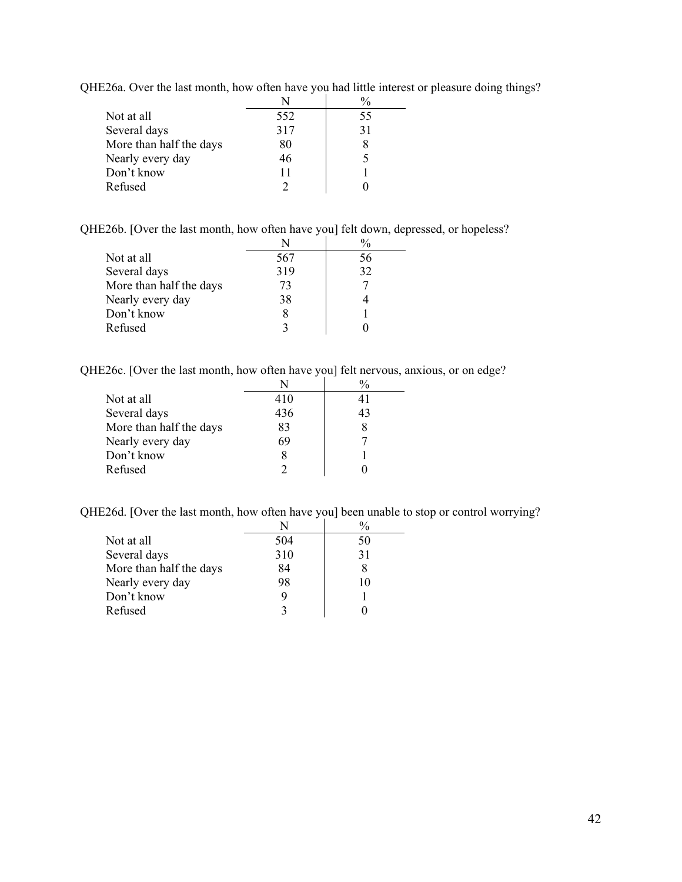QHE26a. Over the last month, how often have you had little interest or pleasure doing things?

| | N | % |
|---|---|---|
| Not at all | 552 | 55 |
| Several days | 317 | 31 |
| More than half the days | 80 | 8 |
| Nearly every day | 46 | 5 |
| Don’t know | 11 | 1 |
| Refused | 2 | 0 |

QHE26b. [Over the last month, how often have you] felt down, depressed, or hopeless?

| | N | % |
|---|---|---|
| Not at all | 567 | 56 |
| Several days | 319 | 32 |
| More than half the days | 73 | 7 |
| Nearly every day | 38 | 4 |
| Don’t know | 8 | 1 |
| Refused | 3 | 0 |

QHE26c. [Over the last month, how often have you] felt nervous, anxious, or on edge?

| | N | % |
|---|---|---|
| Not at all | 410 | 41 |
| Several days | 436 | 43 |
| More than half the days | 83 | 8 |
| Nearly every day | 69 | 7 |
| Don’t know | 8 | 1 |
| Refused | 2 | 0 |

QHE26d. [Over the last month, how often have you] been unable to stop or control worrying?

| | N | % |
|---|---|---|
| Not at all | 504 | 50 |
| Several days | 310 | 31 |
| More than half the days | 84 | 8 |
| Nearly every day | 98 | 10 |
| Don’t know | 9 | 1 |
| Refused | 3 | 0 |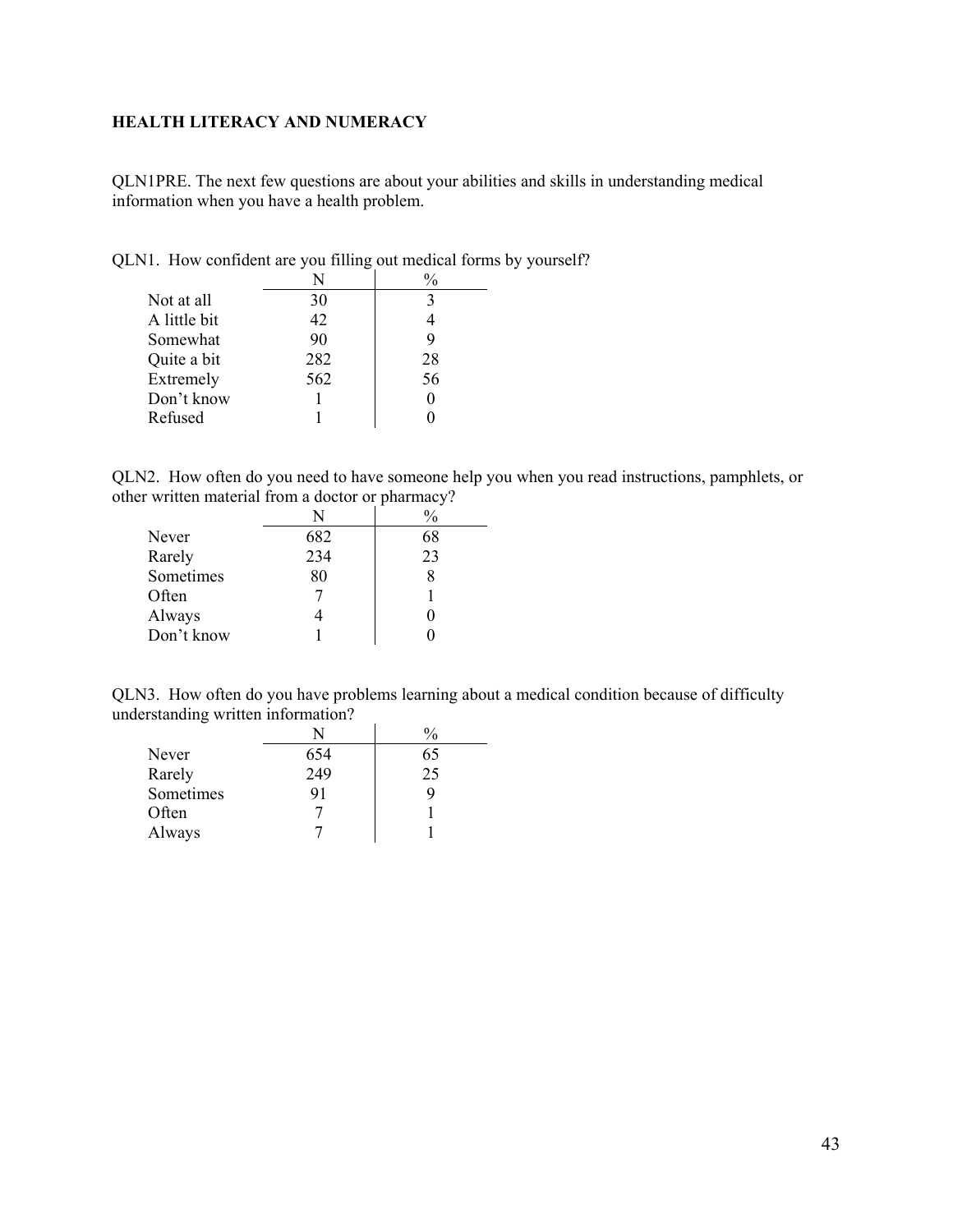**HEALTH LITERACY AND NUMERACY**

QLN1PRE. The next few questions are about your abilities and skills in understanding medical information when you have a health problem.

QLN1. How confident are you filling out medical forms by yourself?

| | N | % |
|---|---|---|
| Not at all | 30 | 3 |
| A little bit | 42 | 4 |
| Somewhat | 90 | 9 |
| Quite a bit | 282 | 28 |
| Extremely | 562 | 56 |
| Don't know | 1 | 0 |
| Refused | 1 | 0 |

QLN2. How often do you need to have someone help you when you read instructions, pamphlets, or other written material from a doctor or pharmacy?

| | N | % |
|---|---|---|
| Never | 682 | 68 |
| Rarely | 234 | 23 |
| Sometimes | 80 | 8 |
| Often | 7 | 1 |
| Always | 4 | 0 |
| Don't know | 1 | 0 |

QLN3. How often do you have problems learning about a medical condition because of difficulty understanding written information?

| | N | % |
|---|---|---|
| Never | 654 | 65 |
| Rarely | 249 | 25 |
| Sometimes | 91 | 9 |
| Often | 7 | 1 |
| Always | 7 | 1 |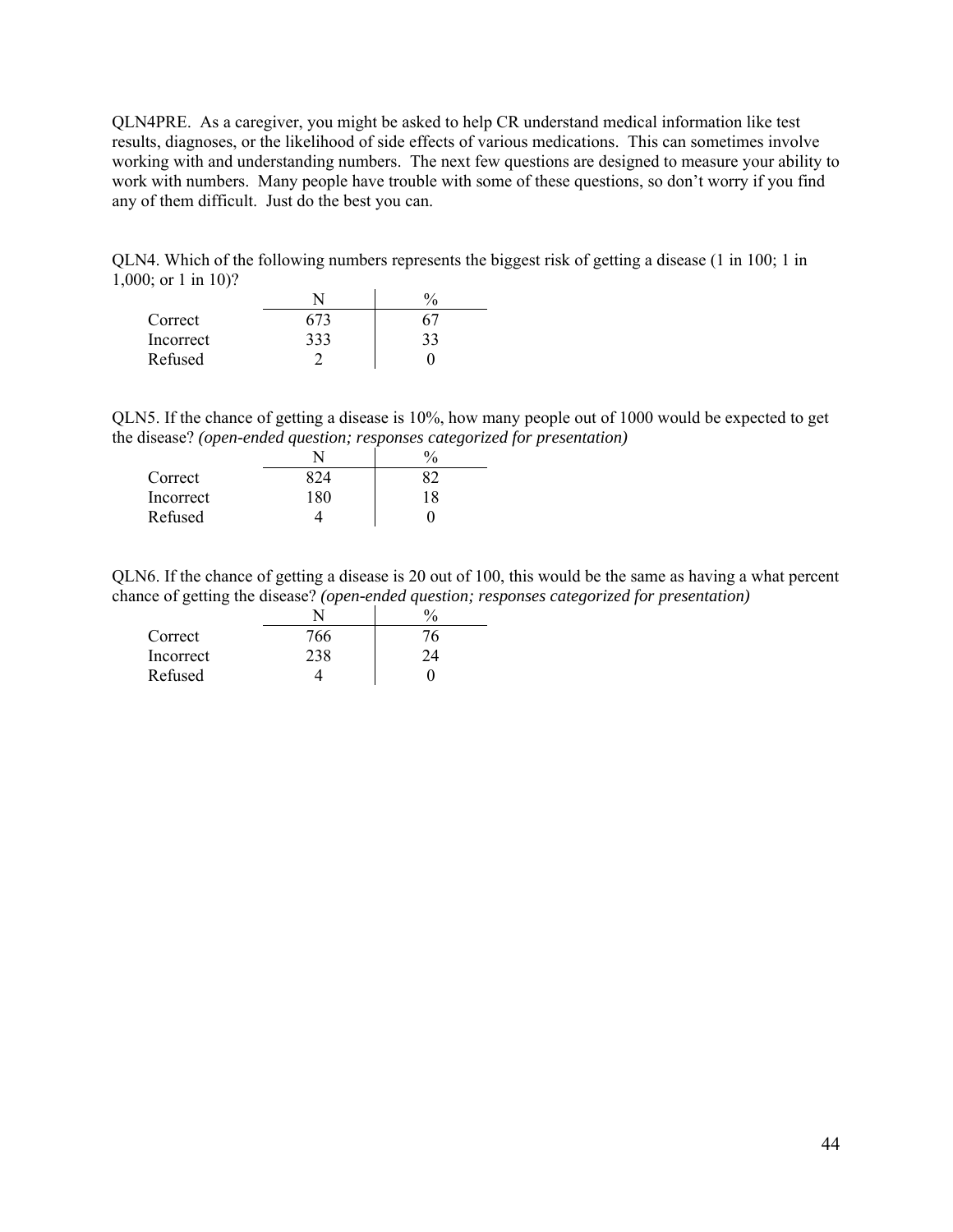QLN4PRE. As a caregiver, you might be asked to help CR understand medical information like test results, diagnoses, or the likelihood of side effects of various medications. This can sometimes involve working with and understanding numbers. The next few questions are designed to measure your ability to work with numbers. Many people have trouble with some of these questions, so don't worry if you find any of them difficult. Just do the best you can.

QLN4. Which of the following numbers represents the biggest risk of getting a disease (1 in 100; 1 in 1,000; or 1 in 10)?

| | N | % |
|---|---|---|
| Correct | 673 | 67 |
| Incorrect | 333 | 33 |
| Refused | 2 | 0 |

QLN5. If the chance of getting a disease is 10%, how many people out of 1000 would be expected to get the disease? *(open-ended question; responses categorized for presentation)*

| | N | % |
|---|---|---|
| Correct | 824 | 82 |
| Incorrect | 180 | 18 |
| Refused | 4 | 0 |

QLN6. If the chance of getting a disease is 20 out of 100, this would be the same as having a what percent chance of getting the disease? *(open-ended question; responses categorized for presentation)*

| | N | % |
|---|---|---|
| Correct | 766 | 76 |
| Incorrect | 238 | 24 |
| Refused | 4 | 0 |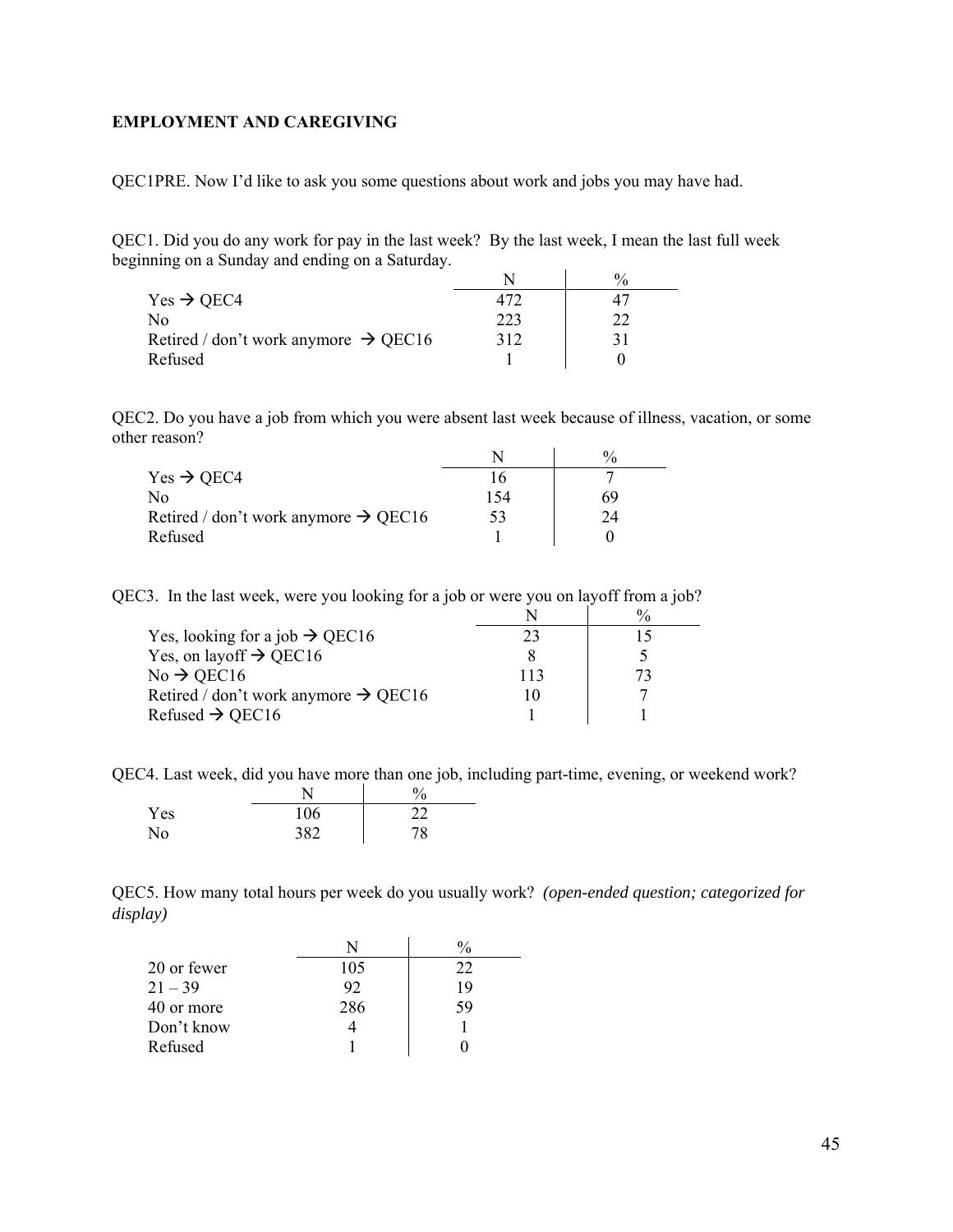**EMPLOYMENT AND CAREGIVING**

QEC1PRE. Now I'd like to ask you some questions about work and jobs you may have had.

QEC1. Did you do any work for pay in the last week? By the last week, I mean the last full week beginning on a Sunday and ending on a Saturday.

| | N | % |
|---|---|---|
| Yes → QEC4 | 472 | 47 |
| No | 223 | 22 |
| Retired / don't work anymore → QEC16 | 312 | 31 |
| Refused | 1 | 0 |

QEC2. Do you have a job from which you were absent last week because of illness, vacation, or some other reason?

| | N | % |
|---|---|---|
| Yes → QEC4 | 16 | 7 |
| No | 154 | 69 |
| Retired / don't work anymore → QEC16 | 53 | 24 |
| Refused | 1 | 0 |

QEC3. In the last week, were you looking for a job or were you on layoff from a job?

| | N | % |
|---|---|---|
| Yes, looking for a job → QEC16 | 23 | 15 |
| Yes, on layoff → QEC16 | 8 | 5 |
| No → QEC16 | 113 | 73 |
| Retired / don't work anymore → QEC16 | 10 | 7 |
| Refused → QEC16 | 1 | 1 |

QEC4. Last week, did you have more than one job, including part-time, evening, or weekend work?

| | N | % |
|---|---|---|
| Yes | 106 | 22 |
| No | 382 | 78 |

QEC5. How many total hours per week do you usually work? *(open-ended question; categorized for display)*

| | N | % |
|---|---|---|
| 20 or fewer | 105 | 22 |
| 21 – 39 | 92 | 19 |
| 40 or more | 286 | 59 |
| Don't know | 4 | 1 |
| Refused | 1 | 0 |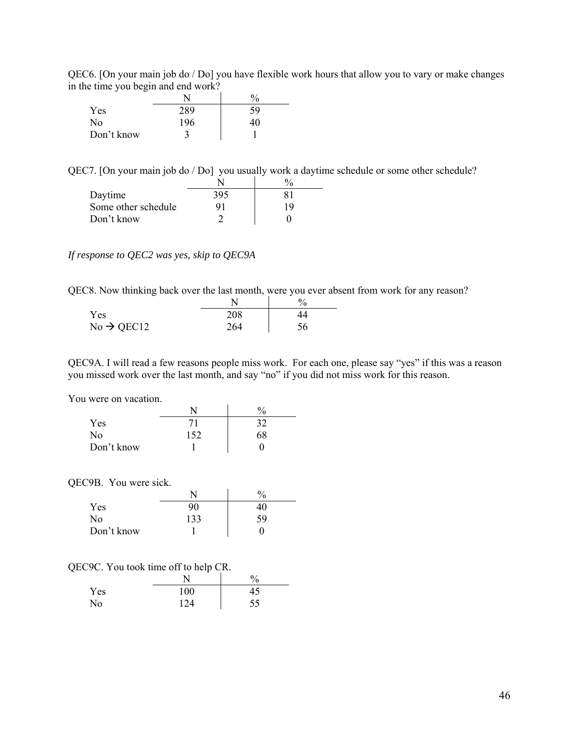QEC6. [On your main job do / Do] you have flexible work hours that allow you to vary or make changes in the time you begin and end work?

| | N | % |
|---|---|---|
| Yes | 289 | 59 |
| No | 196 | 40 |
| Don't know | 3 | 1 |

QEC7. [On your main job do / Do] you usually work a daytime schedule or some other schedule?

| | N | % |
|---|---|---|
| Daytime | 395 | 81 |
| Some other schedule | 91 | 19 |
| Don't know | 2 | 0 |

*If response to QEC2 was yes, skip to QEC9A*

QEC8. Now thinking back over the last month, were you ever absent from work for any reason?

| | N | % |
|---|---|---|
| Yes | 208 | 44 |
| No → QEC12 | 264 | 56 |

QEC9A. I will read a few reasons people miss work. For each one, please say "yes" if this was a reason you missed work over the last month, and say "no" if you did not miss work for this reason.

You were on vacation.

| | N | % |
|---|---|---|
| Yes | 71 | 32 |
| No | 152 | 68 |
| Don't know | 1 | 0 |

QEC9B. You were sick.

| | N | % |
|---|---|---|
| Yes | 90 | 40 |
| No | 133 | 59 |
| Don't know | 1 | 0 |

QEC9C. You took time off to help CR.

| | N | % |
|---|---|---|
| Yes | 100 | 45 |
| No | 124 | 55 |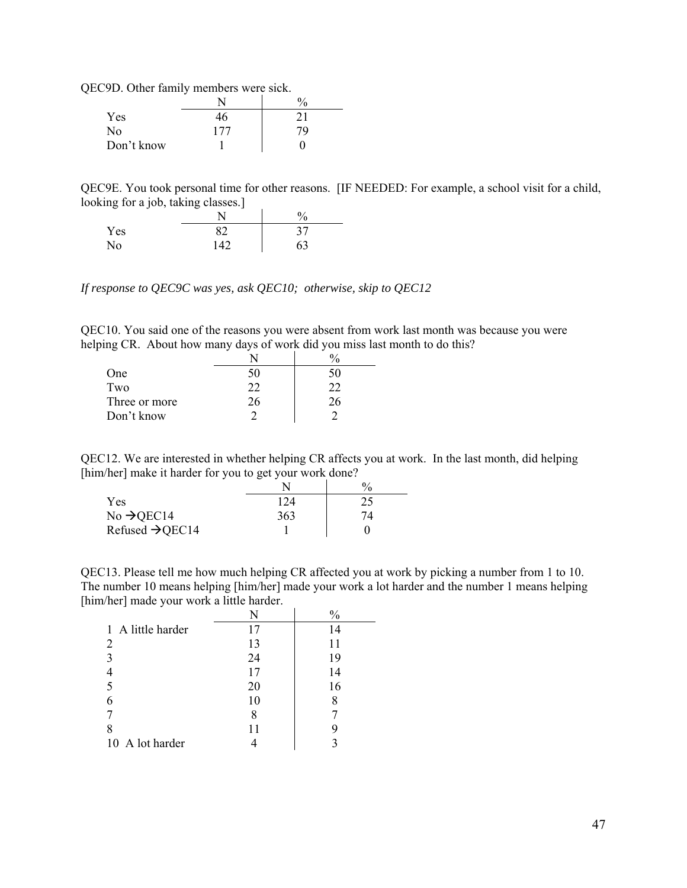QEC9D. Other family members were sick.

| | N | % |
|---|---|---|
| Yes | 46 | 21 |
| No | 177 | 79 |
| Don't know | 1 | 0 |

QEC9E. You took personal time for other reasons. [IF NEEDED: For example, a school visit for a child, looking for a job, taking classes.]

| | N | % |
|---|---|---|
| Yes | 82 | 37 |
| No | 142 | 63 |

*If response to QEC9C was yes, ask QEC10; otherwise, skip to QEC12*

QEC10. You said one of the reasons you were absent from work last month was because you were helping CR. About how many days of work did you miss last month to do this?

| | N | % |
|---|---|---|
| One | 50 | 50 |
| Two | 22 | 22 |
| Three or more | 26 | 26 |
| Don't know | 2 | 2 |

QEC12. We are interested in whether helping CR affects you at work. In the last month, did helping [him/her] make it harder for you to get your work done?

| | N | % |
|---|---|---|
| Yes | 124 | 25 |
| No →QEC14 | 363 | 74 |
| Refused →QEC14 | 1 | 0 |

QEC13. Please tell me how much helping CR affected you at work by picking a number from 1 to 10. The number 10 means helping [him/her] made your work a lot harder and the number 1 means helping [him/her] made your work a little harder.

| | N | % |
|---|---|---|
| 1 A little harder | 17 | 14 |
| 2 | 13 | 11 |
| 3 | 24 | 19 |
| 4 | 17 | 14 |
| 5 | 20 | 16 |
| 6 | 10 | 8 |
| 7 | 8 | 7 |
| 8 | 11 | 9 |
| 10 A lot harder | 4 | 3 |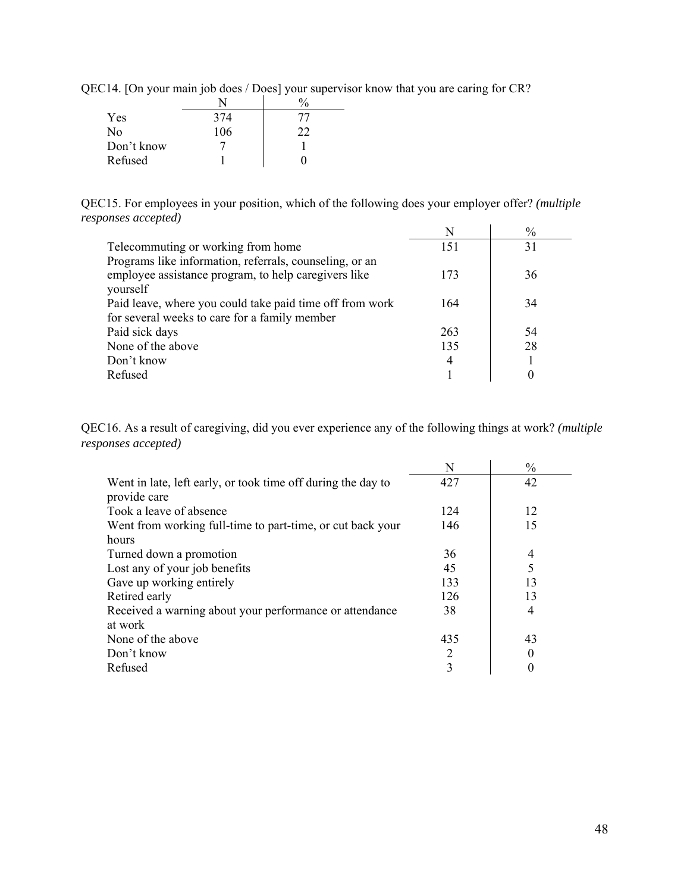QEC14. [On your main job does / Does] your supervisor know that you are caring for CR?

| | N | % |
|---|---|---|
| Yes | 374 | 77 |
| No | 106 | 22 |
| Don't know | 7 | 1 |
| Refused | 1 | 0 |

QEC15. For employees in your position, which of the following does your employer offer? *(multiple responses accepted)*

| | N | % |
|---|---|---|
| Telecommuting or working from home | 151 | 31 |
| Programs like information, referrals, counseling, or an employee assistance program, to help caregivers like yourself | 173 | 36 |
| Paid leave, where you could take paid time off from work for several weeks to care for a family member | 164 | 34 |
| Paid sick days | 263 | 54 |
| None of the above | 135 | 28 |
| Don't know | 4 | 1 |
| Refused | 1 | 0 |

QEC16. As a result of caregiving, did you ever experience any of the following things at work? *(multiple responses accepted)*

| | N | % |
|---|---|---|
| Went in late, left early, or took time off during the day to provide care | 427 | 42 |
| Took a leave of absence | 124 | 12 |
| Went from working full-time to part-time, or cut back your hours | 146 | 15 |
| Turned down a promotion | 36 | 4 |
| Lost any of your job benefits | 45 | 5 |
| Gave up working entirely | 133 | 13 |
| Retired early | 126 | 13 |
| Received a warning about your performance or attendance at work | 38 | 4 |
| None of the above | 435 | 43 |
| Don't know | 2 | 0 |
| Refused | 3 | 0 |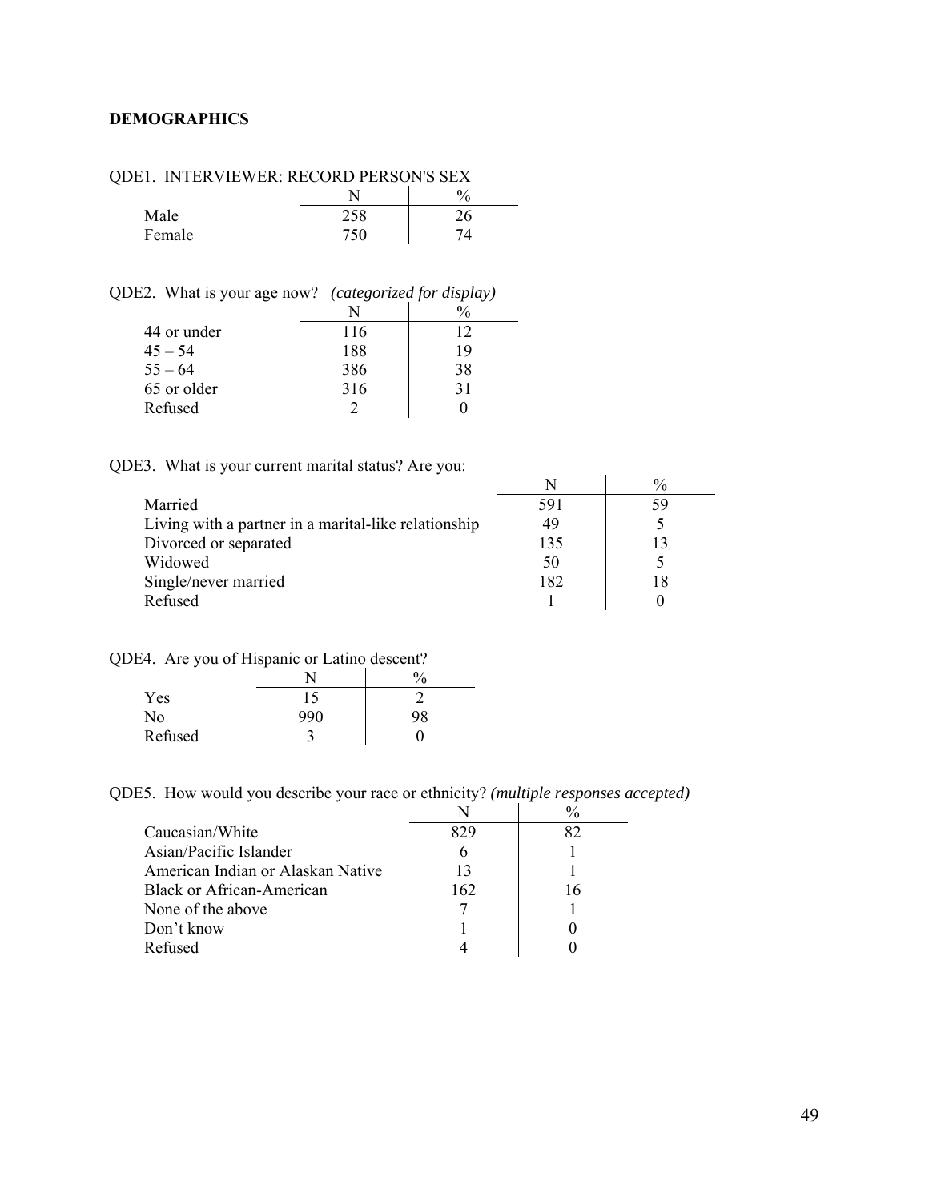**DEMOGRAPHICS**

QDE1. INTERVIEWER: RECORD PERSON'S SEX

| | N | % |
|---|---|---|
| Male | 258 | 26 |
| Female | 750 | 74 |

QDE2. What is your age now? *(categorized for display)*

| | N | % |
|---|---|---|
| 44 or under | 116 | 12 |
| 45 – 54 | 188 | 19 |
| 55 – 64 | 386 | 38 |
| 65 or older | 316 | 31 |
| Refused | 2 | 0 |

QDE3. What is your current marital status? Are you:

| | N | % |
|---|---|---|
| Married | 591 | 59 |
| Living with a partner in a marital-like relationship | 49 | 5 |
| Divorced or separated | 135 | 13 |
| Widowed | 50 | 5 |
| Single/never married | 182 | 18 |
| Refused | 1 | 0 |

QDE4. Are you of Hispanic or Latino descent?

| | N | % |
|---|---|---|
| Yes | 15 | 2 |
| No | 990 | 98 |
| Refused | 3 | 0 |

QDE5. How would you describe your race or ethnicity? *(multiple responses accepted)*

| | N | % |
|---|---|---|
| Caucasian/White | 829 | 82 |
| Asian/Pacific Islander | 6 | 1 |
| American Indian or Alaskan Native | 13 | 1 |
| Black or African-American | 162 | 16 |
| None of the above | 7 | 1 |
| Don't know | 1 | 0 |
| Refused | 4 | 0 |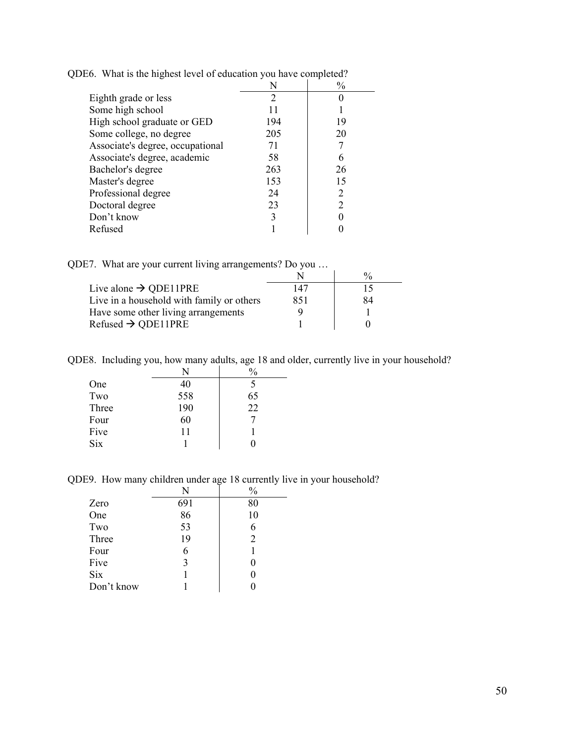QDE6. What is the highest level of education you have completed?

| | N | % |
|---|---|---|
| Eighth grade or less | 2 | 0 |
| Some high school | 11 | 1 |
| High school graduate or GED | 194 | 19 |
| Some college, no degree | 205 | 20 |
| Associate's degree, occupational | 71 | 7 |
| Associate's degree, academic | 58 | 6 |
| Bachelor's degree | 263 | 26 |
| Master's degree | 153 | 15 |
| Professional degree | 24 | 2 |
| Doctoral degree | 23 | 2 |
| Don't know | 3 | 0 |
| Refused | 1 | 0 |

QDE7. What are your current living arrangements? Do you …

| | N | % |
|---|---|---|
| Live alone → QDE11PRE | 147 | 15 |
| Live in a household with family or others | 851 | 84 |
| Have some other living arrangements | 9 | 1 |
| Refused → QDE11PRE | 1 | 0 |

QDE8. Including you, how many adults, age 18 and older, currently live in your household?

| | N | % |
|---|---|---|
| One | 40 | 5 |
| Two | 558 | 65 |
| Three | 190 | 22 |
| Four | 60 | 7 |
| Five | 11 | 1 |
| Six | 1 | 0 |

QDE9. How many children under age 18 currently live in your household?

| | N | % |
|---|---|---|
| Zero | 691 | 80 |
| One | 86 | 10 |
| Two | 53 | 6 |
| Three | 19 | 2 |
| Four | 6 | 1 |
| Five | 3 | 0 |
| Six | 1 | 0 |
| Don't know | 1 | 0 |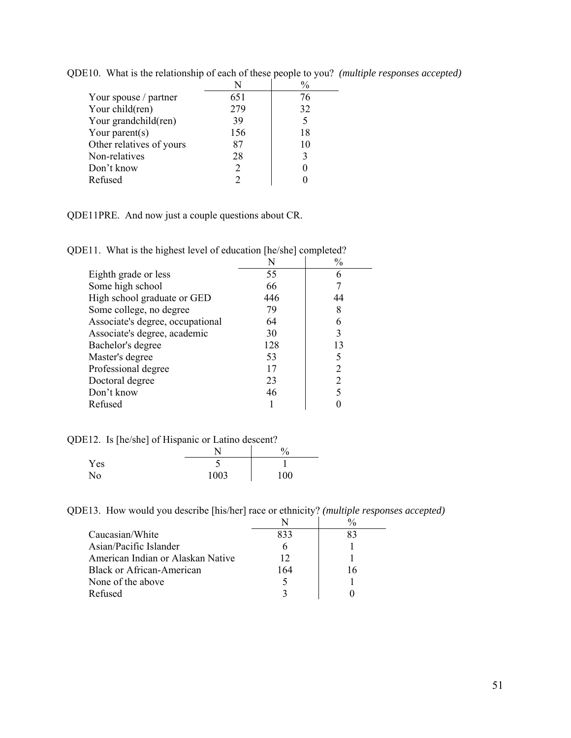QDE10. What is the relationship of each of these people to you? *(multiple responses accepted)*

| | N | % |
|---|---|---|
| Your spouse / partner | 651 | 76 |
| Your child(ren) | 279 | 32 |
| Your grandchild(ren) | 39 | 5 |
| Your parent(s) | 156 | 18 |
| Other relatives of yours | 87 | 10 |
| Non-relatives | 28 | 3 |
| Don't know | 2 | 0 |
| Refused | 2 | 0 |

QDE11PRE. And now just a couple questions about CR.

QDE11. What is the highest level of education [he/she] completed?

| | N | % |
|---|---|---|
| Eighth grade or less | 55 | 6 |
| Some high school | 66 | 7 |
| High school graduate or GED | 446 | 44 |
| Some college, no degree | 79 | 8 |
| Associate's degree, occupational | 64 | 6 |
| Associate's degree, academic | 30 | 3 |
| Bachelor's degree | 128 | 13 |
| Master's degree | 53 | 5 |
| Professional degree | 17 | 2 |
| Doctoral degree | 23 | 2 |
| Don't know | 46 | 5 |
| Refused | 1 | 0 |

QDE12. Is [he/she] of Hispanic or Latino descent?

| | N | % |
|---|---|---|
| Yes | 5 | 1 |
| No | 1003 | 100 |

QDE13. How would you describe [his/her] race or ethnicity? *(multiple responses accepted)*

| | N | % |
|---|---|---|
| Caucasian/White | 833 | 83 |
| Asian/Pacific Islander | 6 | 1 |
| American Indian or Alaskan Native | 12 | 1 |
| Black or African-American | 164 | 16 |
| None of the above | 5 | 1 |
| Refused | 3 | 0 |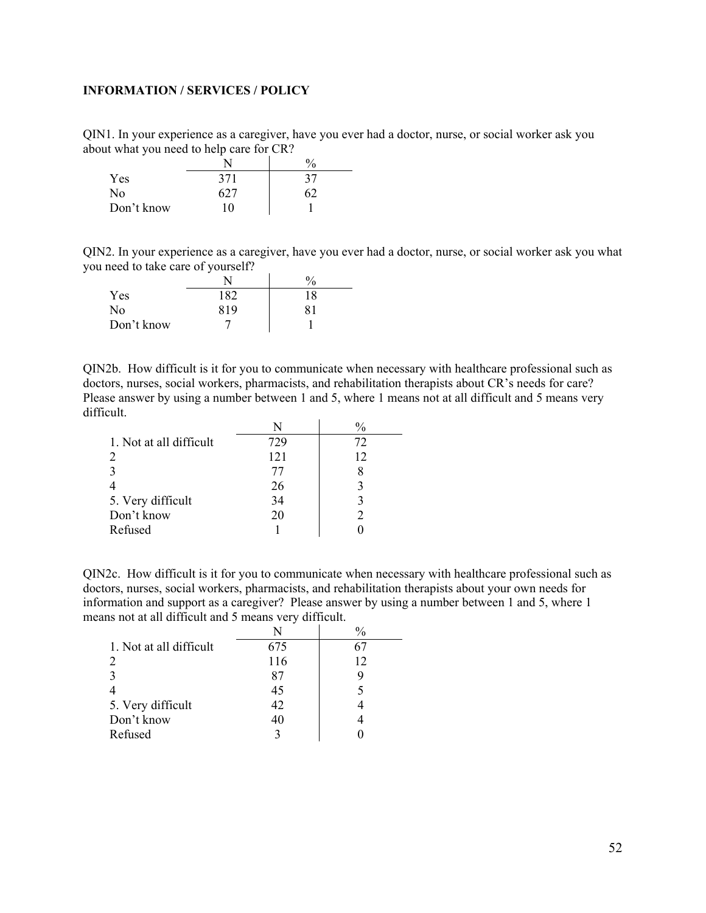**INFORMATION / SERVICES / POLICY**

QIN1. In your experience as a caregiver, have you ever had a doctor, nurse, or social worker ask you about what you need to help care for CR?

| | N | % |
|---|---|---|
| Yes | 371 | 37 |
| No | 627 | 62 |
| Don't know | 10 | 1 |

QIN2. In your experience as a caregiver, have you ever had a doctor, nurse, or social worker ask you what you need to take care of yourself?

| | N | % |
|---|---|---|
| Yes | 182 | 18 |
| No | 819 | 81 |
| Don't know | 7 | 1 |

QIN2b. How difficult is it for you to communicate when necessary with healthcare professional such as doctors, nurses, social workers, pharmacists, and rehabilitation therapists about CR's needs for care? Please answer by using a number between 1 and 5, where 1 means not at all difficult and 5 means very difficult.

| | N | % |
|---|---|---|
| 1. Not at all difficult | 729 | 72 |
| 2 | 121 | 12 |
| 3 | 77 | 8 |
| 4 | 26 | 3 |
| 5. Very difficult | 34 | 3 |
| Don't know | 20 | 2 |
| Refused | 1 | 0 |

QIN2c. How difficult is it for you to communicate when necessary with healthcare professional such as doctors, nurses, social workers, pharmacists, and rehabilitation therapists about your own needs for information and support as a caregiver? Please answer by using a number between 1 and 5, where 1 means not at all difficult and 5 means very difficult.

| | N | % |
|---|---|---|
| 1. Not at all difficult | 675 | 67 |
| 2 | 116 | 12 |
| 3 | 87 | 9 |
| 4 | 45 | 5 |
| 5. Very difficult | 42 | 4 |
| Don't know | 40 | 4 |
| Refused | 3 | 0 |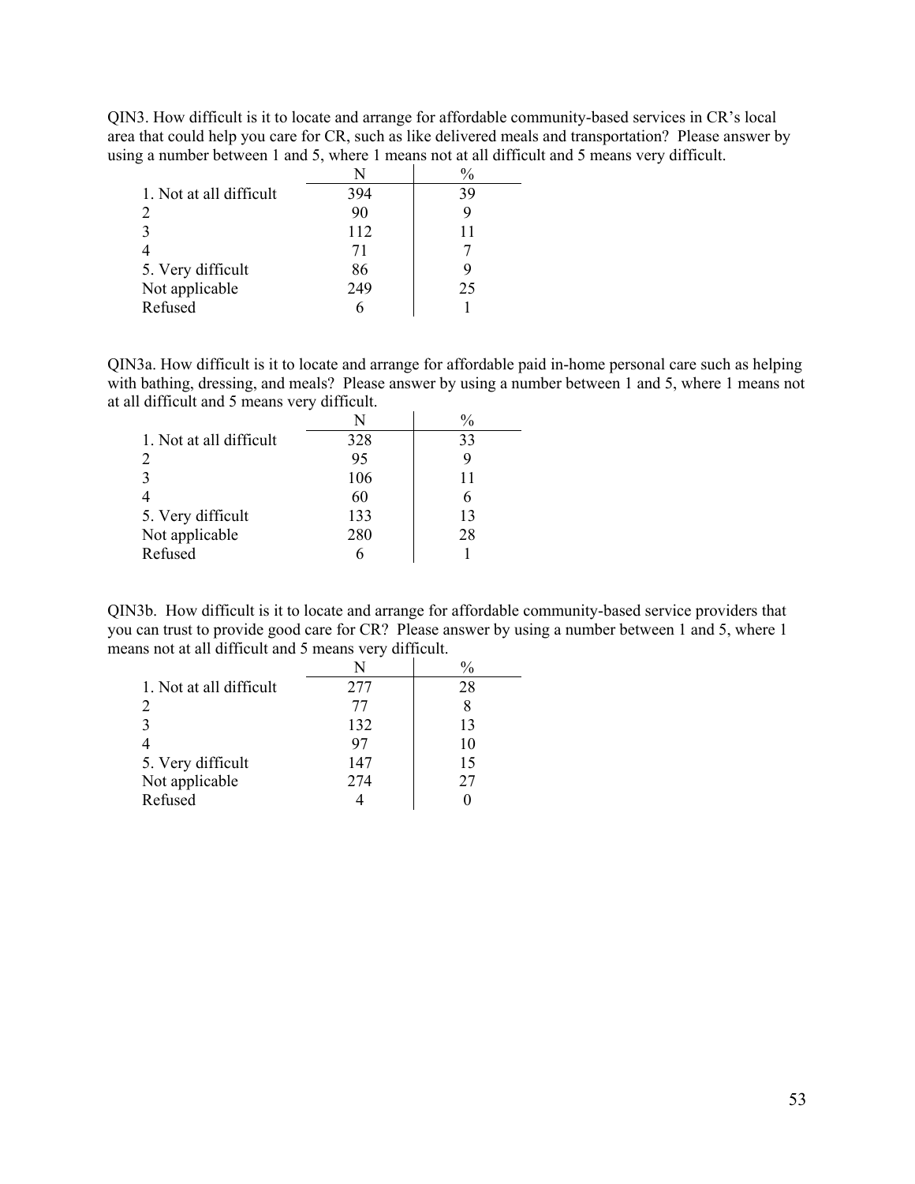QIN3. How difficult is it to locate and arrange for affordable community-based services in CR's local area that could help you care for CR, such as like delivered meals and transportation? Please answer by using a number between 1 and 5, where 1 means not at all difficult and 5 means very difficult.

| | N | % |
|---|---|---|
| 1. Not at all difficult | 394 | 39 |
| 2 | 90 | 9 |
| 3 | 112 | 11 |
| 4 | 71 | 7 |
| 5. Very difficult | 86 | 9 |
| Not applicable | 249 | 25 |
| Refused | 6 | 1 |

QIN3a. How difficult is it to locate and arrange for affordable paid in-home personal care such as helping with bathing, dressing, and meals? Please answer by using a number between 1 and 5, where 1 means not at all difficult and 5 means very difficult.

| | N | % |
|---|---|---|
| 1. Not at all difficult | 328 | 33 |
| 2 | 95 | 9 |
| 3 | 106 | 11 |
| 4 | 60 | 6 |
| 5. Very difficult | 133 | 13 |
| Not applicable | 280 | 28 |
| Refused | 6 | 1 |

QIN3b. How difficult is it to locate and arrange for affordable community-based service providers that you can trust to provide good care for CR? Please answer by using a number between 1 and 5, where 1 means not at all difficult and 5 means very difficult.

| | N | % |
|---|---|---|
| 1. Not at all difficult | 277 | 28 |
| 2 | 77 | 8 |
| 3 | 132 | 13 |
| 4 | 97 | 10 |
| 5. Very difficult | 147 | 15 |
| Not applicable | 274 | 27 |
| Refused | 4 | 0 |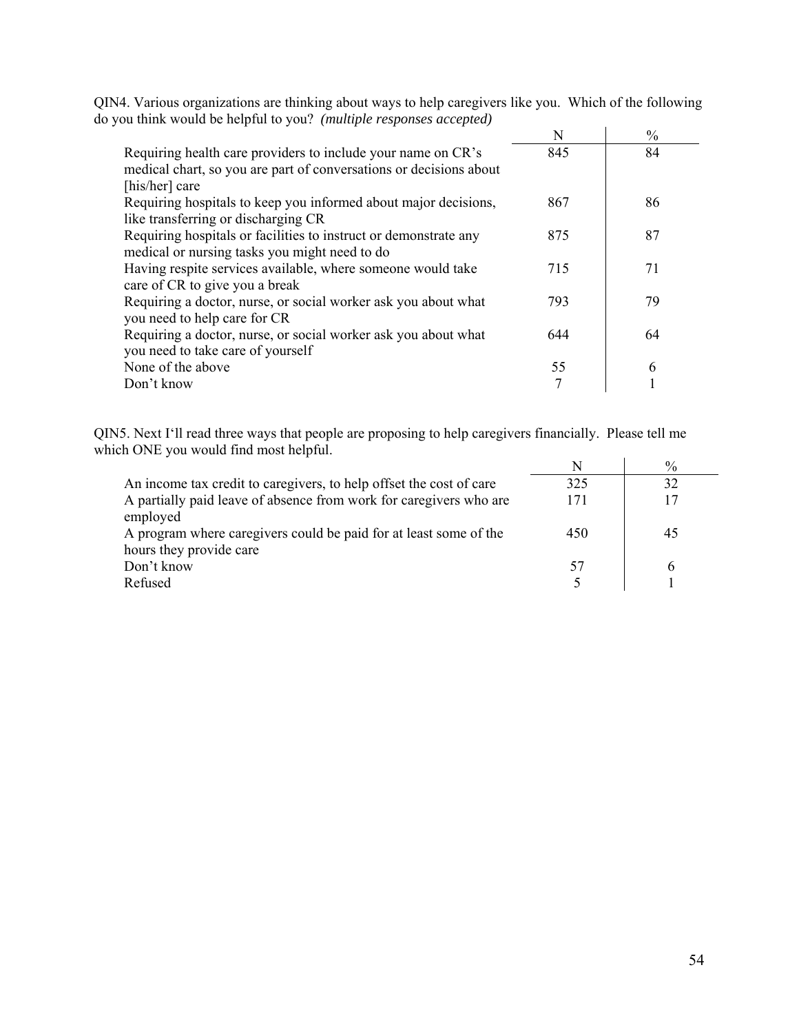QIN4. Various organizations are thinking about ways to help caregivers like you. Which of the following do you think would be helpful to you? *(multiple responses accepted)*

| | N | % |
|---|---|---|
| Requiring health care providers to include your name on CR's medical chart, so you are part of conversations or decisions about [his/her] care | 845 | 84 |
| Requiring hospitals to keep you informed about major decisions, like transferring or discharging CR | 867 | 86 |
| Requiring hospitals or facilities to instruct or demonstrate any medical or nursing tasks you might need to do | 875 | 87 |
| Having respite services available, where someone would take care of CR to give you a break | 715 | 71 |
| Requiring a doctor, nurse, or social worker ask you about what you need to help care for CR | 793 | 79 |
| Requiring a doctor, nurse, or social worker ask you about what you need to take care of yourself | 644 | 64 |
| None of the above | 55 | 6 |
| Don't know | 7 | 1 |

QIN5. Next I'll read three ways that people are proposing to help caregivers financially. Please tell me which ONE you would find most helpful.

| | N | % |
|---|---|---|
| An income tax credit to caregivers, to help offset the cost of care | 325 | 32 |
| A partially paid leave of absence from work for caregivers who are employed | 171 | 17 |
| A program where caregivers could be paid for at least some of the hours they provide care | 450 | 45 |
| Don't know | 57 | 6 |
| Refused | 5 | 1 |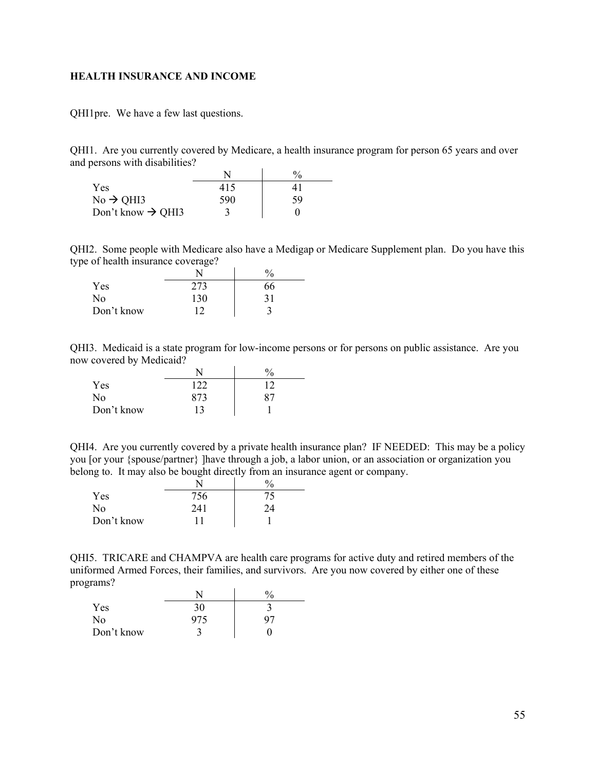**HEALTH INSURANCE AND INCOME**

QHI1pre. We have a few last questions.

QHI1. Are you currently covered by Medicare, a health insurance program for person 65 years and over and persons with disabilities?

| | N | % |
|---|---|---|
| Yes | 415 | 41 |
| No → QHI3 | 590 | 59 |
| Don't know → QHI3 | 3 | 0 |

QHI2. Some people with Medicare also have a Medigap or Medicare Supplement plan. Do you have this type of health insurance coverage?

| | N | % |
|---|---|---|
| Yes | 273 | 66 |
| No | 130 | 31 |
| Don't know | 12 | 3 |

QHI3. Medicaid is a state program for low-income persons or for persons on public assistance. Are you now covered by Medicaid?

| | N | % |
|---|---|---|
| Yes | 122 | 12 |
| No | 873 | 87 |
| Don't know | 13 | 1 |

QHI4. Are you currently covered by a private health insurance plan? IF NEEDED: This may be a policy you [or your {spouse/partner} ]have through a job, a labor union, or an association or organization you belong to. It may also be bought directly from an insurance agent or company.

| | N | % |
|---|---|---|
| Yes | 756 | 75 |
| No | 241 | 24 |
| Don't know | 11 | 1 |

QHI5. TRICARE and CHAMPVA are health care programs for active duty and retired members of the uniformed Armed Forces, their families, and survivors. Are you now covered by either one of these programs?

| | N | % |
|---|---|---|
| Yes | 30 | 3 |
| No | 975 | 97 |
| Don't know | 3 | 0 |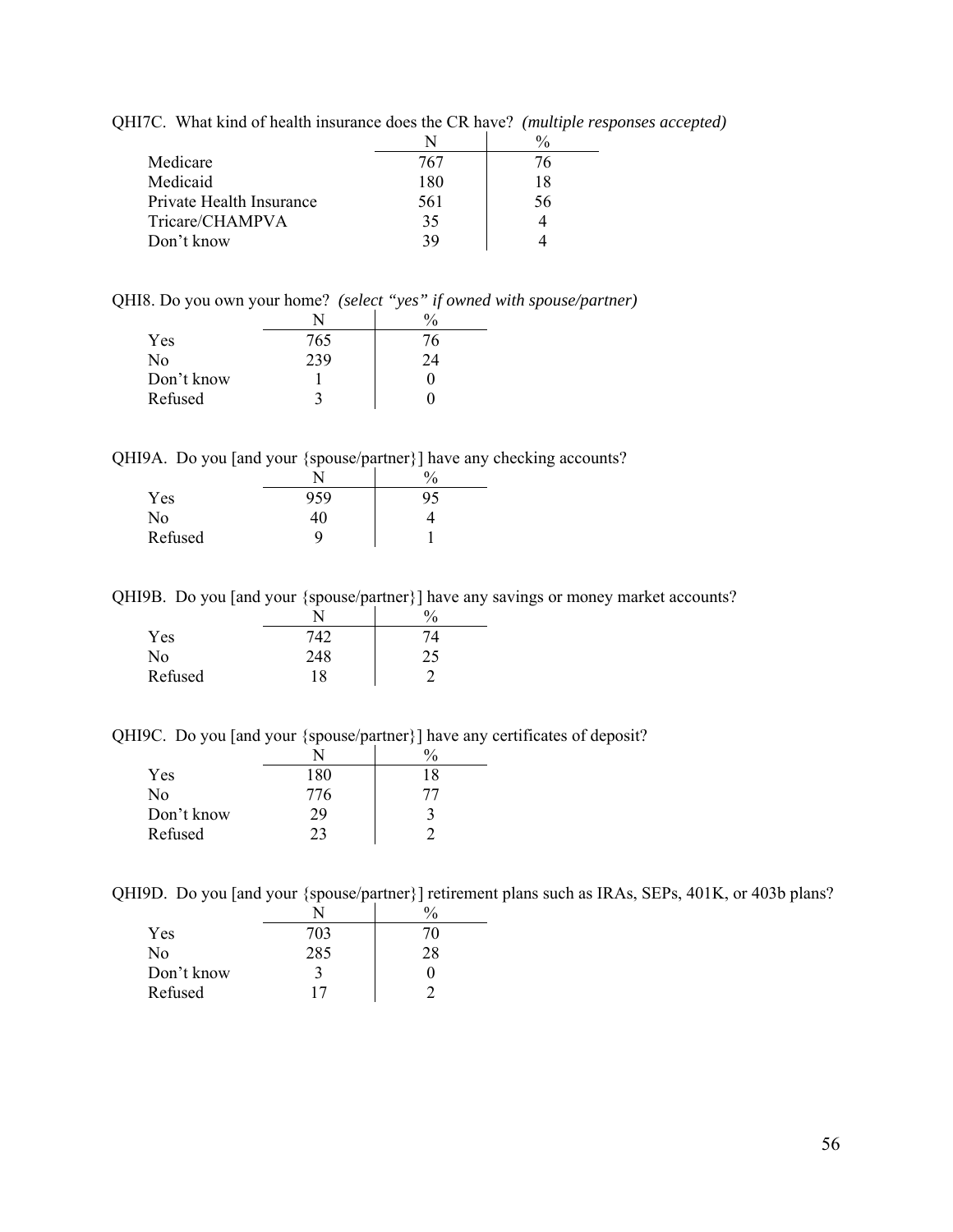QHI7C. What kind of health insurance does the CR have? *(multiple responses accepted)*

| | N | % |
|---|---|---|
| Medicare | 767 | 76 |
| Medicaid | 180 | 18 |
| Private Health Insurance | 561 | 56 |
| Tricare/CHAMPVA | 35 | 4 |
| Don't know | 39 | 4 |

QHI8. Do you own your home? *(select "yes" if owned with spouse/partner)*

| | N | % |
|---|---|---|
| Yes | 765 | 76 |
| No | 239 | 24 |
| Don't know | 1 | 0 |
| Refused | 3 | 0 |

QHI9A. Do you [and your {spouse/partner}] have any checking accounts?

| | N | % |
|---|---|---|
| Yes | 959 | 95 |
| No | 40 | 4 |
| Refused | 9 | 1 |

QHI9B. Do you [and your {spouse/partner}] have any savings or money market accounts?

| | N | % |
|---|---|---|
| Yes | 742 | 74 |
| No | 248 | 25 |
| Refused | 18 | 2 |

QHI9C. Do you [and your {spouse/partner}] have any certificates of deposit?

| | N | % |
|---|---|---|
| Yes | 180 | 18 |
| No | 776 | 77 |
| Don't know | 29 | 3 |
| Refused | 23 | 2 |

QHI9D. Do you [and your {spouse/partner}] retirement plans such as IRAs, SEPs, 401K, or 403b plans?

| | N | % |
|---|---|---|
| Yes | 703 | 70 |
| No | 285 | 28 |
| Don't know | 3 | 0 |
| Refused | 17 | 2 |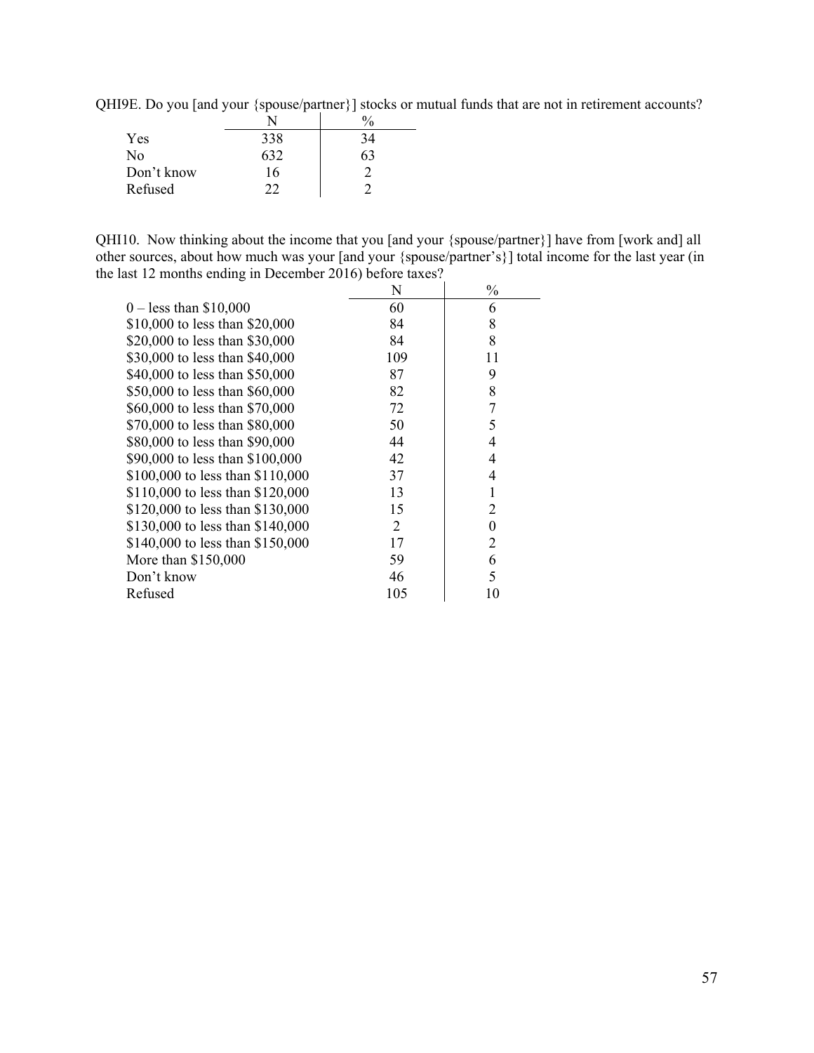QHI9E. Do you [and your {spouse/partner}] stocks or mutual funds that are not in retirement accounts?

| | N | % |
|---|---|---|
| Yes | 338 | 34 |
| No | 632 | 63 |
| Don't know | 16 | 2 |
| Refused | 22 | 2 |

QHI10. Now thinking about the income that you [and your {spouse/partner}] have from [work and] all other sources, about how much was your [and your {spouse/partner's}] total income for the last year (in the last 12 months ending in December 2016) before taxes?

| | N | % |
|---|---|---|
| 0 – less than $10,000 | 60 | 6 |
| $10,000 to less than $20,000 | 84 | 8 |
| $20,000 to less than $30,000 | 84 | 8 |
| $30,000 to less than $40,000 | 109 | 11 |
| $40,000 to less than $50,000 | 87 | 9 |
| $50,000 to less than $60,000 | 82 | 8 |
| $60,000 to less than $70,000 | 72 | 7 |
| $70,000 to less than $80,000 | 50 | 5 |
| $80,000 to less than $90,000 | 44 | 4 |
| $90,000 to less than $100,000 | 42 | 4 |
| $100,000 to less than $110,000 | 37 | 4 |
| $110,000 to less than $120,000 | 13 | 1 |
| $120,000 to less than $130,000 | 15 | 2 |
| $130,000 to less than $140,000 | 2 | 0 |
| $140,000 to less than $150,000 | 17 | 2 |
| More than $150,000 | 59 | 6 |
| Don't know | 46 | 5 |
| Refused | 105 | 10 |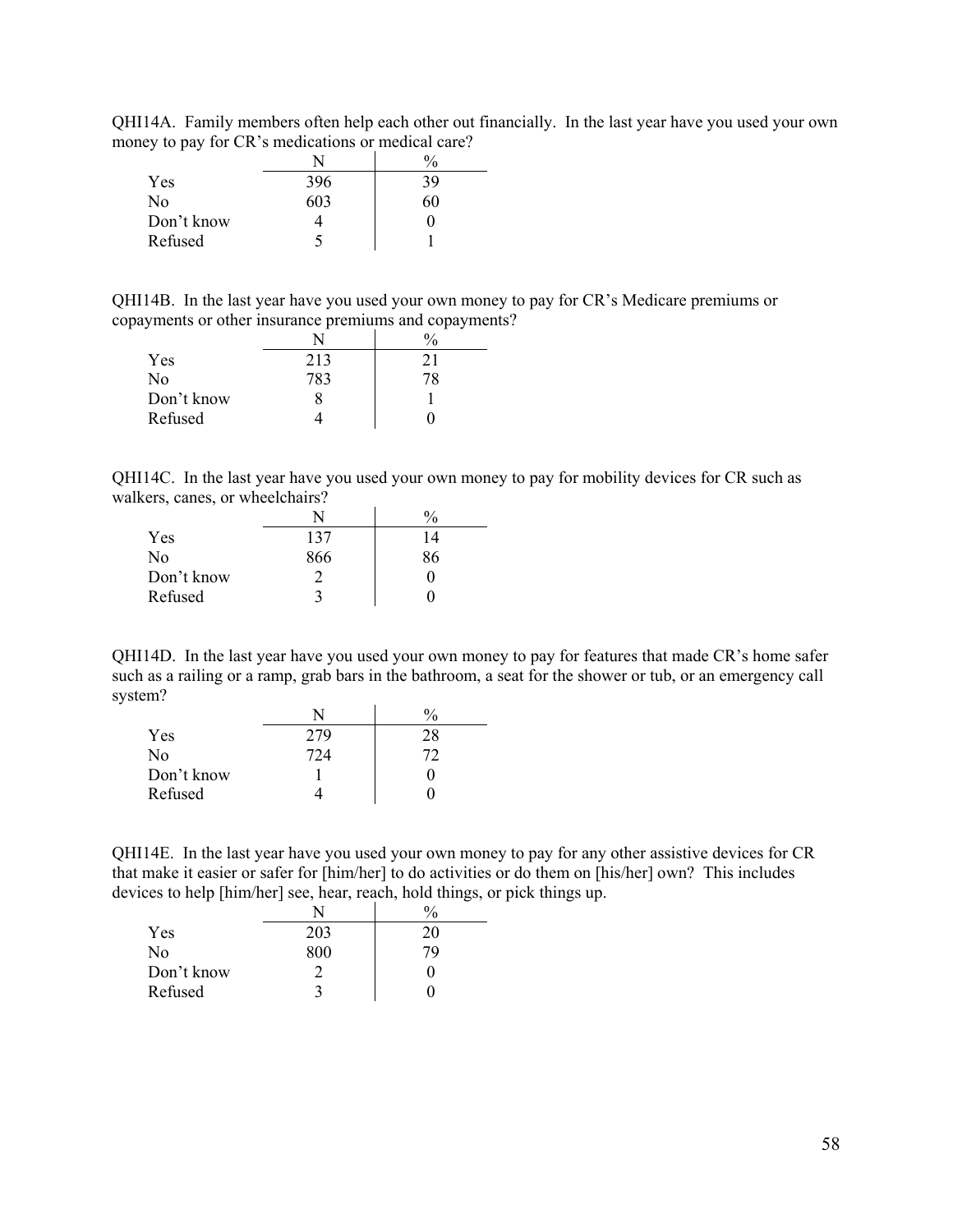QHI14A. Family members often help each other out financially. In the last year have you used your own money to pay for CR's medications or medical care?

| | N | % |
|---|---|---|
| Yes | 396 | 39 |
| No | 603 | 60 |
| Don't know | 4 | 0 |
| Refused | 5 | 1 |

QHI14B. In the last year have you used your own money to pay for CR's Medicare premiums or copayments or other insurance premiums and copayments?

| | N | % |
|---|---|---|
| Yes | 213 | 21 |
| No | 783 | 78 |
| Don't know | 8 | 1 |
| Refused | 4 | 0 |

QHI14C. In the last year have you used your own money to pay for mobility devices for CR such as walkers, canes, or wheelchairs?

| | N | % |
|---|---|---|
| Yes | 137 | 14 |
| No | 866 | 86 |
| Don't know | 2 | 0 |
| Refused | 3 | 0 |

QHI14D. In the last year have you used your own money to pay for features that made CR's home safer such as a railing or a ramp, grab bars in the bathroom, a seat for the shower or tub, or an emergency call system?

| | N | % |
|---|---|---|
| Yes | 279 | 28 |
| No | 724 | 72 |
| Don't know | 1 | 0 |
| Refused | 4 | 0 |

QHI14E. In the last year have you used your own money to pay for any other assistive devices for CR that make it easier or safer for [him/her] to do activities or do them on [his/her] own? This includes devices to help [him/her] see, hear, reach, hold things, or pick things up.

| | N | % |
|---|---|---|
| Yes | 203 | 20 |
| No | 800 | 79 |
| Don't know | 2 | 0 |
| Refused | 3 | 0 |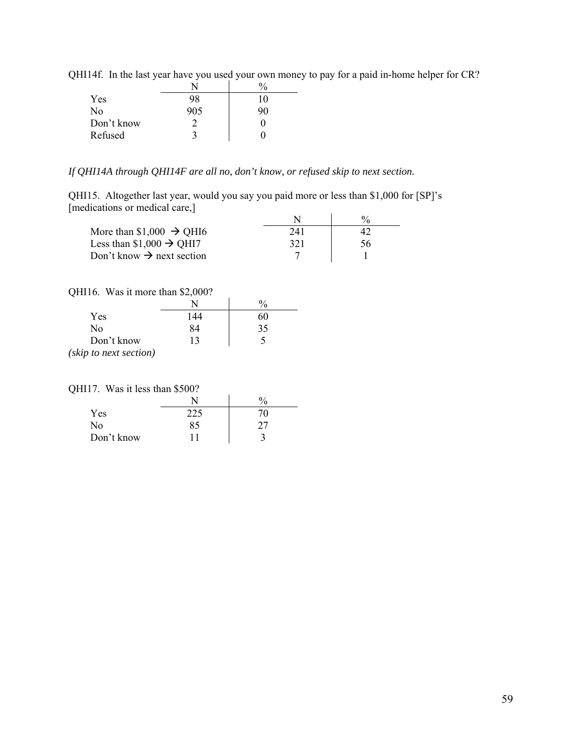QHI14f. In the last year have you used your own money to pay for a paid in-home helper for CR?

| | N | % |
|---|---|---|
| Yes | 98 | 10 |
| No | 905 | 90 |
| Don't know | 2 | 0 |
| Refused | 3 | 0 |

*If QHI14A through QHI14F are all no, don't know, or refused skip to next section.*

QHI15. Altogether last year, would you say you paid more or less than $1,000 for [SP]'s [medications or medical care,]

| | N | % |
|---|---|---|
| More than $1,000 → QHI6 | 241 | 42 |
| Less than $1,000 → QHI7 | 321 | 56 |
| Don't know → next section | 7 | 1 |

QHI16. Was it more than $2,000?

| | N | % |
|---|---|---|
| Yes | 144 | 60 |
| No | 84 | 35 |
| Don't know | 13 | 5 |

*(skip to next section)*

QHI17. Was it less than $500?

| | N | % |
|---|---|---|
| Yes | 225 | 70 |
| No | 85 | 27 |
| Don't know | 11 | 3 |